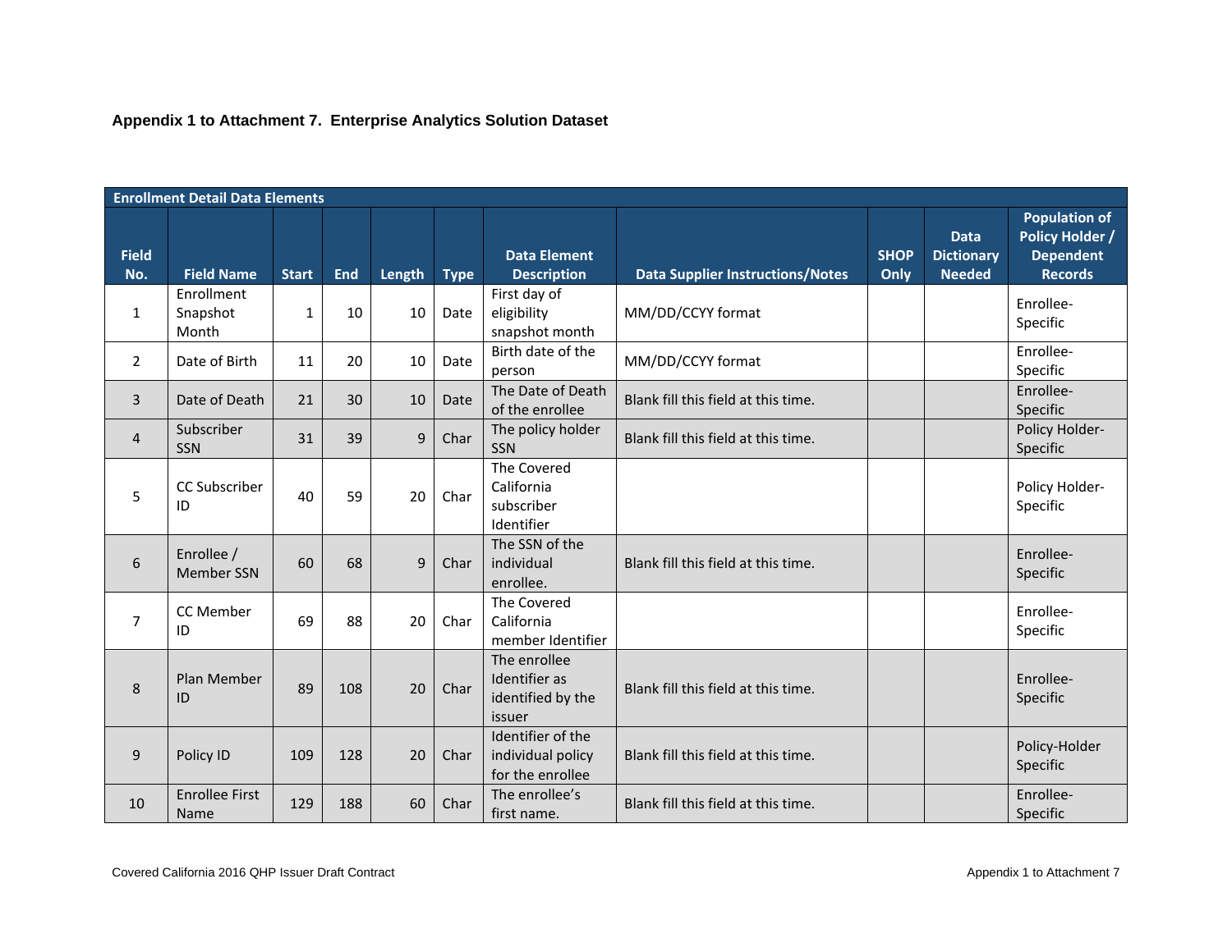### Appendix 1 to Attachment 7. Enterprise Analytics Solution Dataset

| Enrollment Detail Data Elements | | | | | | | | | | |
|---|---|---|---|---|---|---|---|---|---|---|
| Field No. | Field Name | Start | End | Length | Type | Data Element Description | Data Supplier Instructions/Notes | SHOP Only | Data Dictionary Needed | Population of Policy Holder / Dependent Records |
| 1 | Enrollment Snapshot Month | 1 | 10 | 10 | Date | First day of eligibility snapshot month | MM/DD/CCYY format | | | Enrollee-Specific |
| 2 | Date of Birth | 11 | 20 | 10 | Date | Birth date of the person | MM/DD/CCYY format | | | Enrollee-Specific |
| 3 | Date of Death | 21 | 30 | 10 | Date | The Date of Death of the enrollee | Blank fill this field at this time. | | | Enrollee-Specific |
| 4 | Subscriber SSN | 31 | 39 | 9 | Char | The policy holder SSN | Blank fill this field at this time. | | | Policy Holder-Specific |
| 5 | CC Subscriber ID | 40 | 59 | 20 | Char | The Covered California subscriber Identifier | | | | Policy Holder-Specific |
| 6 | Enrollee / Member SSN | 60 | 68 | 9 | Char | The SSN of the individual enrollee. | Blank fill this field at this time. | | | Enrollee-Specific |
| 7 | CC Member ID | 69 | 88 | 20 | Char | The Covered California member Identifier | | | | Enrollee-Specific |
| 8 | Plan Member ID | 89 | 108 | 20 | Char | The enrollee Identifier as identified by the issuer | Blank fill this field at this time. | | | Enrollee-Specific |
| 9 | Policy ID | 109 | 128 | 20 | Char | Identifier of the individual policy for the enrollee | Blank fill this field at this time. | | | Policy-Holder Specific |
| 10 | Enrollee First Name | 129 | 188 | 60 | Char | The enrollee's first name. | Blank fill this field at this time. | | | Enrollee-Specific |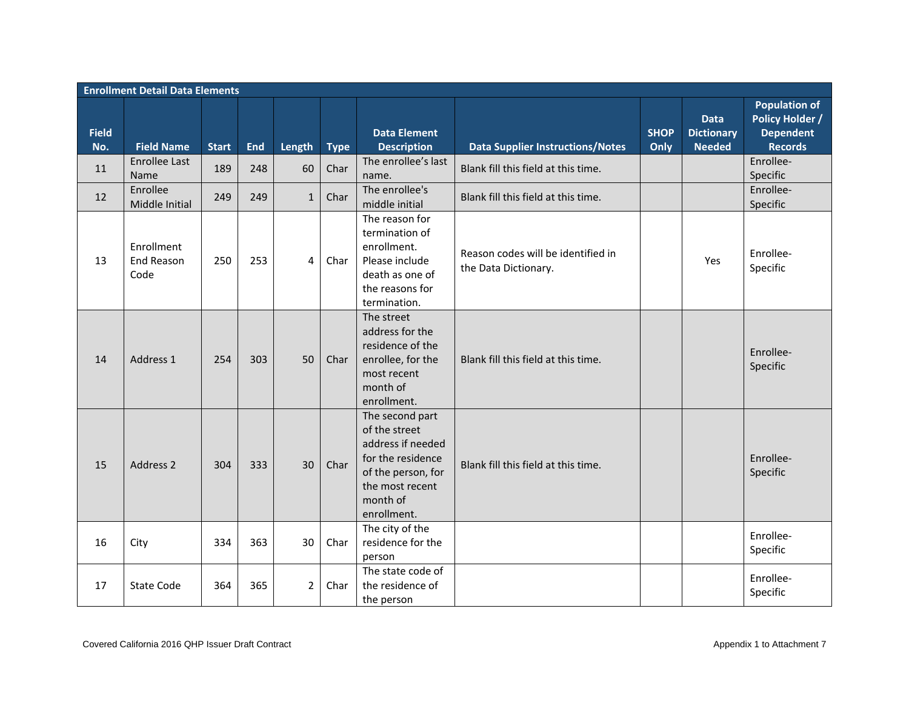| Enrollment Detail Data Elements | | | | | | | | | | |
|---|---|---|---|---|---|---|---|---|---|---|
| Field No. | Field Name | Start | End | Length | Type | Data Element Description | Data Supplier Instructions/Notes | SHOP Only | Data Dictionary Needed | Population of Policy Holder / Dependent Records |
| 11 | Enrollee Last Name | 189 | 248 | 60 | Char | The enrollee's last name. | Blank fill this field at this time. | | | Enrollee-Specific |
| 12 | Enrollee Middle Initial | 249 | 249 | 1 | Char | The enrollee's middle initial | Blank fill this field at this time. | | | Enrollee-Specific |
| 13 | Enrollment End Reason Code | 250 | 253 | 4 | Char | The reason for termination of enrollment. Please include death as one of the reasons for termination. | Reason codes will be identified in the Data Dictionary. | | Yes | Enrollee-Specific |
| 14 | Address 1 | 254 | 303 | 50 | Char | The street address for the residence of the enrollee, for the most recent month of enrollment. | Blank fill this field at this time. | | | Enrollee-Specific |
| 15 | Address 2 | 304 | 333 | 30 | Char | The second part of the street address if needed for the residence of the person, for the most recent month of enrollment. | Blank fill this field at this time. | | | Enrollee-Specific |
| 16 | City | 334 | 363 | 30 | Char | The city of the residence for the person | | | | Enrollee-Specific |
| 17 | State Code | 364 | 365 | 2 | Char | The state code of the residence of the person | | | | Enrollee-Specific |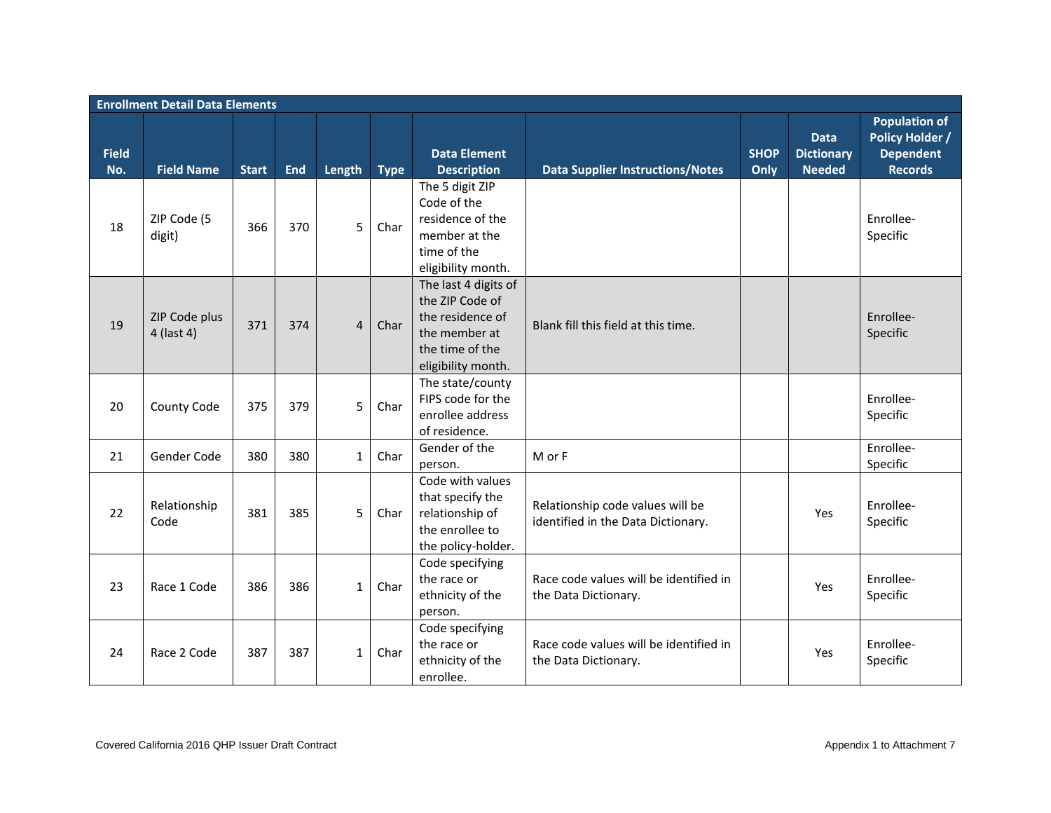| Enrollment Detail Data Elements | | | | | | | | | | |
|---|---|---|---|---|---|---|---|---|---|---|
| Field No. | Field Name | Start | End | Length | Type | Data Element Description | Data Supplier Instructions/Notes | SHOP Only | Data Dictionary Needed | Population of Policy Holder / Dependent Records |
| 18 | ZIP Code (5 digit) | 366 | 370 | 5 | Char | The 5 digit ZIP Code of the residence of the member at the time of the eligibility month. | | | | Enrollee-Specific |
| 19 | ZIP Code plus 4 (last 4) | 371 | 374 | 4 | Char | The last 4 digits of the ZIP Code of the residence of the member at the time of the eligibility month. | Blank fill this field at this time. | | | Enrollee-Specific |
| 20 | County Code | 375 | 379 | 5 | Char | The state/county FIPS code for the enrollee address of residence. | | | | Enrollee-Specific |
| 21 | Gender Code | 380 | 380 | 1 | Char | Gender of the person. | M or F | | | Enrollee-Specific |
| 22 | Relationship Code | 381 | 385 | 5 | Char | Code with values that specify the relationship of the enrollee to the policy-holder. | Relationship code values will be identified in the Data Dictionary. | | Yes | Enrollee-Specific |
| 23 | Race 1 Code | 386 | 386 | 1 | Char | Code specifying the race or ethnicity of the person. | Race code values will be identified in the Data Dictionary. | | Yes | Enrollee-Specific |
| 24 | Race 2 Code | 387 | 387 | 1 | Char | Code specifying the race or ethnicity of the enrollee. | Race code values will be identified in the Data Dictionary. | | Yes | Enrollee-Specific |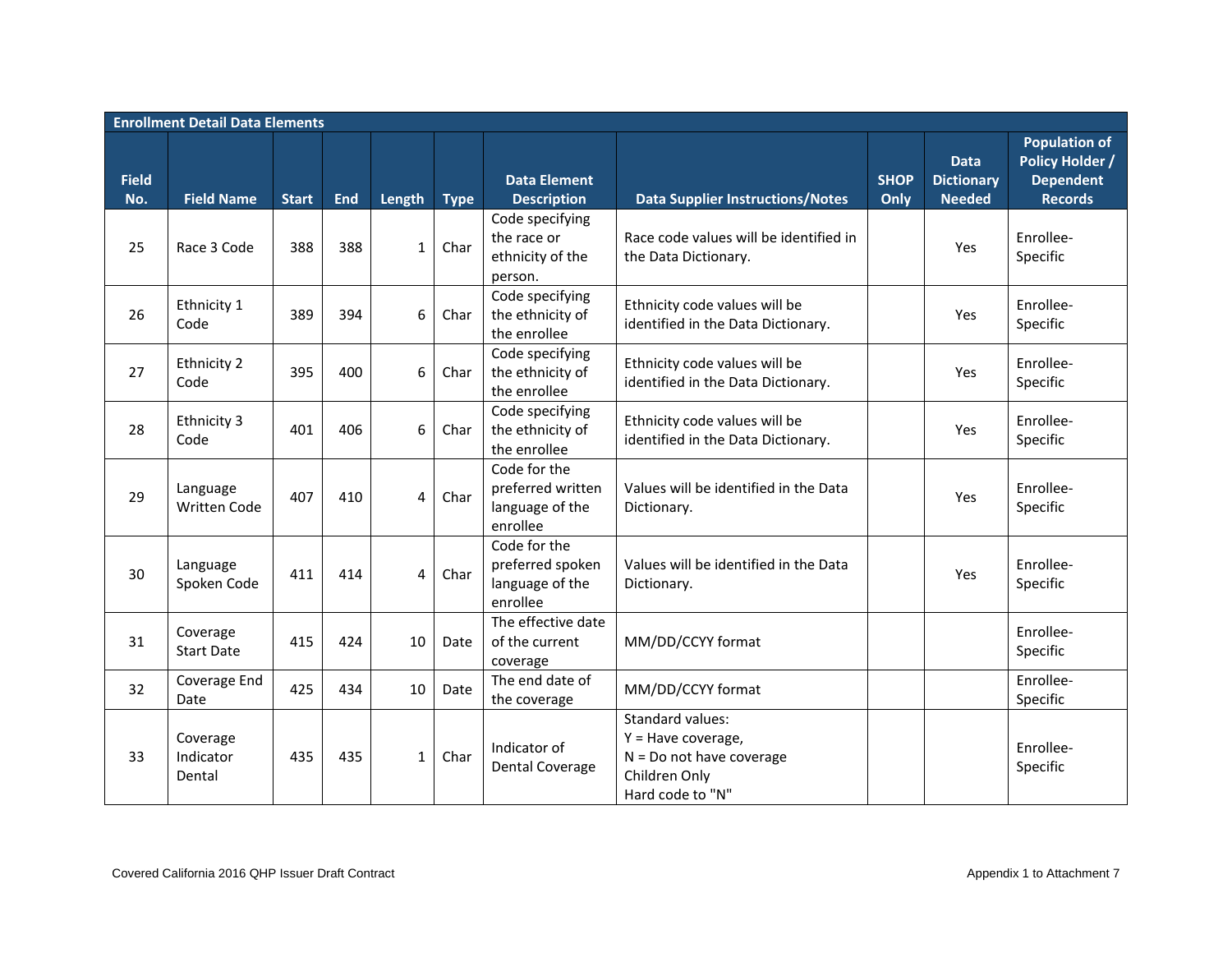| Enrollment Detail Data Elements | | | | | | | | | | |
|---|---|---|---|---|---|---|---|---|---|---|
| **Field No.** | **Field Name** | **Start** | **End** | **Length** | **Type** | **Data Element Description** | **Data Supplier Instructions/Notes** | **SHOP Only** | **Data Dictionary Needed** | **Population of Policy Holder / Dependent Records** |
| 25 | Race 3 Code | 388 | 388 | 1 | Char | Code specifying the race or ethnicity of the person. | Race code values will be identified in the Data Dictionary. | | Yes | Enrollee-Specific |
| 26 | Ethnicity 1 Code | 389 | 394 | 6 | Char | Code specifying the ethnicity of the enrollee | Ethnicity code values will be identified in the Data Dictionary. | | Yes | Enrollee-Specific |
| 27 | Ethnicity 2 Code | 395 | 400 | 6 | Char | Code specifying the ethnicity of the enrollee | Ethnicity code values will be identified in the Data Dictionary. | | Yes | Enrollee-Specific |
| 28 | Ethnicity 3 Code | 401 | 406 | 6 | Char | Code specifying the ethnicity of the enrollee | Ethnicity code values will be identified in the Data Dictionary. | | Yes | Enrollee-Specific |
| 29 | Language Written Code | 407 | 410 | 4 | Char | Code for the preferred written language of the enrollee | Values will be identified in the Data Dictionary. | | Yes | Enrollee-Specific |
| 30 | Language Spoken Code | 411 | 414 | 4 | Char | Code for the preferred spoken language of the enrollee | Values will be identified in the Data Dictionary. | | Yes | Enrollee-Specific |
| 31 | Coverage Start Date | 415 | 424 | 10 | Date | The effective date of the current coverage | MM/DD/CCYY format | | | Enrollee-Specific |
| 32 | Coverage End Date | 425 | 434 | 10 | Date | The end date of the coverage | MM/DD/CCYY format | | | Enrollee-Specific |
| 33 | Coverage Indicator Dental | 435 | 435 | 1 | Char | Indicator of Dental Coverage | Standard values:<br>Y = Have coverage,<br>N = Do not have coverage<br>Children Only<br>Hard code to "N" | | | Enrollee-Specific |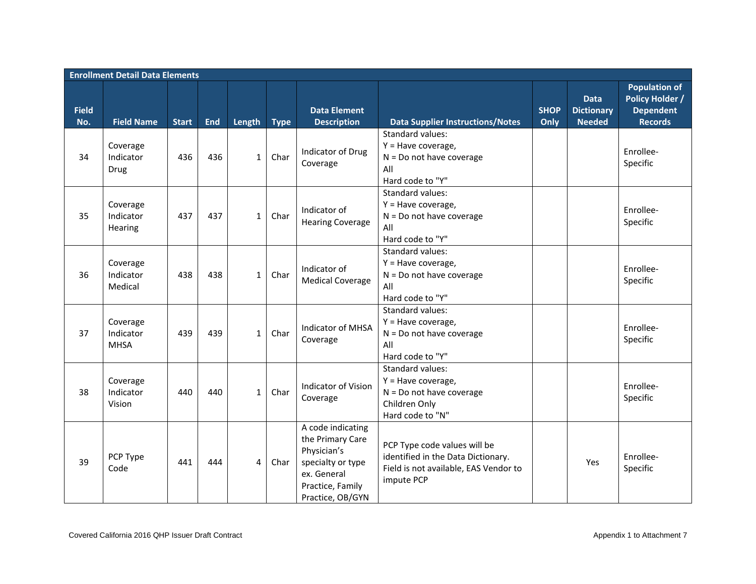| Enrollment Detail Data Elements | | | | | | | | | | |
|---|---|---|---|---|---|---|---|---|---|---|
| **Field No.** | **Field Name** | **Start** | **End** | **Length** | **Type** | **Data Element Description** | **Data Supplier Instructions/Notes** | **SHOP Only** | **Data Dictionary Needed** | **Population of Policy Holder / Dependent Records** |
| 34 | Coverage Indicator Drug | 436 | 436 | 1 | Char | Indicator of Drug Coverage | Standard values:<br>Y = Have coverage,<br>N = Do not have coverage<br>All<br>Hard code to "Y" | | | Enrollee-Specific |
| 35 | Coverage Indicator Hearing | 437 | 437 | 1 | Char | Indicator of Hearing Coverage | Standard values:<br>Y = Have coverage,<br>N = Do not have coverage<br>All<br>Hard code to "Y" | | | Enrollee-Specific |
| 36 | Coverage Indicator Medical | 438 | 438 | 1 | Char | Indicator of Medical Coverage | Standard values:<br>Y = Have coverage,<br>N = Do not have coverage<br>All<br>Hard code to "Y" | | | Enrollee-Specific |
| 37 | Coverage Indicator MHSA | 439 | 439 | 1 | Char | Indicator of MHSA Coverage | Standard values:<br>Y = Have coverage,<br>N = Do not have coverage<br>All<br>Hard code to "Y" | | | Enrollee-Specific |
| 38 | Coverage Indicator Vision | 440 | 440 | 1 | Char | Indicator of Vision Coverage | Standard values:<br>Y = Have coverage,<br>N = Do not have coverage<br>Children Only<br>Hard code to "N" | | | Enrollee-Specific |
| 39 | PCP Type Code | 441 | 444 | 4 | Char | A code indicating the Primary Care Physician's specialty or type ex. General Practice, Family Practice, OB/GYN | PCP Type code values will be identified in the Data Dictionary. Field is not available, EAS Vendor to impute PCP | | Yes | Enrollee-Specific |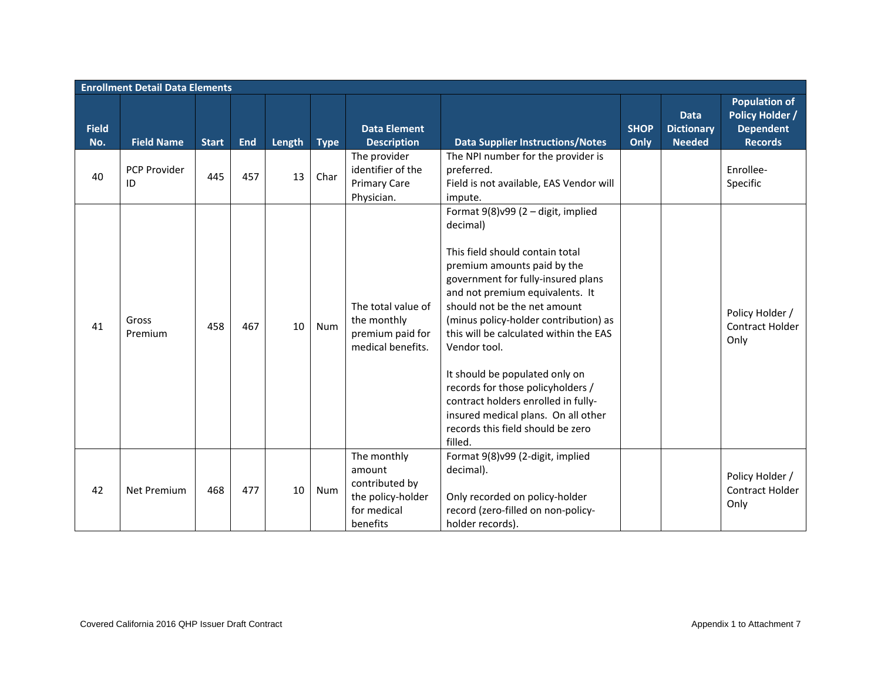| Enrollment Detail Data Elements | | | | | | | | | | |
|---|---|---|---|---|---|---|---|---|---|---|
| Field No. | Field Name | Start | End | Length | Type | Data Element Description | Data Supplier Instructions/Notes | SHOP Only | Data Dictionary Needed | Population of Policy Holder / Dependent Records |
| 40 | PCP Provider ID | 445 | 457 | 13 | Char | The provider identifier of the Primary Care Physician. | The NPI number for the provider is preferred.<br>Field is not available, EAS Vendor will impute. | | | Enrollee-Specific |
| 41 | Gross Premium | 458 | 467 | 10 | Num | The total value of the monthly premium paid for medical benefits. | Format 9(8)v99 (2 – digit, implied decimal)<br><br>This field should contain total premium amounts paid by the government for fully-insured plans and not premium equivalents. It should not be the net amount (minus policy-holder contribution) as this will be calculated within the EAS Vendor tool.<br><br>It should be populated only on records for those policyholders / contract holders enrolled in fully-insured medical plans. On all other records this field should be zero filled. | | | Policy Holder / Contract Holder Only |
| 42 | Net Premium | 468 | 477 | 10 | Num | The monthly amount contributed by the policy-holder for medical benefits | Format 9(8)v99 (2-digit, implied decimal).<br><br>Only recorded on policy-holder record (zero-filled on non-policy-holder records). | | | Policy Holder / Contract Holder Only |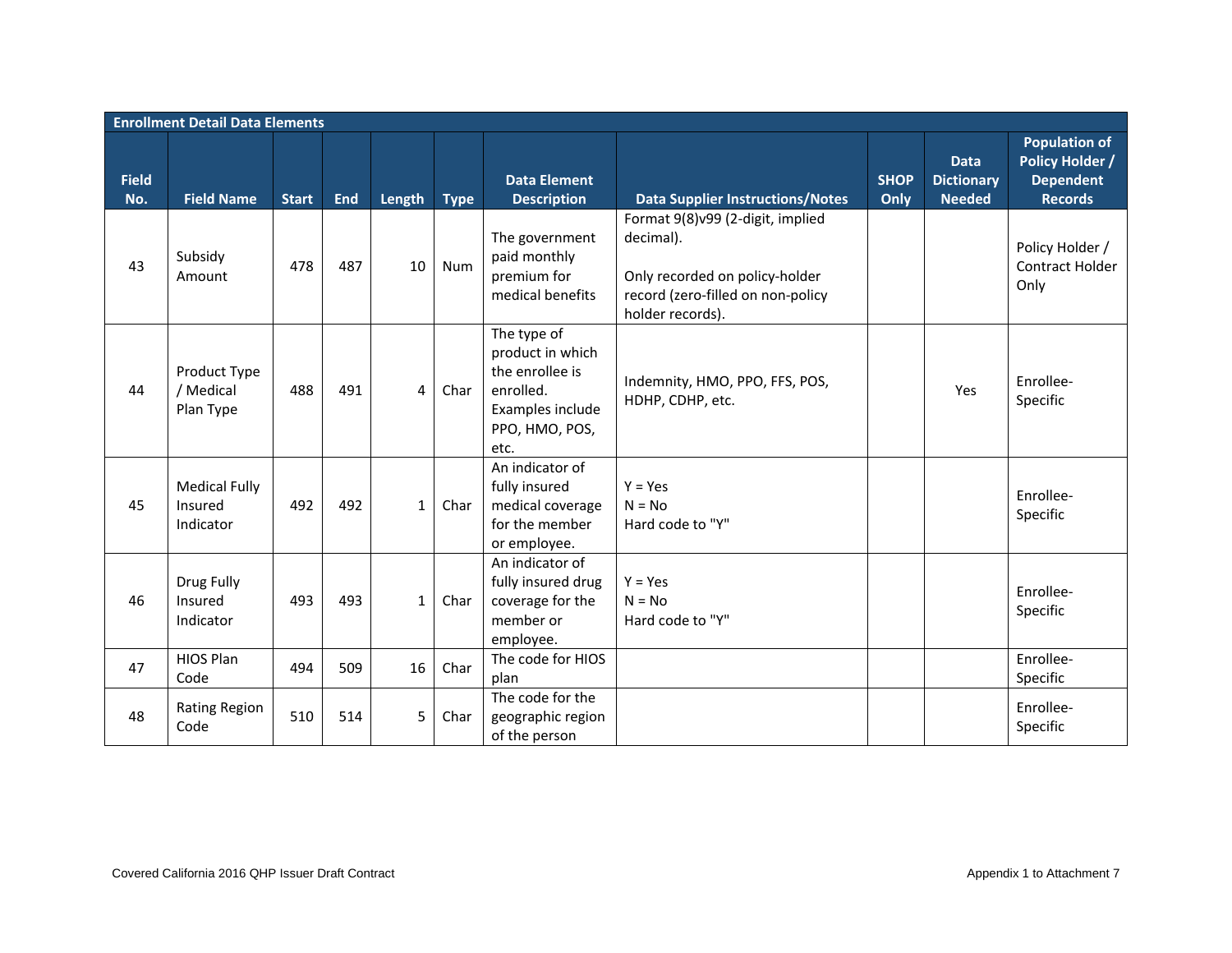| Enrollment Detail Data Elements | | | | | | | | | | |
|---|---|---|---|---|---|---|---|---|---|---|
| Field No. | Field Name | Start | End | Length | Type | Data Element Description | Data Supplier Instructions/Notes | SHOP Only | Data Dictionary Needed | Population of Policy Holder / Dependent Records |
| 43 | Subsidy Amount | 478 | 487 | 10 | Num | The government paid monthly premium for medical benefits | Format 9(8)v99 (2-digit, implied decimal).<br><br>Only recorded on policy-holder record (zero-filled on non-policy holder records). | | | Policy Holder / Contract Holder Only |
| 44 | Product Type / Medical Plan Type | 488 | 491 | 4 | Char | The type of product in which the enrollee is enrolled. Examples include PPO, HMO, POS, etc. | Indemnity, HMO, PPO, FFS, POS, HDHP, CDHP, etc. | | Yes | Enrollee-Specific |
| 45 | Medical Fully Insured Indicator | 492 | 492 | 1 | Char | An indicator of fully insured medical coverage for the member or employee. | Y = Yes<br>N = No<br>Hard code to "Y" | | | Enrollee-Specific |
| 46 | Drug Fully Insured Indicator | 493 | 493 | 1 | Char | An indicator of fully insured drug coverage for the member or employee. | Y = Yes<br>N = No<br>Hard code to "Y" | | | Enrollee-Specific |
| 47 | HIOS Plan Code | 494 | 509 | 16 | Char | The code for HIOS plan | | | | Enrollee-Specific |
| 48 | Rating Region Code | 510 | 514 | 5 | Char | The code for the geographic region of the person | | | | Enrollee-Specific |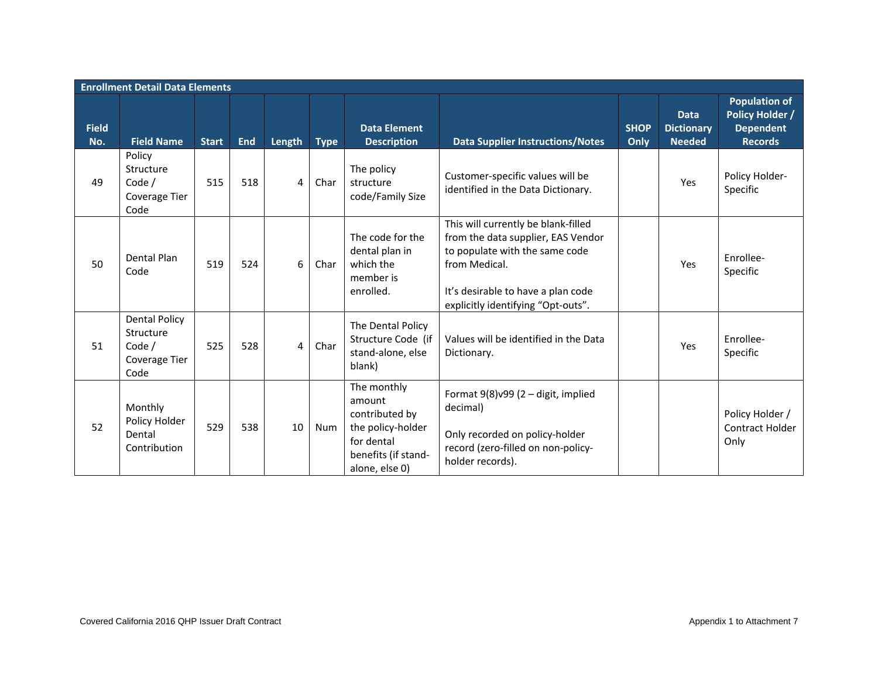**Enrollment Detail Data Elements**

| Field No. | Field Name | Start | End | Length | Type | Data Element Description | Data Supplier Instructions/Notes | SHOP Only | Data Dictionary Needed | Population of Policy Holder / Dependent Records |
|---|---|---|---|---|---|---|---|---|---|---|
| 49 | Policy Structure Code / Coverage Tier Code | 515 | 518 | 4 | Char | The policy structure code/Family Size | Customer-specific values will be identified in the Data Dictionary. | | Yes | Policy Holder-Specific |
| 50 | Dental Plan Code | 519 | 524 | 6 | Char | The code for the dental plan in which the member is enrolled. | This will currently be blank-filled from the data supplier, EAS Vendor to populate with the same code from Medical.<br><br>It's desirable to have a plan code explicitly identifying "Opt-outs". | | Yes | Enrollee-Specific |
| 51 | Dental Policy Structure Code / Coverage Tier Code | 525 | 528 | 4 | Char | The Dental Policy Structure Code (if stand-alone, else blank) | Values will be identified in the Data Dictionary. | | Yes | Enrollee-Specific |
| 52 | Monthly Policy Holder Dental Contribution | 529 | 538 | 10 | Num | The monthly amount contributed by the policy-holder for dental benefits (if stand-alone, else 0) | Format 9(8)v99 (2 – digit, implied decimal)<br><br>Only recorded on policy-holder record (zero-filled on non-policy-holder records). | | | Policy Holder / Contract Holder Only |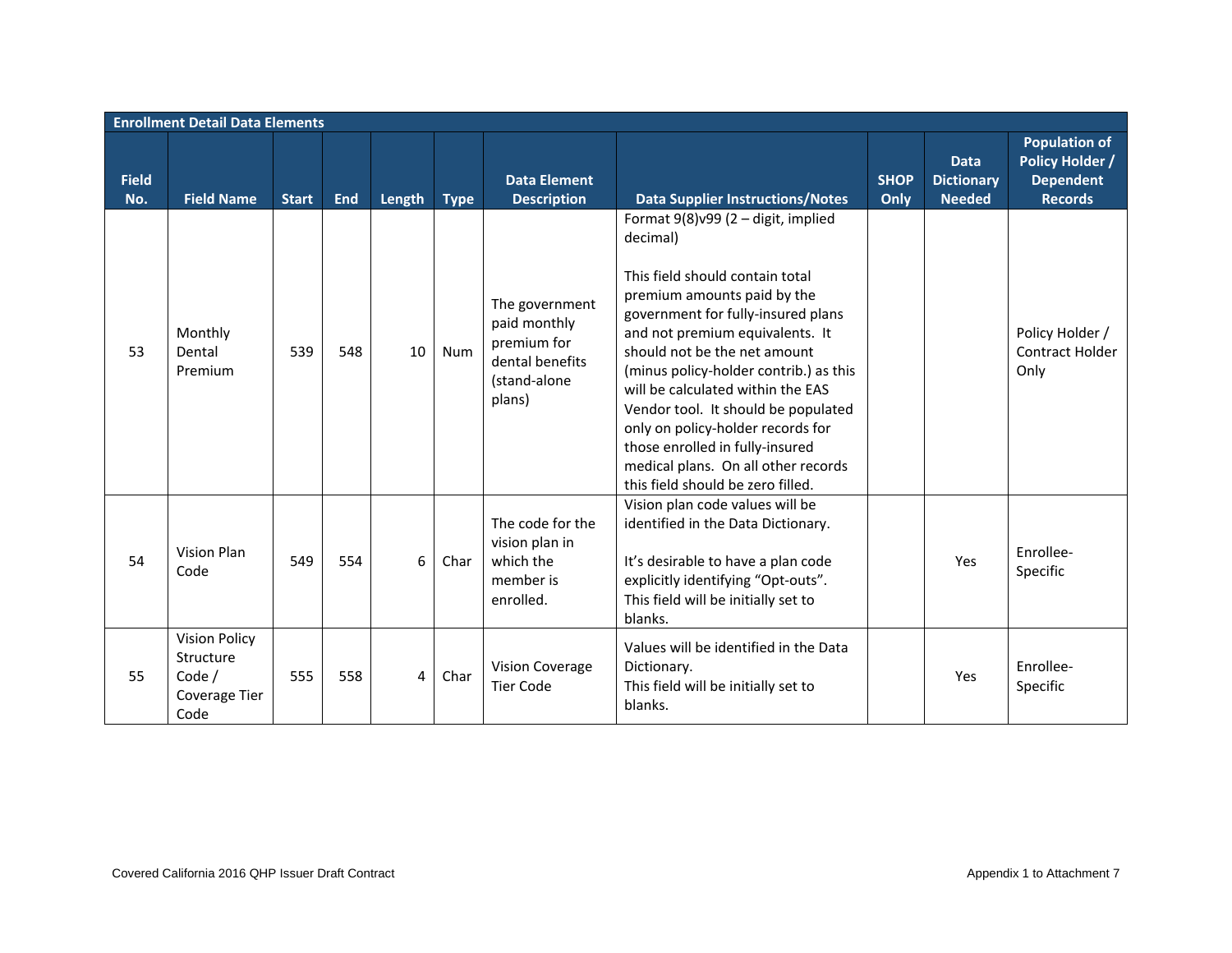| Enrollment Detail Data Elements | | | | | | | | | | |
|---|---|---|---|---|---|---|---|---|---|---|
| Field No. | Field Name | Start | End | Length | Type | Data Element Description | Data Supplier Instructions/Notes | SHOP Only | Data Dictionary Needed | Population of Policy Holder / Dependent Records |
| 53 | Monthly Dental Premium | 539 | 548 | 10 | Num | The government paid monthly premium for dental benefits (stand-alone plans) | Format 9(8)v99 (2 – digit, implied decimal)<br><br>This field should contain total premium amounts paid by the government for fully-insured plans and not premium equivalents. It should not be the net amount (minus policy-holder contrib.) as this will be calculated within the EAS Vendor tool. It should be populated only on policy-holder records for those enrolled in fully-insured medical plans. On all other records this field should be zero filled. | | | Policy Holder / Contract Holder Only |
| 54 | Vision Plan Code | 549 | 554 | 6 | Char | The code for the vision plan in which the member is enrolled. | Vision plan code values will be identified in the Data Dictionary.<br><br>It's desirable to have a plan code explicitly identifying "Opt-outs". This field will be initially set to blanks. | | Yes | Enrollee-Specific |
| 55 | Vision Policy Structure Code / Coverage Tier Code | 555 | 558 | 4 | Char | Vision Coverage Tier Code | Values will be identified in the Data Dictionary.<br>This field will be initially set to blanks. | | Yes | Enrollee-Specific |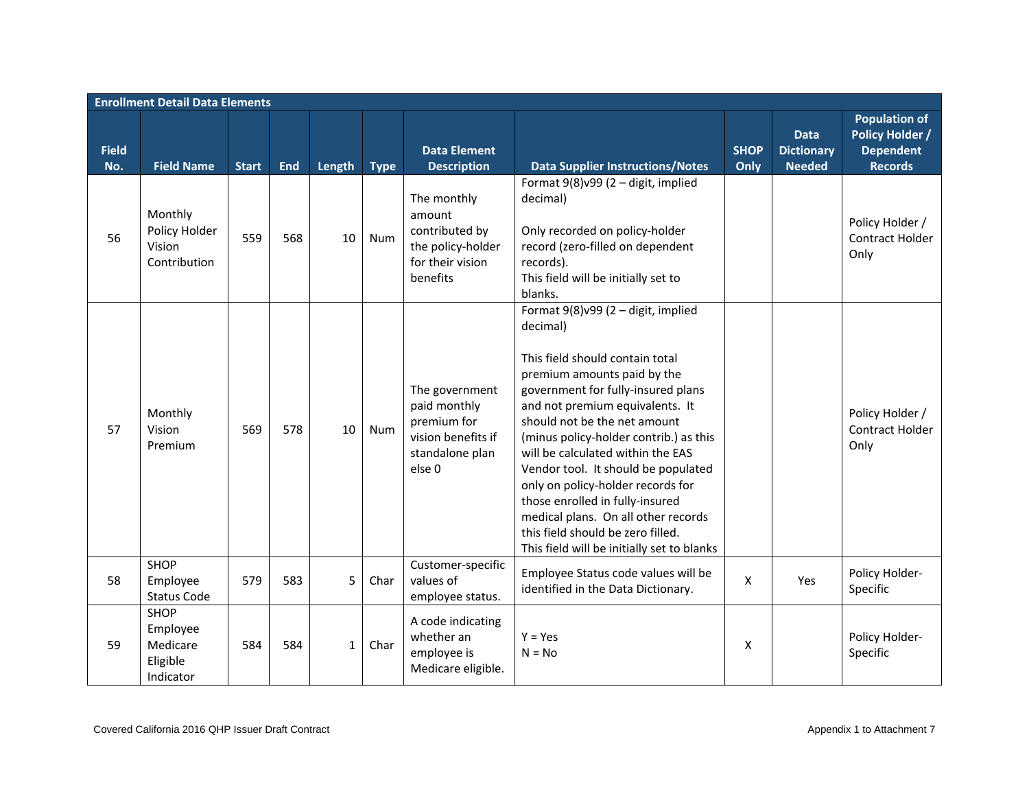| Enrollment Detail Data Elements | | | | | | | | | | |
|---|---|---|---|---|---|---|---|---|---|---|
| Field No. | Field Name | Start | End | Length | Type | Data Element Description | Data Supplier Instructions/Notes | SHOP Only | Data Dictionary Needed | Population of Policy Holder / Dependent Records |
| 56 | Monthly Policy Holder Vision Contribution | 559 | 568 | 10 | Num | The monthly amount contributed by the policy-holder for their vision benefits | Format 9(8)v99 (2 – digit, implied decimal)<br><br>Only recorded on policy-holder record (zero-filled on dependent records).<br>This field will be initially set to blanks. | | | Policy Holder / Contract Holder Only |
| 57 | Monthly Vision Premium | 569 | 578 | 10 | Num | The government paid monthly premium for vision benefits if standalone plan else 0 | Format 9(8)v99 (2 – digit, implied decimal)<br><br>This field should contain total premium amounts paid by the government for fully-insured plans and not premium equivalents. It should not be the net amount (minus policy-holder contrib.) as this will be calculated within the EAS Vendor tool. It should be populated only on policy-holder records for those enrolled in fully-insured medical plans. On all other records this field should be zero filled.<br>This field will be initially set to blanks | | | Policy Holder / Contract Holder Only |
| 58 | SHOP Employee Status Code | 579 | 583 | 5 | Char | Customer-specific values of employee status. | Employee Status code values will be identified in the Data Dictionary. | X | Yes | Policy Holder-Specific |
| 59 | SHOP Employee Medicare Eligible Indicator | 584 | 584 | 1 | Char | A code indicating whether an employee is Medicare eligible. | Y = Yes<br>N = No | X | | Policy Holder-Specific |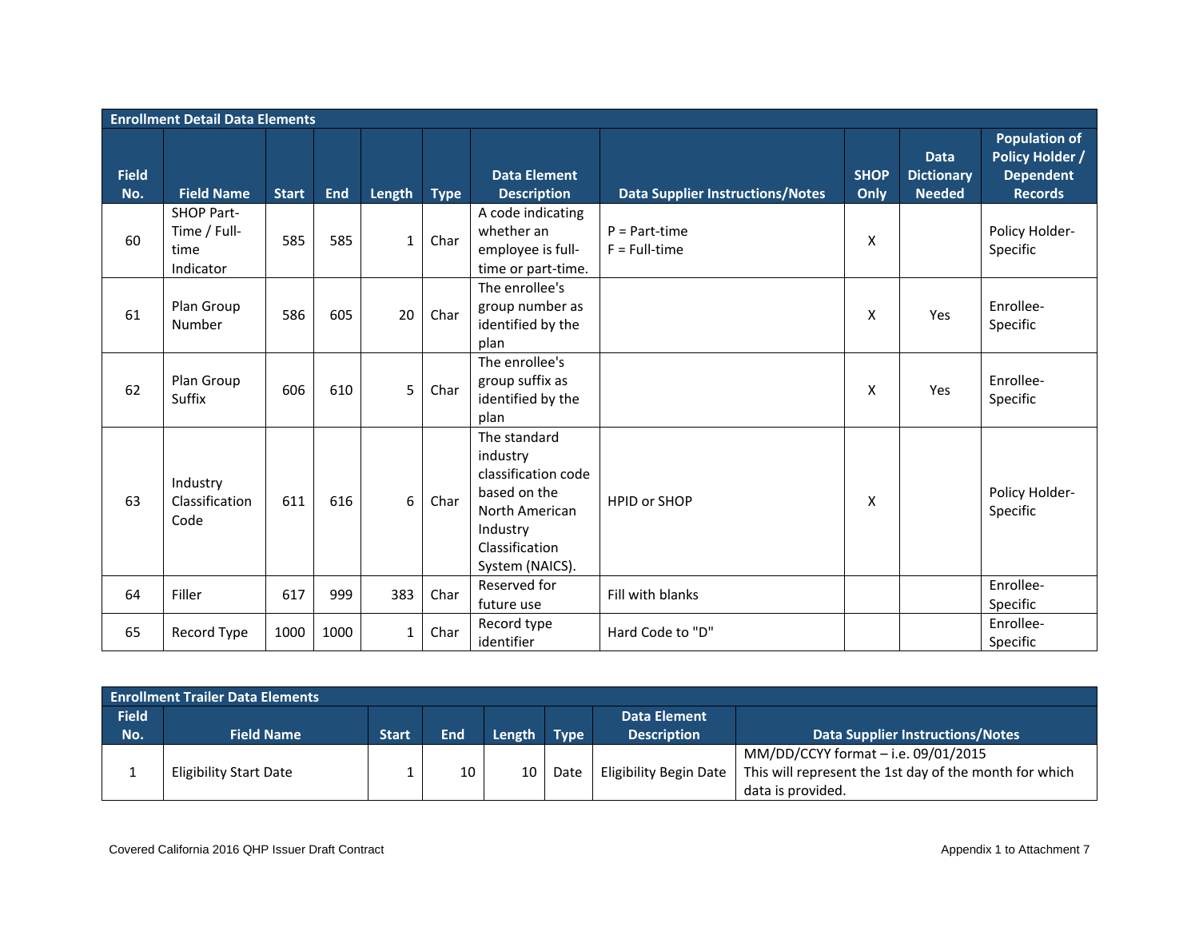| Enrollment Detail Data Elements | | | | | | | | | | |
|---|---|---|---|---|---|---|---|---|---|---|
| Field No. | Field Name | Start | End | Length | Type | Data Element Description | Data Supplier Instructions/Notes | SHOP Only | Data Dictionary Needed | Population of Policy Holder / Dependent Records |
| 60 | SHOP Part-Time / Full-time Indicator | 585 | 585 | 1 | Char | A code indicating whether an employee is full-time or part-time. | P = Part-time<br>F = Full-time | X | | Policy Holder-Specific |
| 61 | Plan Group Number | 586 | 605 | 20 | Char | The enrollee's group number as identified by the plan | | X | Yes | Enrollee-Specific |
| 62 | Plan Group Suffix | 606 | 610 | 5 | Char | The enrollee's group suffix as identified by the plan | | X | Yes | Enrollee-Specific |
| 63 | Industry Classification Code | 611 | 616 | 6 | Char | The standard industry classification code based on the North American Industry Classification System (NAICS). | HPID or SHOP | X | | Policy Holder-Specific |
| 64 | Filler | 617 | 999 | 383 | Char | Reserved for future use | Fill with blanks | | | Enrollee-Specific |
| 65 | Record Type | 1000 | 1000 | 1 | Char | Record type identifier | Hard Code to "D" | | | Enrollee-Specific |

| Enrollment Trailer Data Elements | | | | | | | |
|---|---|---|---|---|---|---|---|
| Field No. | Field Name | Start | End | Length | Type | Data Element Description | Data Supplier Instructions/Notes |
| 1 | Eligibility Start Date | 1 | 10 | 10 | Date | Eligibility Begin Date | MM/DD/CCYY format – i.e. 09/01/2015<br>This will represent the 1st day of the month for which data is provided. |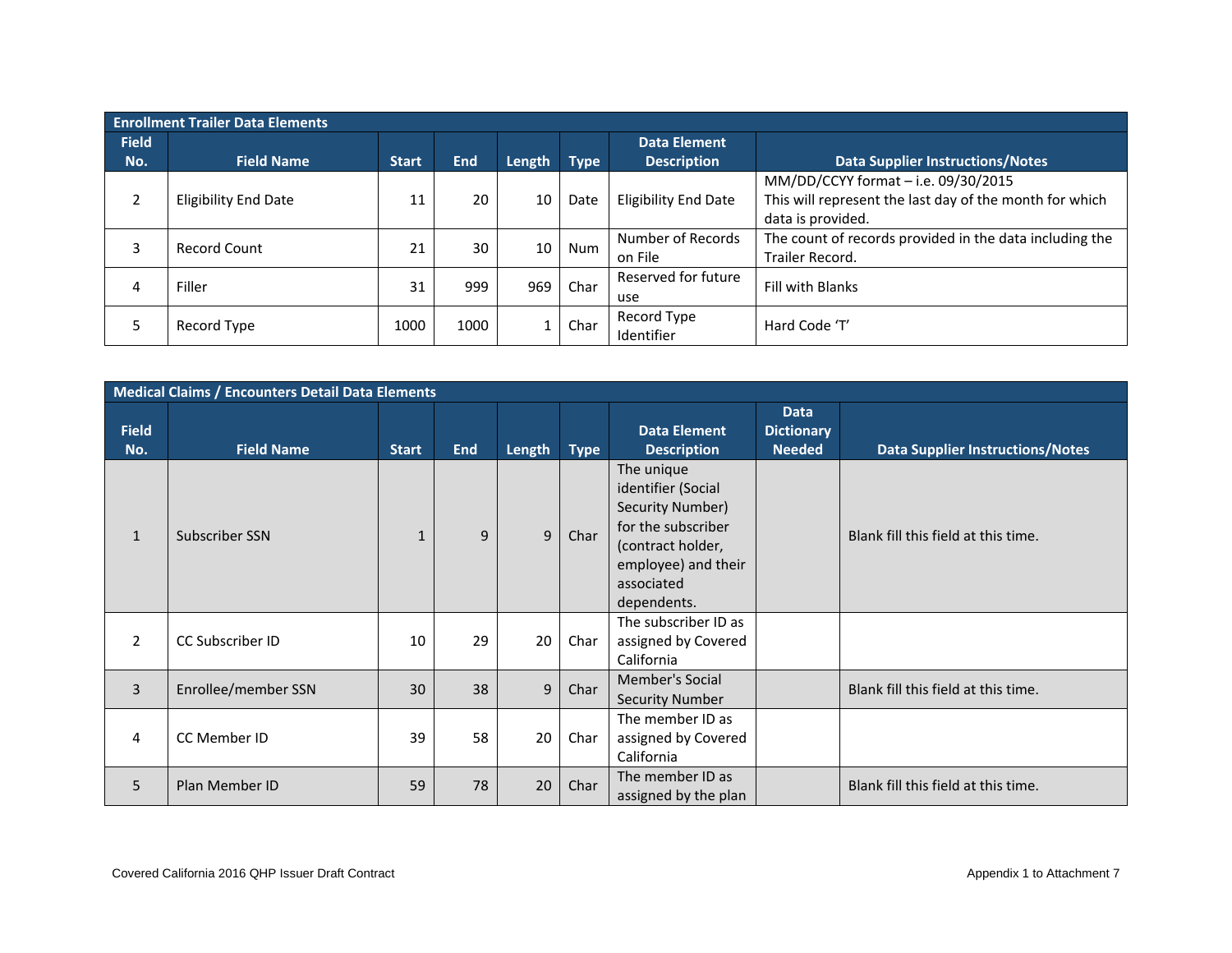| Enrollment Trailer Data Elements | | | | | | | |
|---|---|---|---|---|---|---|---|
| Field No. | Field Name | Start | End | Length | Type | Data Element Description | Data Supplier Instructions/Notes |
| 2 | Eligibility End Date | 11 | 20 | 10 | Date | Eligibility End Date | MM/DD/CCYY format – i.e. 09/30/2015<br>This will represent the last day of the month for which data is provided. |
| 3 | Record Count | 21 | 30 | 10 | Num | Number of Records on File | The count of records provided in the data including the Trailer Record. |
| 4 | Filler | 31 | 999 | 969 | Char | Reserved for future use | Fill with Blanks |
| 5 | Record Type | 1000 | 1000 | 1 | Char | Record Type Identifier | Hard Code 'T' |

| Medical Claims / Encounters Detail Data Elements | | | | | | | | |
|---|---|---|---|---|---|---|---|---|
| Field No. | Field Name | Start | End | Length | Type | Data Element Description | Data Dictionary Needed | Data Supplier Instructions/Notes |
| 1 | Subscriber SSN | 1 | 9 | 9 | Char | The unique identifier (Social Security Number) for the subscriber (contract holder, employee) and their associated dependents. | | Blank fill this field at this time. |
| 2 | CC Subscriber ID | 10 | 29 | 20 | Char | The subscriber ID as assigned by Covered California | | |
| 3 | Enrollee/member SSN | 30 | 38 | 9 | Char | Member's Social Security Number | | Blank fill this field at this time. |
| 4 | CC Member ID | 39 | 58 | 20 | Char | The member ID as assigned by Covered California | | |
| 5 | Plan Member ID | 59 | 78 | 20 | Char | The member ID as assigned by the plan | | Blank fill this field at this time. |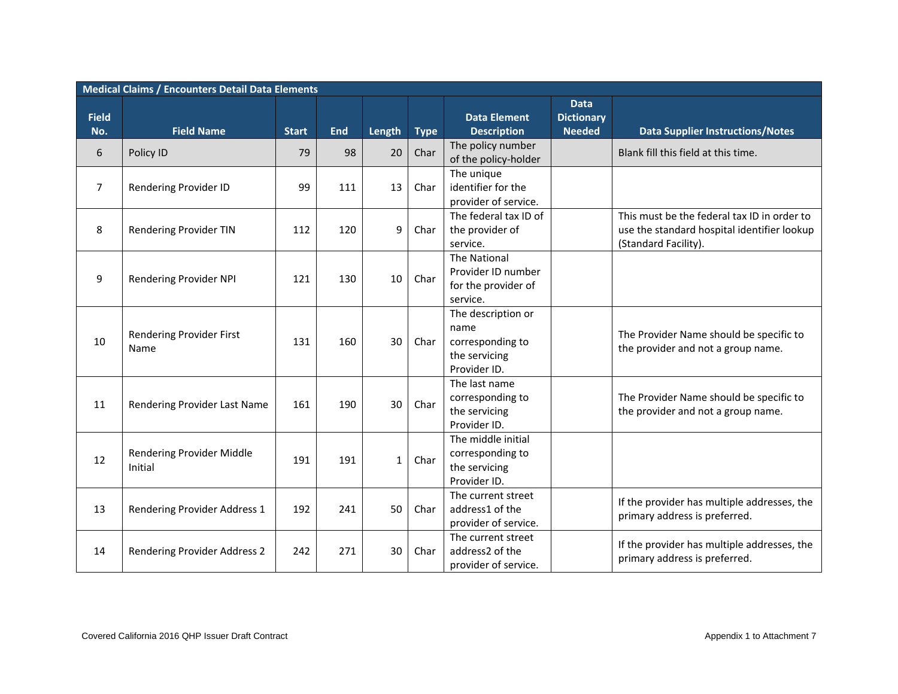| Medical Claims / Encounters Detail Data Elements | | | | | | | | |
|---|---|---|---|---|---|---|---|---|
| Field No. | Field Name | Start | End | Length | Type | Data Element Description | Data Dictionary Needed | Data Supplier Instructions/Notes |
| 6 | Policy ID | 79 | 98 | 20 | Char | The policy number of the policy-holder | | Blank fill this field at this time. |
| 7 | Rendering Provider ID | 99 | 111 | 13 | Char | The unique identifier for the provider of service. | | |
| 8 | Rendering Provider TIN | 112 | 120 | 9 | Char | The federal tax ID of the provider of service. | | This must be the federal tax ID in order to use the standard hospital identifier lookup (Standard Facility). |
| 9 | Rendering Provider NPI | 121 | 130 | 10 | Char | The National Provider ID number for the provider of service. | | |
| 10 | Rendering Provider First Name | 131 | 160 | 30 | Char | The description or name corresponding to the servicing Provider ID. | | The Provider Name should be specific to the provider and not a group name. |
| 11 | Rendering Provider Last Name | 161 | 190 | 30 | Char | The last name corresponding to the servicing Provider ID. | | The Provider Name should be specific to the provider and not a group name. |
| 12 | Rendering Provider Middle Initial | 191 | 191 | 1 | Char | The middle initial corresponding to the servicing Provider ID. | | |
| 13 | Rendering Provider Address 1 | 192 | 241 | 50 | Char | The current street address1 of the provider of service. | | If the provider has multiple addresses, the primary address is preferred. |
| 14 | Rendering Provider Address 2 | 242 | 271 | 30 | Char | The current street address2 of the provider of service. | | If the provider has multiple addresses, the primary address is preferred. |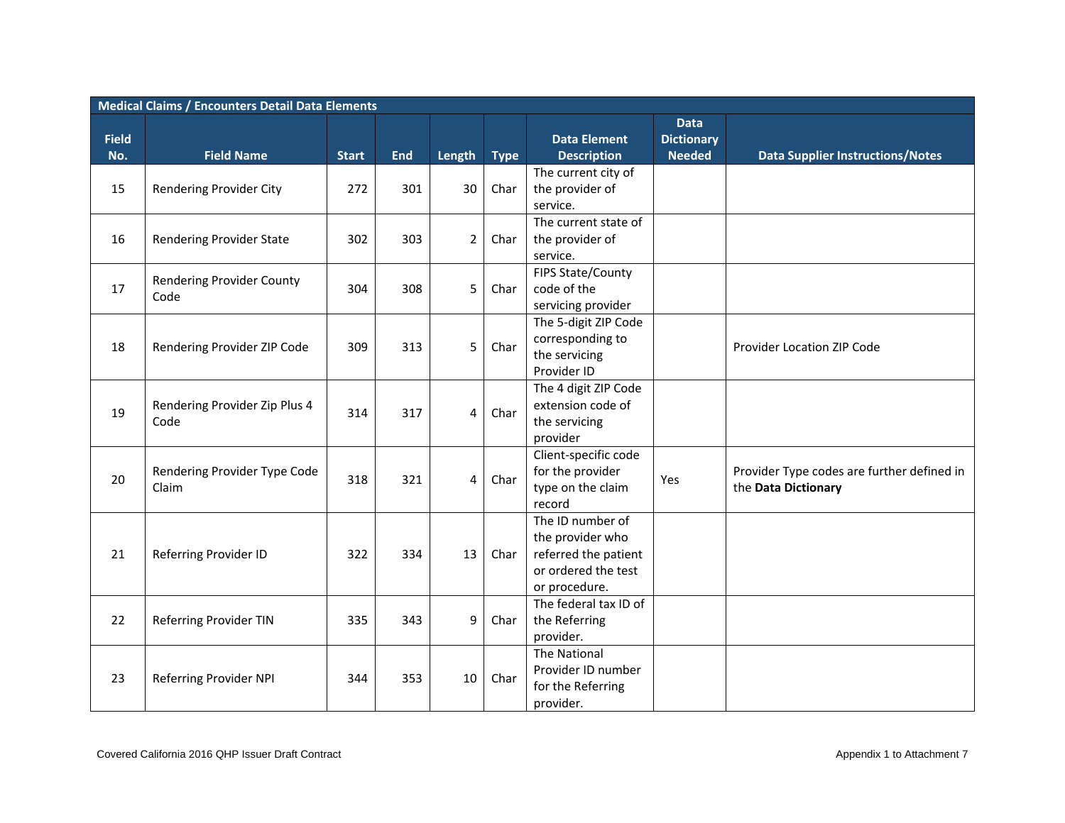| Medical Claims / Encounters Detail Data Elements | | | | | | | | |
|---|---|---|---|---|---|---|---|---|
| **Field No.** | **Field Name** | **Start** | **End** | **Length** | **Type** | **Data Element Description** | **Data Dictionary Needed** | **Data Supplier Instructions/Notes** |
| 15 | Rendering Provider City | 272 | 301 | 30 | Char | The current city of the provider of service. | | |
| 16 | Rendering Provider State | 302 | 303 | 2 | Char | The current state of the provider of service. | | |
| 17 | Rendering Provider County Code | 304 | 308 | 5 | Char | FIPS State/County code of the servicing provider | | |
| 18 | Rendering Provider ZIP Code | 309 | 313 | 5 | Char | The 5-digit ZIP Code corresponding to the servicing Provider ID | | Provider Location ZIP Code |
| 19 | Rendering Provider Zip Plus 4 Code | 314 | 317 | 4 | Char | The 4 digit ZIP Code extension code of the servicing provider | | |
| 20 | Rendering Provider Type Code Claim | 318 | 321 | 4 | Char | Client-specific code for the provider type on the claim record | Yes | Provider Type codes are further defined in the **Data Dictionary** |
| 21 | Referring Provider ID | 322 | 334 | 13 | Char | The ID number of the provider who referred the patient or ordered the test or procedure. | | |
| 22 | Referring Provider TIN | 335 | 343 | 9 | Char | The federal tax ID of the Referring provider. | | |
| 23 | Referring Provider NPI | 344 | 353 | 10 | Char | The National Provider ID number for the Referring provider. | | |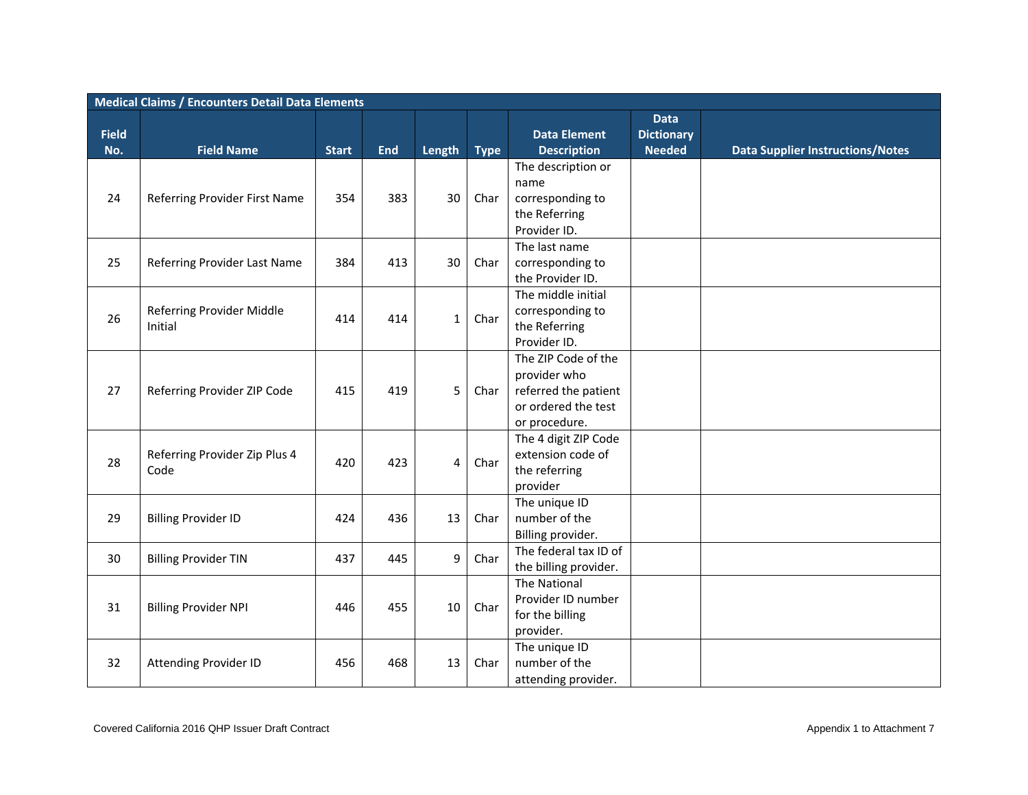| Medical Claims / Encounters Detail Data Elements | | | | | | | | |
|---|---|---|---|---|---|---|---|---|
| Field No. | Field Name | Start | End | Length | Type | Data Element Description | Data Dictionary Needed | Data Supplier Instructions/Notes |
| 24 | Referring Provider First Name | 354 | 383 | 30 | Char | The description or name corresponding to the Referring Provider ID. | | |
| 25 | Referring Provider Last Name | 384 | 413 | 30 | Char | The last name corresponding to the Provider ID. | | |
| 26 | Referring Provider Middle Initial | 414 | 414 | 1 | Char | The middle initial corresponding to the Referring Provider ID. | | |
| 27 | Referring Provider ZIP Code | 415 | 419 | 5 | Char | The ZIP Code of the provider who referred the patient or ordered the test or procedure. | | |
| 28 | Referring Provider Zip Plus 4 Code | 420 | 423 | 4 | Char | The 4 digit ZIP Code extension code of the referring provider | | |
| 29 | Billing Provider ID | 424 | 436 | 13 | Char | The unique ID number of the Billing provider. | | |
| 30 | Billing Provider TIN | 437 | 445 | 9 | Char | The federal tax ID of the billing provider. | | |
| 31 | Billing Provider NPI | 446 | 455 | 10 | Char | The National Provider ID number for the billing provider. | | |
| 32 | Attending Provider ID | 456 | 468 | 13 | Char | The unique ID number of the attending provider. | | |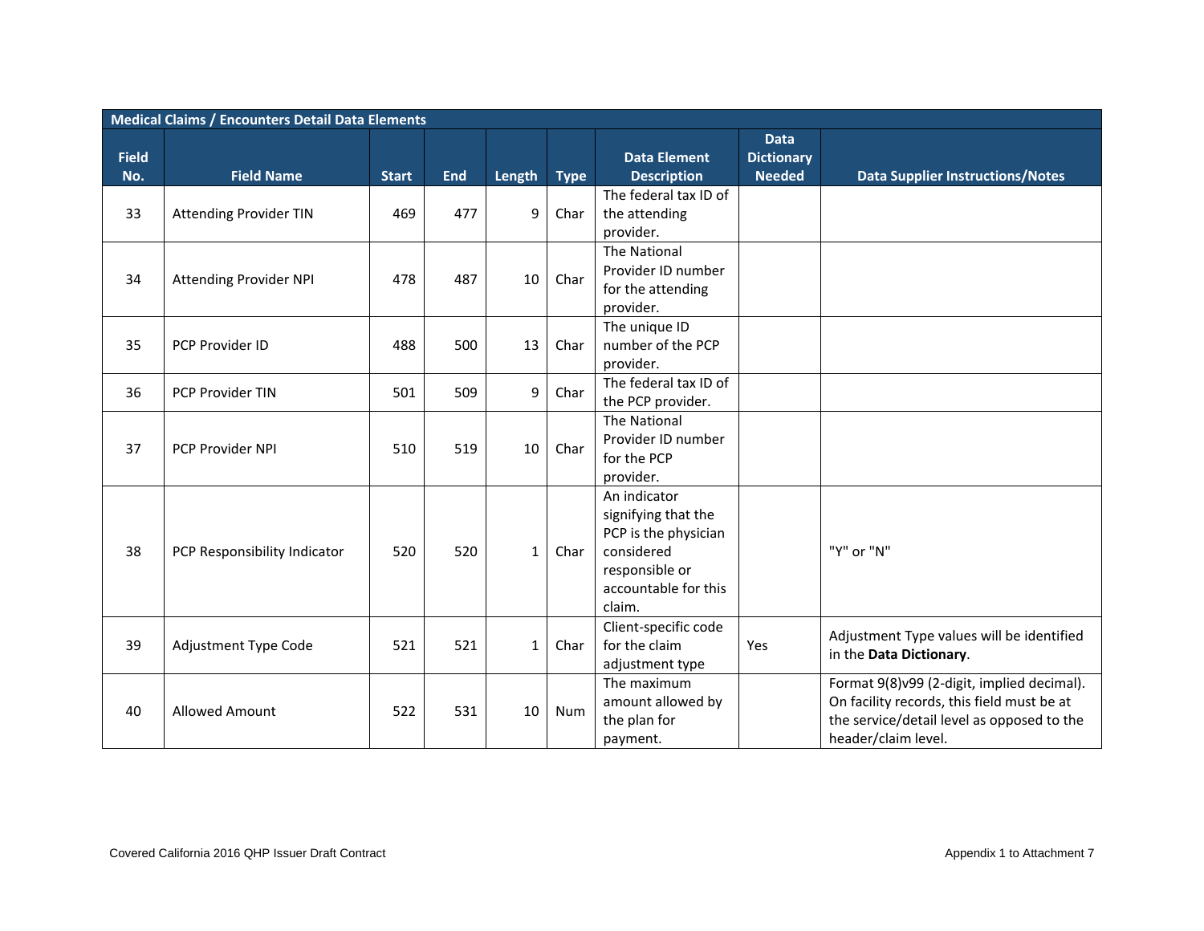| Medical Claims / Encounters Detail Data Elements | | | | | | | | |
|---|---|---|---|---|---|---|---|---|
| **Field No.** | **Field Name** | **Start** | **End** | **Length** | **Type** | **Data Element Description** | **Data Dictionary Needed** | **Data Supplier Instructions/Notes** |
| 33 | Attending Provider TIN | 469 | 477 | 9 | Char | The federal tax ID of the attending provider. | | |
| 34 | Attending Provider NPI | 478 | 487 | 10 | Char | The National Provider ID number for the attending provider. | | |
| 35 | PCP Provider ID | 488 | 500 | 13 | Char | The unique ID number of the PCP provider. | | |
| 36 | PCP Provider TIN | 501 | 509 | 9 | Char | The federal tax ID of the PCP provider. | | |
| 37 | PCP Provider NPI | 510 | 519 | 10 | Char | The National Provider ID number for the PCP provider. | | |
| 38 | PCP Responsibility Indicator | 520 | 520 | 1 | Char | An indicator signifying that the PCP is the physician considered responsible or accountable for this claim. | | "Y" or "N" |
| 39 | Adjustment Type Code | 521 | 521 | 1 | Char | Client-specific code for the claim adjustment type | Yes | Adjustment Type values will be identified in the **Data Dictionary**. |
| 40 | Allowed Amount | 522 | 531 | 10 | Num | The maximum amount allowed by the plan for payment. | | Format 9(8)v99 (2-digit, implied decimal). On facility records, this field must be at the service/detail level as opposed to the header/claim level. |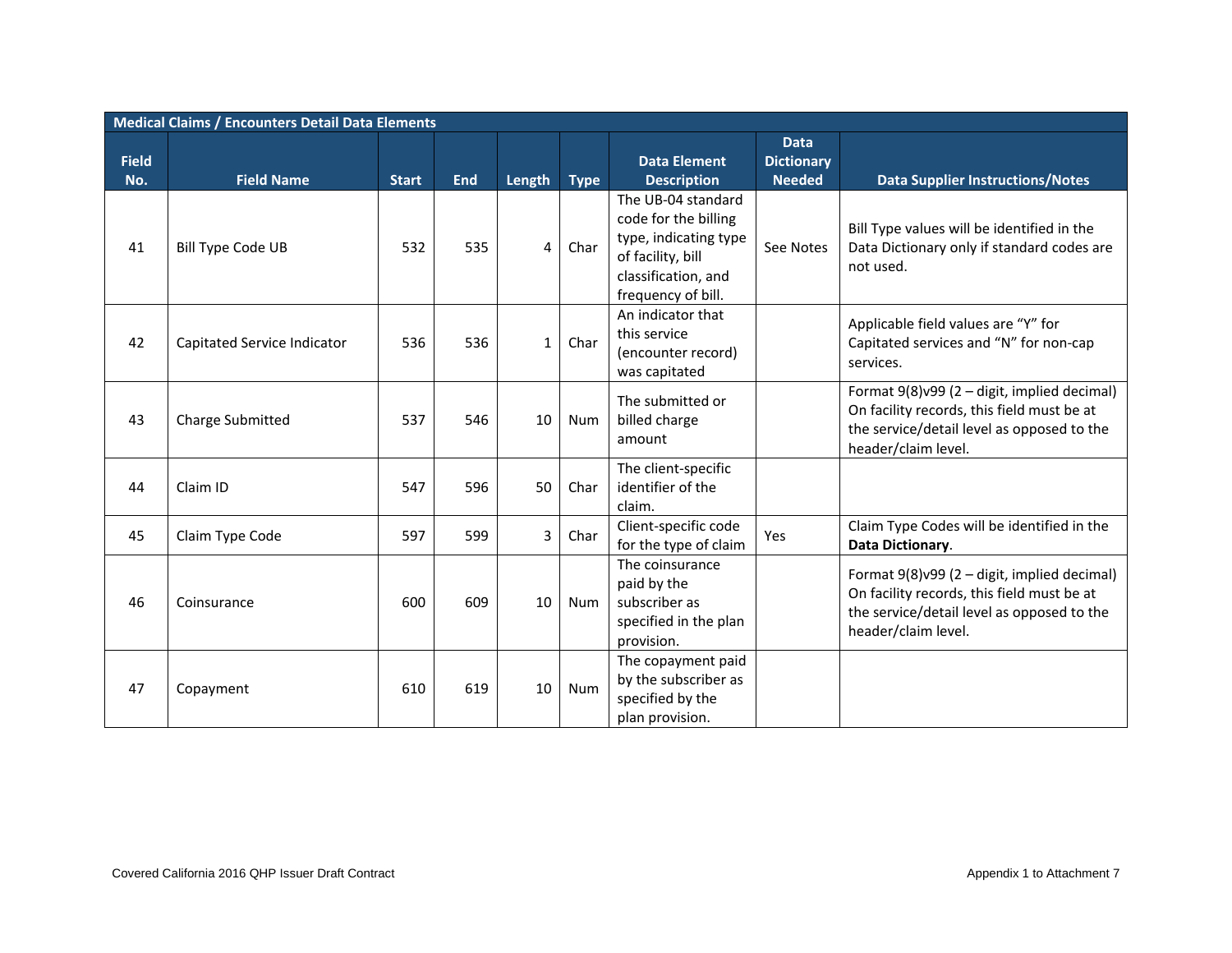| Medical Claims / Encounters Detail Data Elements | | | | | | | | |
|---|---|---|---|---|---|---|---|---|
| Field No. | Field Name | Start | End | Length | Type | Data Element Description | Data Dictionary Needed | Data Supplier Instructions/Notes |
| 41 | Bill Type Code UB | 532 | 535 | 4 | Char | The UB-04 standard code for the billing type, indicating type of facility, bill classification, and frequency of bill. | See Notes | Bill Type values will be identified in the Data Dictionary only if standard codes are not used. |
| 42 | Capitated Service Indicator | 536 | 536 | 1 | Char | An indicator that this service (encounter record) was capitated | | Applicable field values are "Y" for Capitated services and "N" for non-cap services. |
| 43 | Charge Submitted | 537 | 546 | 10 | Num | The submitted or billed charge amount | | Format 9(8)v99 (2 – digit, implied decimal) On facility records, this field must be at the service/detail level as opposed to the header/claim level. |
| 44 | Claim ID | 547 | 596 | 50 | Char | The client-specific identifier of the claim. | | |
| 45 | Claim Type Code | 597 | 599 | 3 | Char | Client-specific code for the type of claim | Yes | Claim Type Codes will be identified in the **Data Dictionary**. |
| 46 | Coinsurance | 600 | 609 | 10 | Num | The coinsurance paid by the subscriber as specified in the plan provision. | | Format 9(8)v99 (2 – digit, implied decimal) On facility records, this field must be at the service/detail level as opposed to the header/claim level. |
| 47 | Copayment | 610 | 619 | 10 | Num | The copayment paid by the subscriber as specified by the plan provision. | | |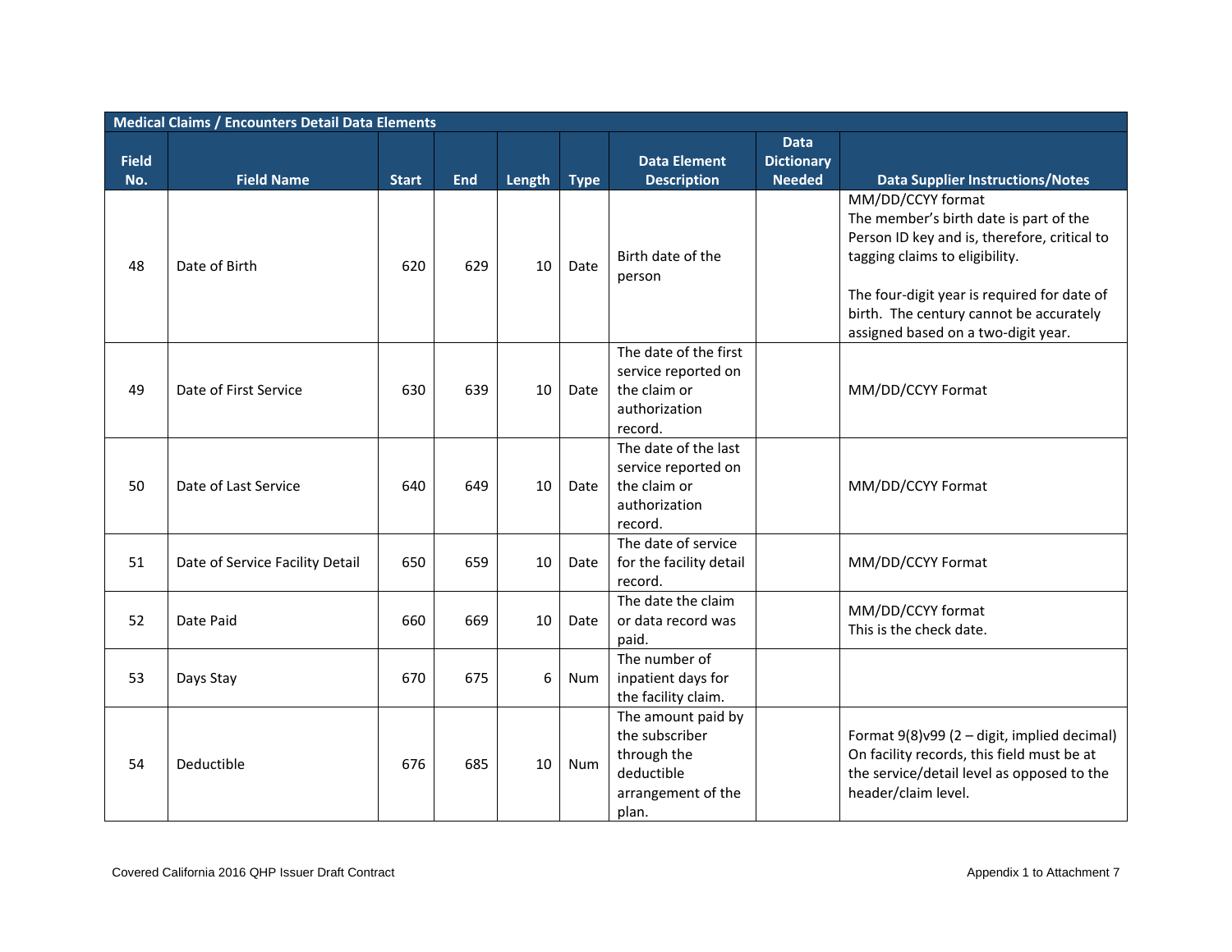| Medical Claims / Encounters Detail Data Elements | | | | | | | | |
|---|---|---|---|---|---|---|---|---|
| **Field No.** | **Field Name** | **Start** | **End** | **Length** | **Type** | **Data Element Description** | **Data Dictionary Needed** | **Data Supplier Instructions/Notes** |
| 48 | Date of Birth | 620 | 629 | 10 | Date | Birth date of the person | | MM/DD/CCYY format<br>The member's birth date is part of the Person ID key and is, therefore, critical to tagging claims to eligibility.<br><br>The four-digit year is required for date of birth. The century cannot be accurately assigned based on a two-digit year. |
| 49 | Date of First Service | 630 | 639 | 10 | Date | The date of the first service reported on the claim or authorization record. | | MM/DD/CCYY Format |
| 50 | Date of Last Service | 640 | 649 | 10 | Date | The date of the last service reported on the claim or authorization record. | | MM/DD/CCYY Format |
| 51 | Date of Service Facility Detail | 650 | 659 | 10 | Date | The date of service for the facility detail record. | | MM/DD/CCYY Format |
| 52 | Date Paid | 660 | 669 | 10 | Date | The date the claim or data record was paid. | | MM/DD/CCYY format<br>This is the check date. |
| 53 | Days Stay | 670 | 675 | 6 | Num | The number of inpatient days for the facility claim. | | |
| 54 | Deductible | 676 | 685 | 10 | Num | The amount paid by the subscriber through the deductible arrangement of the plan. | | Format 9(8)v99 (2 – digit, implied decimal)<br>On facility records, this field must be at the service/detail level as opposed to the header/claim level. |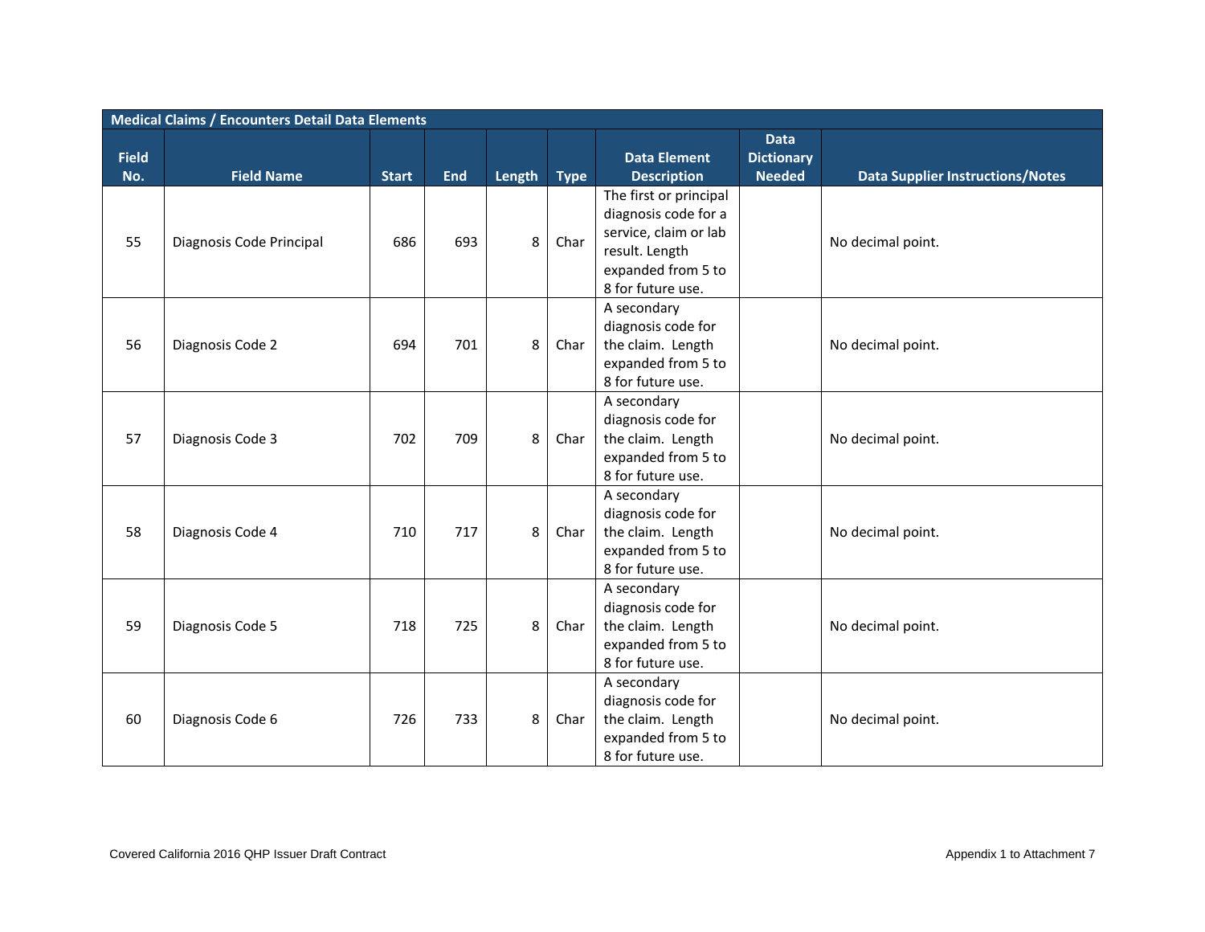| Medical Claims / Encounters Detail Data Elements | | | | | | | | |
|---|---|---|---|---|---|---|---|---|
| Field No. | Field Name | Start | End | Length | Type | Data Element Description | Data Dictionary Needed | Data Supplier Instructions/Notes |
| 55 | Diagnosis Code Principal | 686 | 693 | 8 | Char | The first or principal diagnosis code for a service, claim or lab result. Length expanded from 5 to 8 for future use. | | No decimal point. |
| 56 | Diagnosis Code 2 | 694 | 701 | 8 | Char | A secondary diagnosis code for the claim. Length expanded from 5 to 8 for future use. | | No decimal point. |
| 57 | Diagnosis Code 3 | 702 | 709 | 8 | Char | A secondary diagnosis code for the claim. Length expanded from 5 to 8 for future use. | | No decimal point. |
| 58 | Diagnosis Code 4 | 710 | 717 | 8 | Char | A secondary diagnosis code for the claim. Length expanded from 5 to 8 for future use. | | No decimal point. |
| 59 | Diagnosis Code 5 | 718 | 725 | 8 | Char | A secondary diagnosis code for the claim. Length expanded from 5 to 8 for future use. | | No decimal point. |
| 60 | Diagnosis Code 6 | 726 | 733 | 8 | Char | A secondary diagnosis code for the claim. Length expanded from 5 to 8 for future use. | | No decimal point. |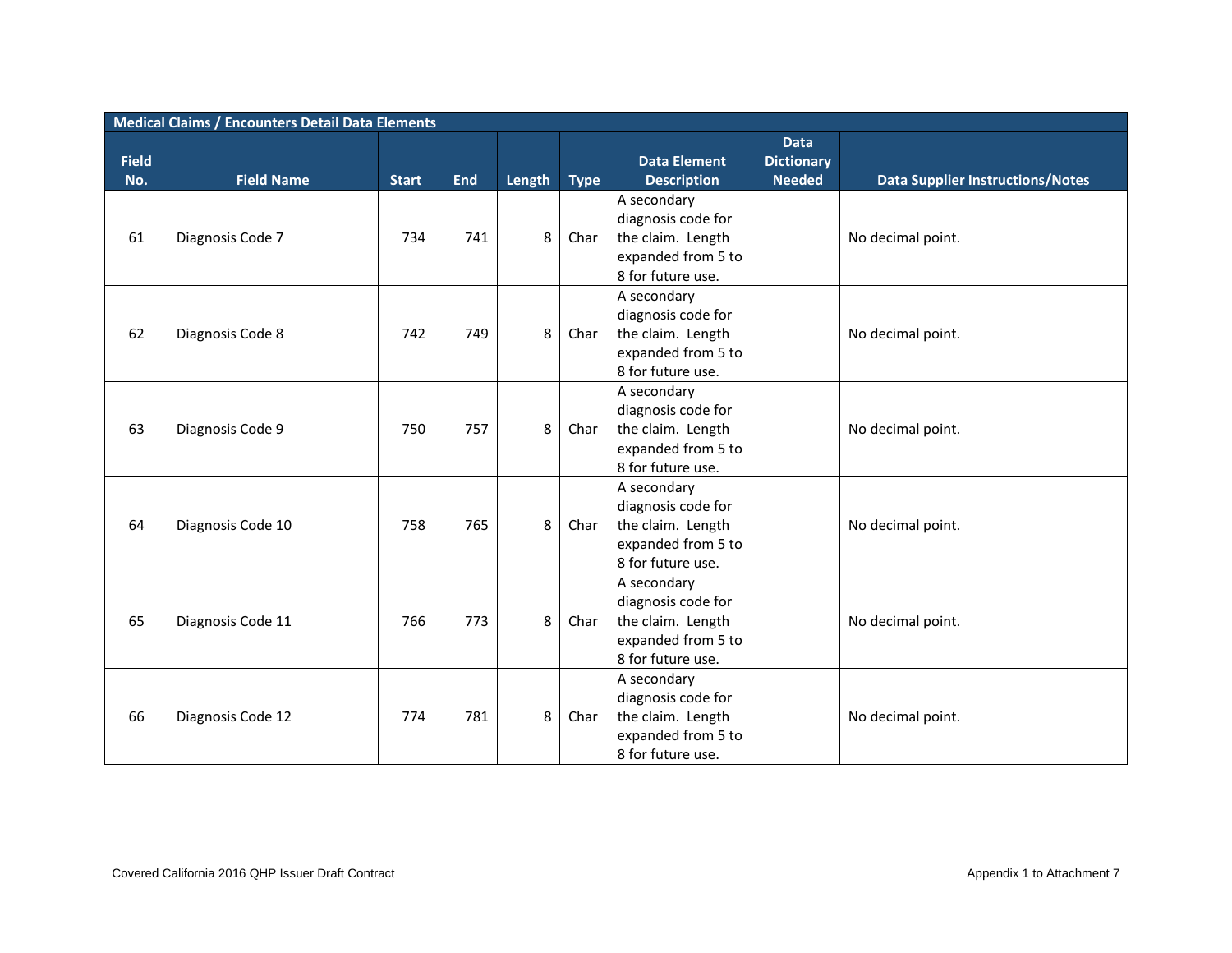| Medical Claims / Encounters Detail Data Elements | | | | | | | | |
|---|---|---|---|---|---|---|---|---|
| Field No. | Field Name | Start | End | Length | Type | Data Element Description | Data Dictionary Needed | Data Supplier Instructions/Notes |
| 61 | Diagnosis Code 7 | 734 | 741 | 8 | Char | A secondary diagnosis code for the claim. Length expanded from 5 to 8 for future use. | | No decimal point. |
| 62 | Diagnosis Code 8 | 742 | 749 | 8 | Char | A secondary diagnosis code for the claim. Length expanded from 5 to 8 for future use. | | No decimal point. |
| 63 | Diagnosis Code 9 | 750 | 757 | 8 | Char | A secondary diagnosis code for the claim. Length expanded from 5 to 8 for future use. | | No decimal point. |
| 64 | Diagnosis Code 10 | 758 | 765 | 8 | Char | A secondary diagnosis code for the claim. Length expanded from 5 to 8 for future use. | | No decimal point. |
| 65 | Diagnosis Code 11 | 766 | 773 | 8 | Char | A secondary diagnosis code for the claim. Length expanded from 5 to 8 for future use. | | No decimal point. |
| 66 | Diagnosis Code 12 | 774 | 781 | 8 | Char | A secondary diagnosis code for the claim. Length expanded from 5 to 8 for future use. | | No decimal point. |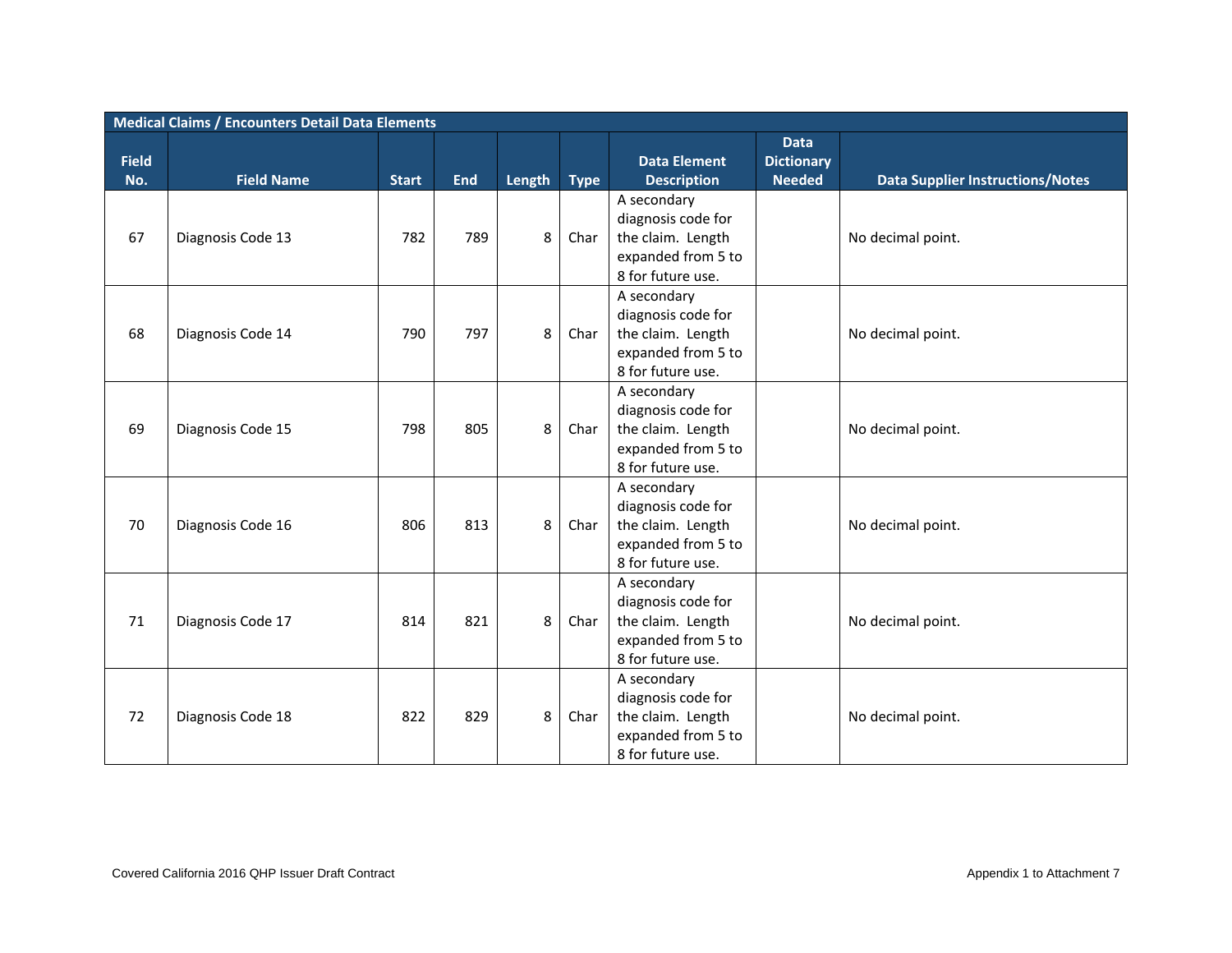| Medical Claims / Encounters Detail Data Elements | | | | | | | | |
|---|---|---|---|---|---|---|---|---|
| Field No. | Field Name | Start | End | Length | Type | Data Element Description | Data Dictionary Needed | Data Supplier Instructions/Notes |
| 67 | Diagnosis Code 13 | 782 | 789 | 8 | Char | A secondary diagnosis code for the claim. Length expanded from 5 to 8 for future use. | | No decimal point. |
| 68 | Diagnosis Code 14 | 790 | 797 | 8 | Char | A secondary diagnosis code for the claim. Length expanded from 5 to 8 for future use. | | No decimal point. |
| 69 | Diagnosis Code 15 | 798 | 805 | 8 | Char | A secondary diagnosis code for the claim. Length expanded from 5 to 8 for future use. | | No decimal point. |
| 70 | Diagnosis Code 16 | 806 | 813 | 8 | Char | A secondary diagnosis code for the claim. Length expanded from 5 to 8 for future use. | | No decimal point. |
| 71 | Diagnosis Code 17 | 814 | 821 | 8 | Char | A secondary diagnosis code for the claim. Length expanded from 5 to 8 for future use. | | No decimal point. |
| 72 | Diagnosis Code 18 | 822 | 829 | 8 | Char | A secondary diagnosis code for the claim. Length expanded from 5 to 8 for future use. | | No decimal point. |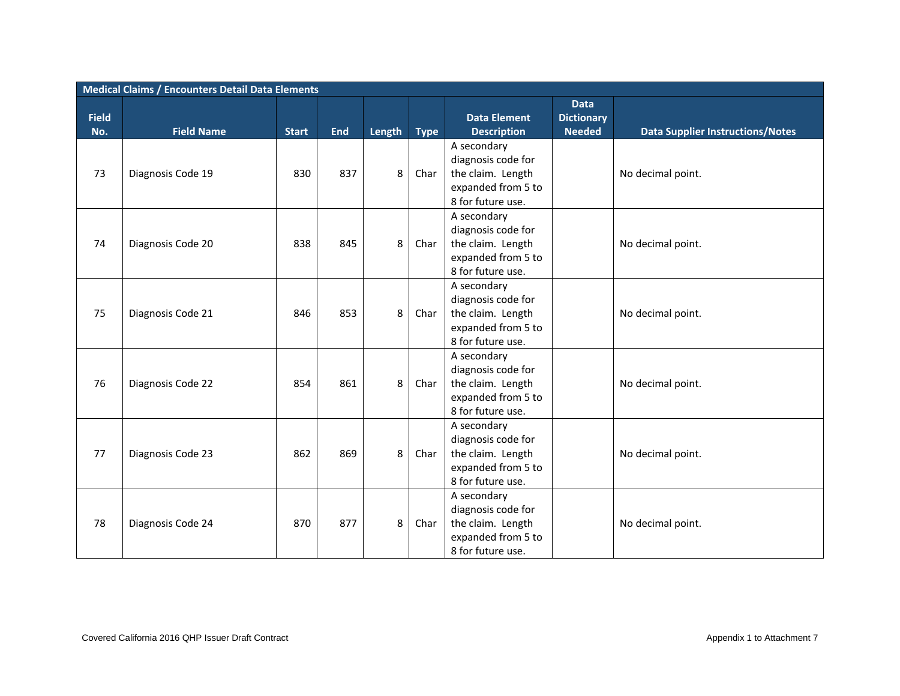| Medical Claims / Encounters Detail Data Elements | | | | | | | | |
|---|---|---|---|---|---|---|---|---|
| **Field No.** | **Field Name** | **Start** | **End** | **Length** | **Type** | **Data Element Description** | **Data Dictionary Needed** | **Data Supplier Instructions/Notes** |
| 73 | Diagnosis Code 19 | 830 | 837 | 8 | Char | A secondary diagnosis code for the claim. Length expanded from 5 to 8 for future use. | | No decimal point. |
| 74 | Diagnosis Code 20 | 838 | 845 | 8 | Char | A secondary diagnosis code for the claim. Length expanded from 5 to 8 for future use. | | No decimal point. |
| 75 | Diagnosis Code 21 | 846 | 853 | 8 | Char | A secondary diagnosis code for the claim. Length expanded from 5 to 8 for future use. | | No decimal point. |
| 76 | Diagnosis Code 22 | 854 | 861 | 8 | Char | A secondary diagnosis code for the claim. Length expanded from 5 to 8 for future use. | | No decimal point. |
| 77 | Diagnosis Code 23 | 862 | 869 | 8 | Char | A secondary diagnosis code for the claim. Length expanded from 5 to 8 for future use. | | No decimal point. |
| 78 | Diagnosis Code 24 | 870 | 877 | 8 | Char | A secondary diagnosis code for the claim. Length expanded from 5 to 8 for future use. | | No decimal point. |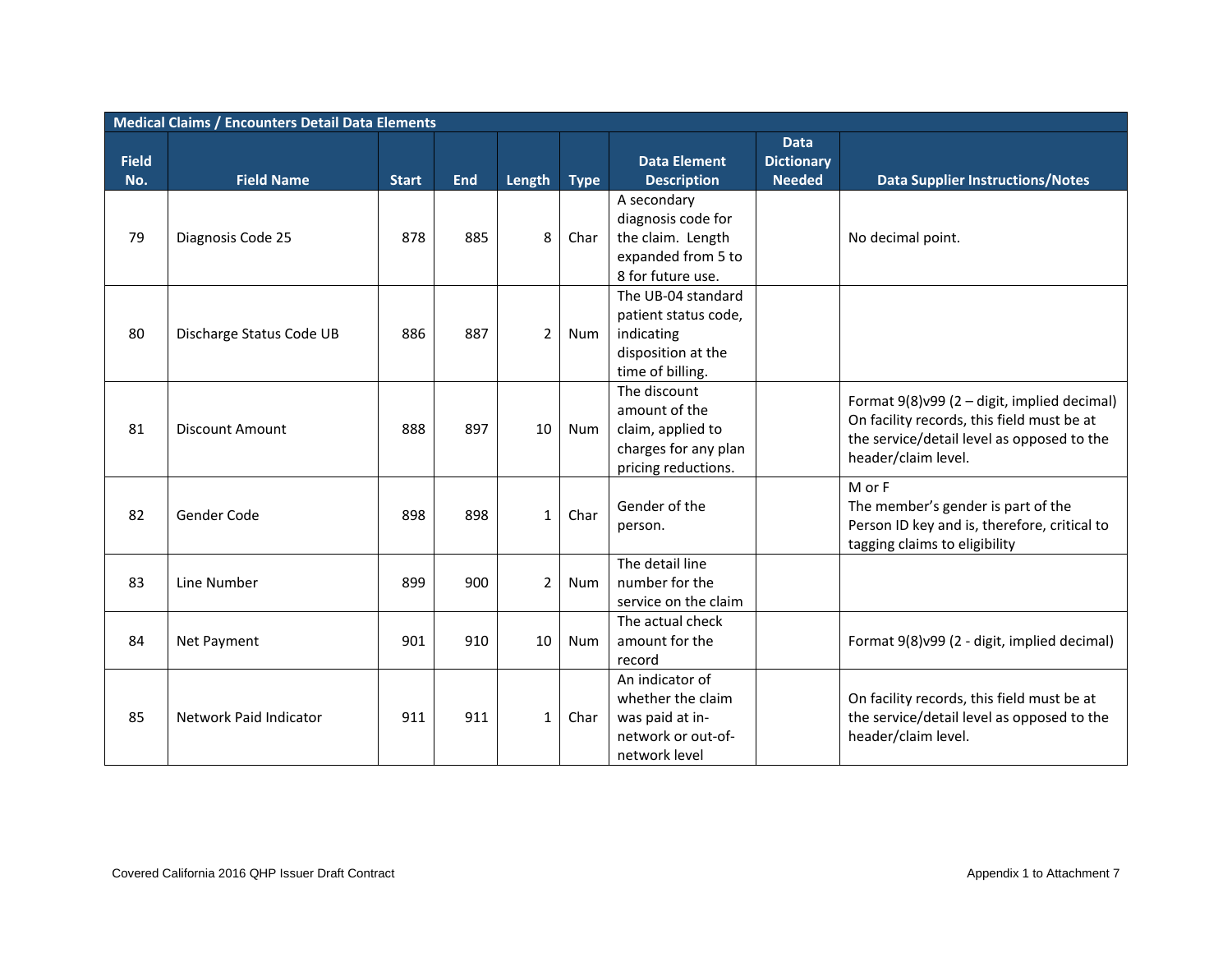| Medical Claims / Encounters Detail Data Elements | | | | | | | | |
|---|---|---|---|---|---|---|---|---|
| Field No. | Field Name | Start | End | Length | Type | Data Element Description | Data Dictionary Needed | Data Supplier Instructions/Notes |
| 79 | Diagnosis Code 25 | 878 | 885 | 8 | Char | A secondary diagnosis code for the claim. Length expanded from 5 to 8 for future use. | | No decimal point. |
| 80 | Discharge Status Code UB | 886 | 887 | 2 | Num | The UB-04 standard patient status code, indicating disposition at the time of billing. | | |
| 81 | Discount Amount | 888 | 897 | 10 | Num | The discount amount of the claim, applied to charges for any plan pricing reductions. | | Format 9(8)v99 (2 – digit, implied decimal) On facility records, this field must be at the service/detail level as opposed to the header/claim level. |
| 82 | Gender Code | 898 | 898 | 1 | Char | Gender of the person. | | M or F The member's gender is part of the Person ID key and is, therefore, critical to tagging claims to eligibility |
| 83 | Line Number | 899 | 900 | 2 | Num | The detail line number for the service on the claim | | |
| 84 | Net Payment | 901 | 910 | 10 | Num | The actual check amount for the record | | Format 9(8)v99 (2 - digit, implied decimal) |
| 85 | Network Paid Indicator | 911 | 911 | 1 | Char | An indicator of whether the claim was paid at in-network or out-of-network level | | On facility records, this field must be at the service/detail level as opposed to the header/claim level. |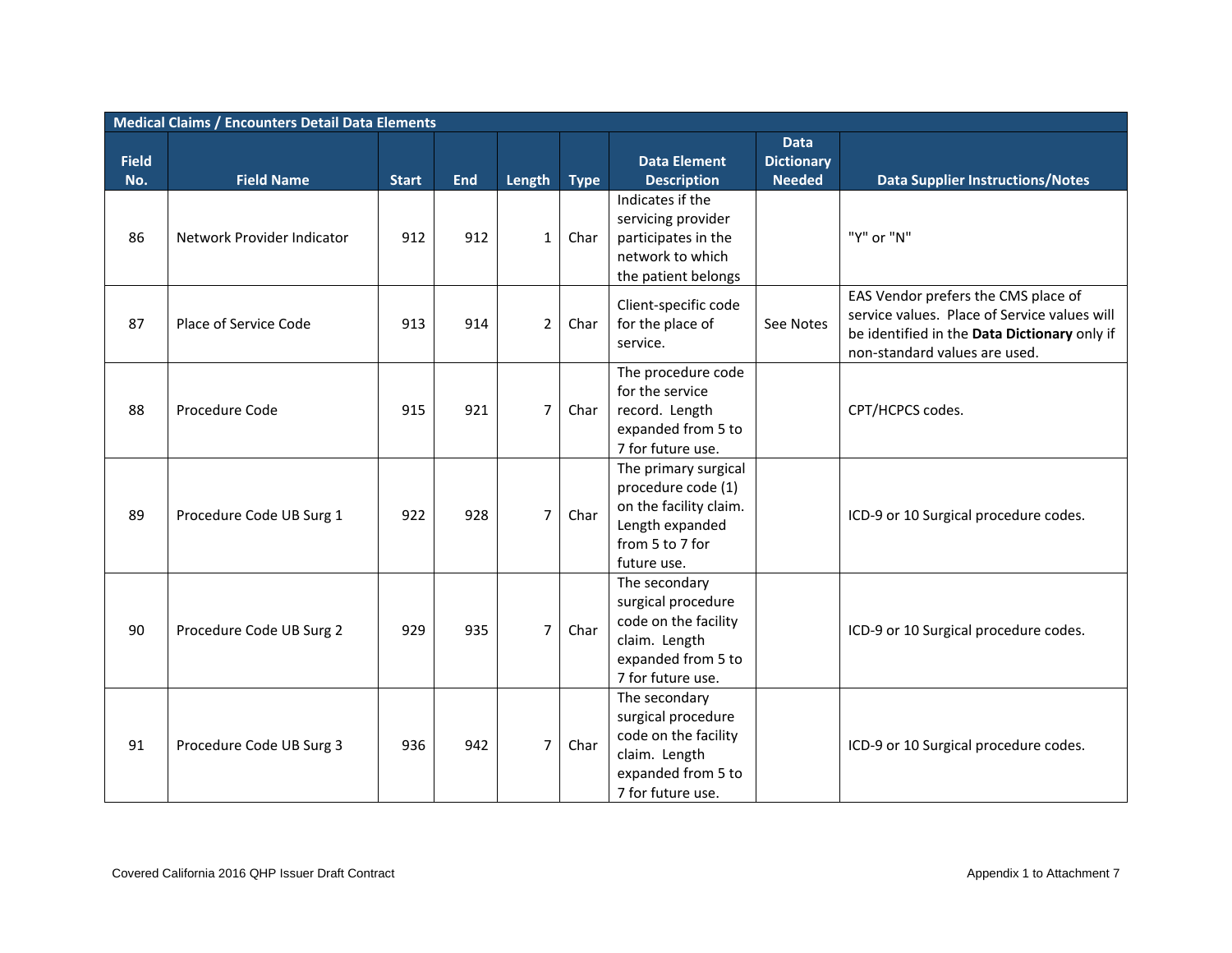| Medical Claims / Encounters Detail Data Elements | | | | | | | | |
|---|---|---|---|---|---|---|---|---|
| **Field No.** | **Field Name** | **Start** | **End** | **Length** | **Type** | **Data Element Description** | **Data Dictionary Needed** | **Data Supplier Instructions/Notes** |
| 86 | Network Provider Indicator | 912 | 912 | 1 | Char | Indicates if the servicing provider participates in the network to which the patient belongs | | "Y" or "N" |
| 87 | Place of Service Code | 913 | 914 | 2 | Char | Client-specific code for the place of service. | See Notes | EAS Vendor prefers the CMS place of service values. Place of Service values will be identified in the **Data Dictionary** only if non-standard values are used. |
| 88 | Procedure Code | 915 | 921 | 7 | Char | The procedure code for the service record. Length expanded from 5 to 7 for future use. | | CPT/HCPCS codes. |
| 89 | Procedure Code UB Surg 1 | 922 | 928 | 7 | Char | The primary surgical procedure code (1) on the facility claim. Length expanded from 5 to 7 for future use. | | ICD-9 or 10 Surgical procedure codes. |
| 90 | Procedure Code UB Surg 2 | 929 | 935 | 7 | Char | The secondary surgical procedure code on the facility claim. Length expanded from 5 to 7 for future use. | | ICD-9 or 10 Surgical procedure codes. |
| 91 | Procedure Code UB Surg 3 | 936 | 942 | 7 | Char | The secondary surgical procedure code on the facility claim. Length expanded from 5 to 7 for future use. | | ICD-9 or 10 Surgical procedure codes. |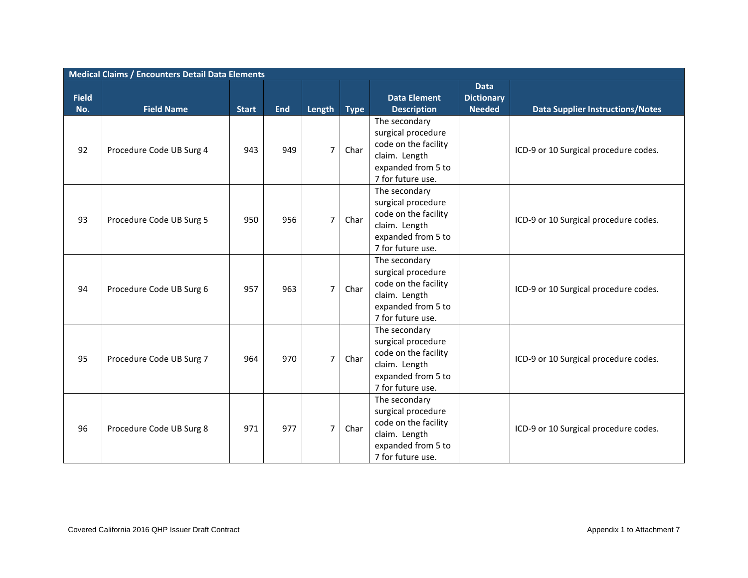| Medical Claims / Encounters Detail Data Elements | | | | | | | | |
|---|---|---|---|---|---|---|---|---|
| Field No. | Field Name | Start | End | Length | Type | Data Element Description | Data Dictionary Needed | Data Supplier Instructions/Notes |
| 92 | Procedure Code UB Surg 4 | 943 | 949 | 7 | Char | The secondary surgical procedure code on the facility claim. Length expanded from 5 to 7 for future use. | | ICD-9 or 10 Surgical procedure codes. |
| 93 | Procedure Code UB Surg 5 | 950 | 956 | 7 | Char | The secondary surgical procedure code on the facility claim. Length expanded from 5 to 7 for future use. | | ICD-9 or 10 Surgical procedure codes. |
| 94 | Procedure Code UB Surg 6 | 957 | 963 | 7 | Char | The secondary surgical procedure code on the facility claim. Length expanded from 5 to 7 for future use. | | ICD-9 or 10 Surgical procedure codes. |
| 95 | Procedure Code UB Surg 7 | 964 | 970 | 7 | Char | The secondary surgical procedure code on the facility claim. Length expanded from 5 to 7 for future use. | | ICD-9 or 10 Surgical procedure codes. |
| 96 | Procedure Code UB Surg 8 | 971 | 977 | 7 | Char | The secondary surgical procedure code on the facility claim. Length expanded from 5 to 7 for future use. | | ICD-9 or 10 Surgical procedure codes. |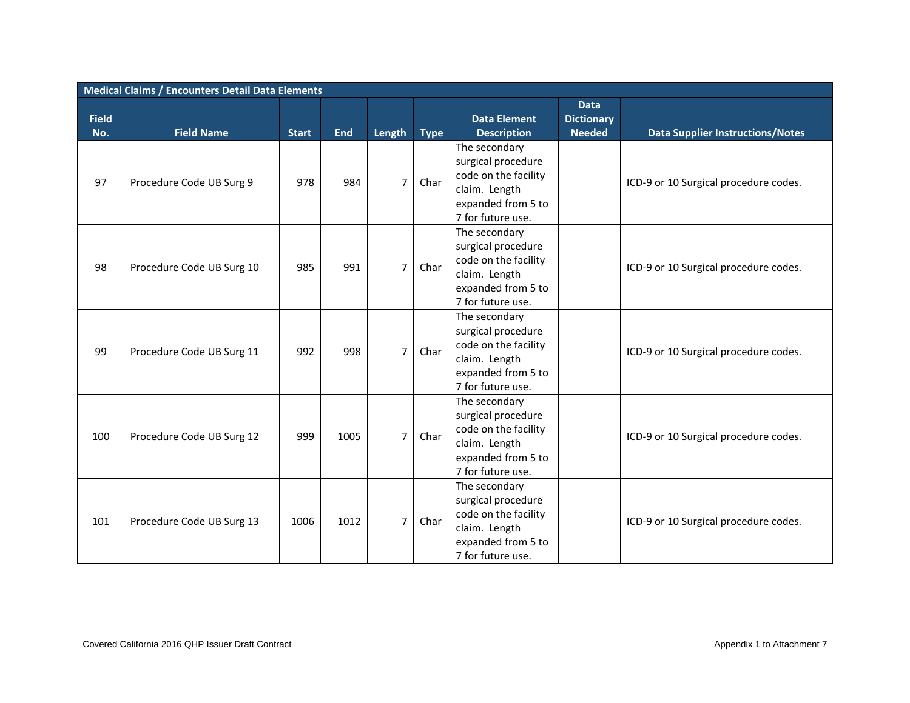| Medical Claims / Encounters Detail Data Elements | | | | | | | | |
|---|---|---|---|---|---|---|---|---|
| Field No. | Field Name | Start | End | Length | Type | Data Element Description | Data Dictionary Needed | Data Supplier Instructions/Notes |
| 97 | Procedure Code UB Surg 9 | 978 | 984 | 7 | Char | The secondary surgical procedure code on the facility claim. Length expanded from 5 to 7 for future use. | | ICD-9 or 10 Surgical procedure codes. |
| 98 | Procedure Code UB Surg 10 | 985 | 991 | 7 | Char | The secondary surgical procedure code on the facility claim. Length expanded from 5 to 7 for future use. | | ICD-9 or 10 Surgical procedure codes. |
| 99 | Procedure Code UB Surg 11 | 992 | 998 | 7 | Char | The secondary surgical procedure code on the facility claim. Length expanded from 5 to 7 for future use. | | ICD-9 or 10 Surgical procedure codes. |
| 100 | Procedure Code UB Surg 12 | 999 | 1005 | 7 | Char | The secondary surgical procedure code on the facility claim. Length expanded from 5 to 7 for future use. | | ICD-9 or 10 Surgical procedure codes. |
| 101 | Procedure Code UB Surg 13 | 1006 | 1012 | 7 | Char | The secondary surgical procedure code on the facility claim. Length expanded from 5 to 7 for future use. | | ICD-9 or 10 Surgical procedure codes. |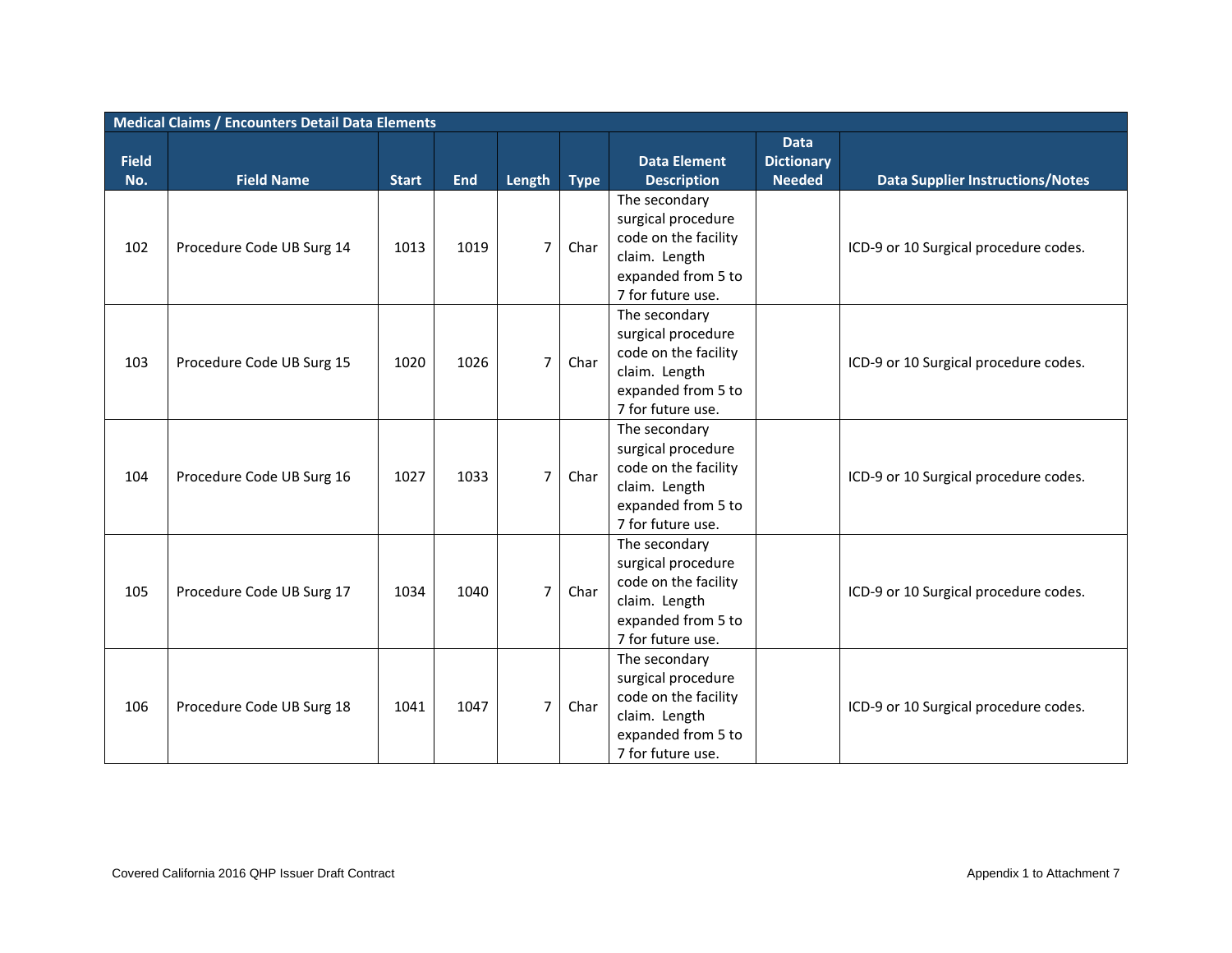| Medical Claims / Encounters Detail Data Elements | | | | | | | | |
|---|---|---|---|---|---|---|---|---|
| Field No. | Field Name | Start | End | Length | Type | Data Element Description | Data Dictionary Needed | Data Supplier Instructions/Notes |
| 102 | Procedure Code UB Surg 14 | 1013 | 1019 | 7 | Char | The secondary surgical procedure code on the facility claim. Length expanded from 5 to 7 for future use. | | ICD-9 or 10 Surgical procedure codes. |
| 103 | Procedure Code UB Surg 15 | 1020 | 1026 | 7 | Char | The secondary surgical procedure code on the facility claim. Length expanded from 5 to 7 for future use. | | ICD-9 or 10 Surgical procedure codes. |
| 104 | Procedure Code UB Surg 16 | 1027 | 1033 | 7 | Char | The secondary surgical procedure code on the facility claim. Length expanded from 5 to 7 for future use. | | ICD-9 or 10 Surgical procedure codes. |
| 105 | Procedure Code UB Surg 17 | 1034 | 1040 | 7 | Char | The secondary surgical procedure code on the facility claim. Length expanded from 5 to 7 for future use. | | ICD-9 or 10 Surgical procedure codes. |
| 106 | Procedure Code UB Surg 18 | 1041 | 1047 | 7 | Char | The secondary surgical procedure code on the facility claim. Length expanded from 5 to 7 for future use. | | ICD-9 or 10 Surgical procedure codes. |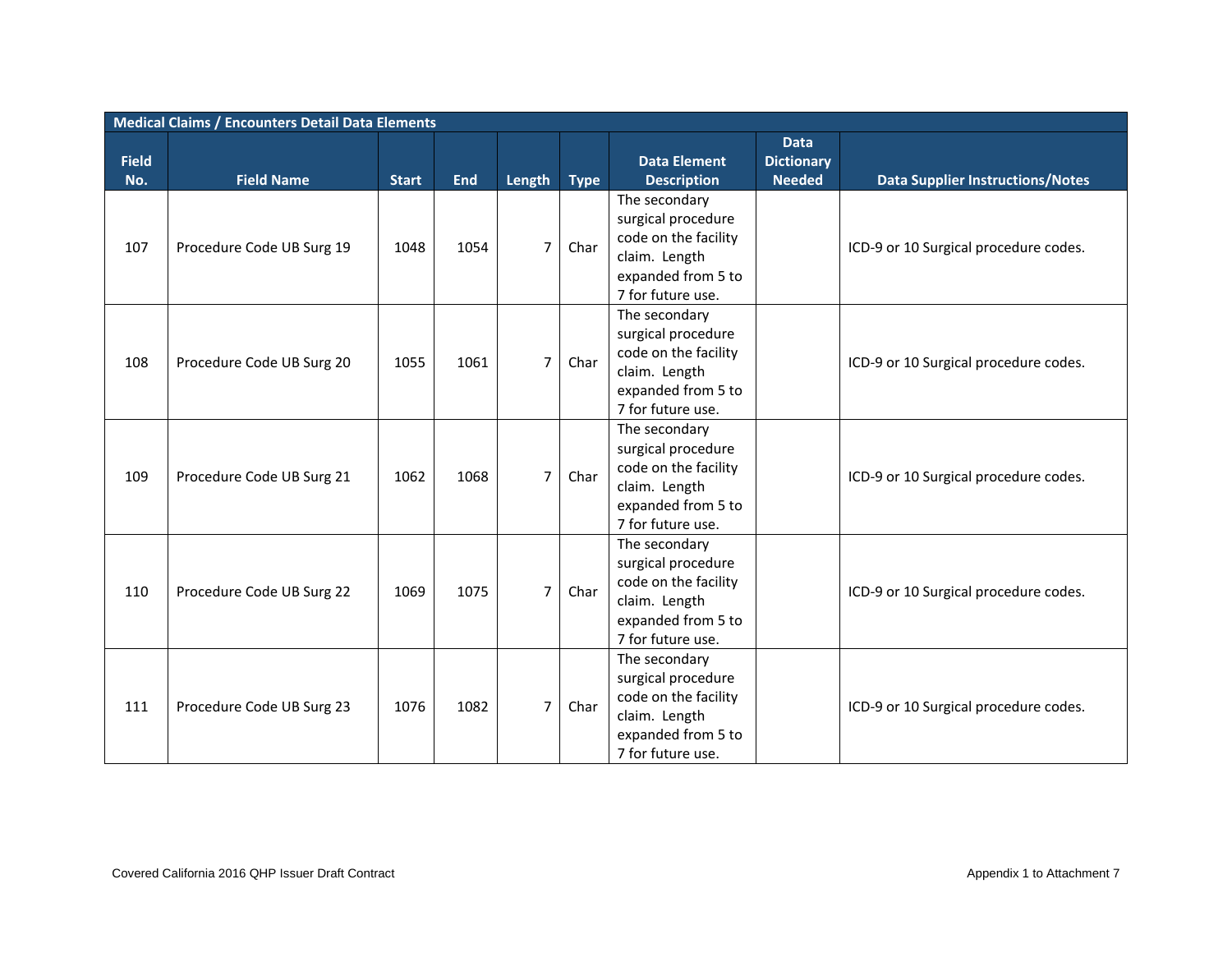| Medical Claims / Encounters Detail Data Elements | | | | | | | | |
|---|---|---|---|---|---|---|---|---|
| Field No. | Field Name | Start | End | Length | Type | Data Element Description | Data Dictionary Needed | Data Supplier Instructions/Notes |
| 107 | Procedure Code UB Surg 19 | 1048 | 1054 | 7 | Char | The secondary surgical procedure code on the facility claim. Length expanded from 5 to 7 for future use. | | ICD-9 or 10 Surgical procedure codes. |
| 108 | Procedure Code UB Surg 20 | 1055 | 1061 | 7 | Char | The secondary surgical procedure code on the facility claim. Length expanded from 5 to 7 for future use. | | ICD-9 or 10 Surgical procedure codes. |
| 109 | Procedure Code UB Surg 21 | 1062 | 1068 | 7 | Char | The secondary surgical procedure code on the facility claim. Length expanded from 5 to 7 for future use. | | ICD-9 or 10 Surgical procedure codes. |
| 110 | Procedure Code UB Surg 22 | 1069 | 1075 | 7 | Char | The secondary surgical procedure code on the facility claim. Length expanded from 5 to 7 for future use. | | ICD-9 or 10 Surgical procedure codes. |
| 111 | Procedure Code UB Surg 23 | 1076 | 1082 | 7 | Char | The secondary surgical procedure code on the facility claim. Length expanded from 5 to 7 for future use. | | ICD-9 or 10 Surgical procedure codes. |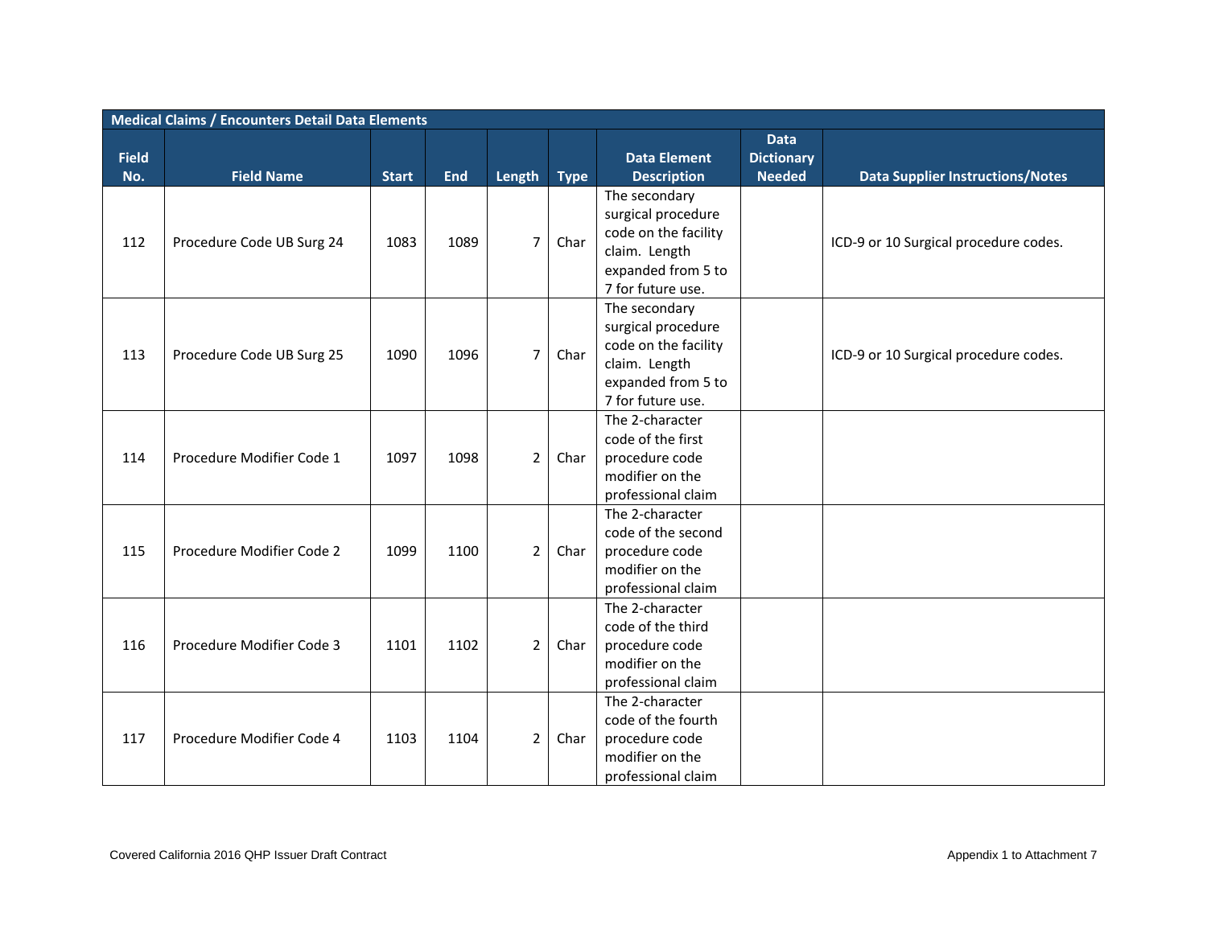| Medical Claims / Encounters Detail Data Elements | | | | | | | | |
|---|---|---|---|---|---|---|---|---|
| Field No. | Field Name | Start | End | Length | Type | Data Element Description | Data Dictionary Needed | Data Supplier Instructions/Notes |
| 112 | Procedure Code UB Surg 24 | 1083 | 1089 | 7 | Char | The secondary surgical procedure code on the facility claim. Length expanded from 5 to 7 for future use. | | ICD-9 or 10 Surgical procedure codes. |
| 113 | Procedure Code UB Surg 25 | 1090 | 1096 | 7 | Char | The secondary surgical procedure code on the facility claim. Length expanded from 5 to 7 for future use. | | ICD-9 or 10 Surgical procedure codes. |
| 114 | Procedure Modifier Code 1 | 1097 | 1098 | 2 | Char | The 2-character code of the first procedure code modifier on the professional claim | | |
| 115 | Procedure Modifier Code 2 | 1099 | 1100 | 2 | Char | The 2-character code of the second procedure code modifier on the professional claim | | |
| 116 | Procedure Modifier Code 3 | 1101 | 1102 | 2 | Char | The 2-character code of the third procedure code modifier on the professional claim | | |
| 117 | Procedure Modifier Code 4 | 1103 | 1104 | 2 | Char | The 2-character code of the fourth procedure code modifier on the professional claim | | |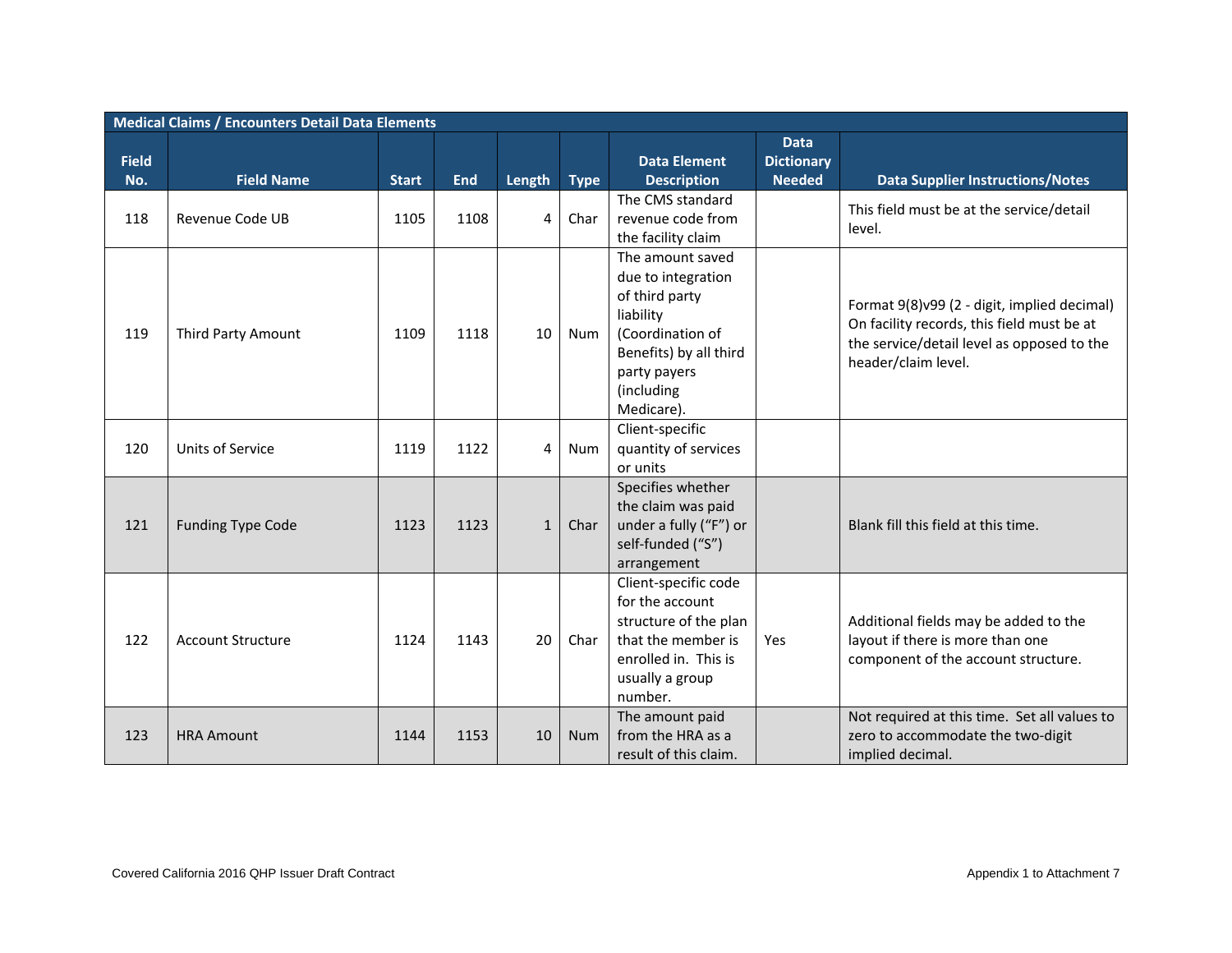| Medical Claims / Encounters Detail Data Elements | | | | | | | | |
|---|---|---|---|---|---|---|---|---|
| Field No. | Field Name | Start | End | Length | Type | Data Element Description | Data Dictionary Needed | Data Supplier Instructions/Notes |
| 118 | Revenue Code UB | 1105 | 1108 | 4 | Char | The CMS standard revenue code from the facility claim | | This field must be at the service/detail level. |
| 119 | Third Party Amount | 1109 | 1118 | 10 | Num | The amount saved due to integration of third party liability (Coordination of Benefits) by all third party payers (including Medicare). | | Format 9(8)v99 (2 - digit, implied decimal) On facility records, this field must be at the service/detail level as opposed to the header/claim level. |
| 120 | Units of Service | 1119 | 1122 | 4 | Num | Client-specific quantity of services or units | | |
| 121 | Funding Type Code | 1123 | 1123 | 1 | Char | Specifies whether the claim was paid under a fully ("F") or self-funded ("S") arrangement | | Blank fill this field at this time. |
| 122 | Account Structure | 1124 | 1143 | 20 | Char | Client-specific code for the account structure of the plan that the member is enrolled in. This is usually a group number. | Yes | Additional fields may be added to the layout if there is more than one component of the account structure. |
| 123 | HRA Amount | 1144 | 1153 | 10 | Num | The amount paid from the HRA as a result of this claim. | | Not required at this time. Set all values to zero to accommodate the two-digit implied decimal. |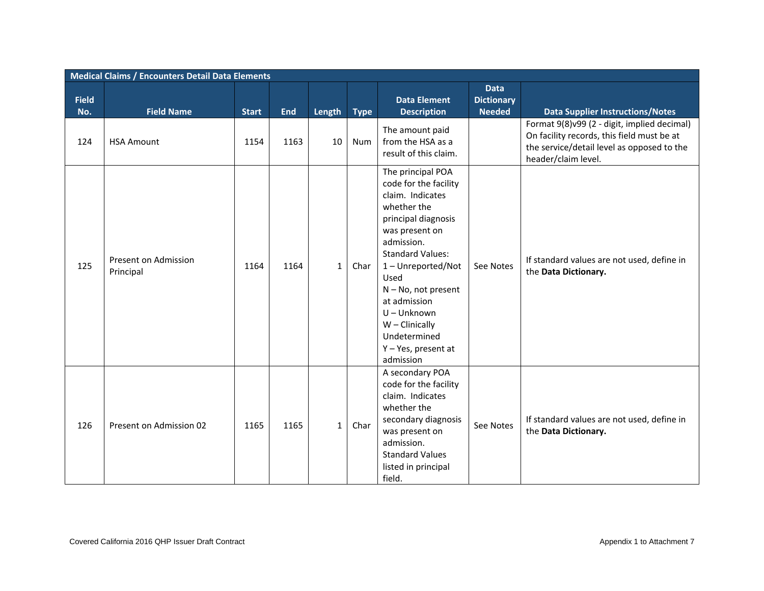| Medical Claims / Encounters Detail Data Elements | | | | | | | | |
|---|---|---|---|---|---|---|---|---|
| Field No. | Field Name | Start | End | Length | Type | Data Element Description | Data Dictionary Needed | Data Supplier Instructions/Notes |
| 124 | HSA Amount | 1154 | 1163 | 10 | Num | The amount paid from the HSA as a result of this claim. | | Format 9(8)v99 (2 - digit, implied decimal) On facility records, this field must be at the service/detail level as opposed to the header/claim level. |
| 125 | Present on Admission Principal | 1164 | 1164 | 1 | Char | The principal POA code for the facility claim. Indicates whether the principal diagnosis was present on admission. Standard Values: 1 – Unreported/Not Used N – No, not present at admission U – Unknown W – Clinically Undetermined Y – Yes, present at admission | See Notes | If standard values are not used, define in the **Data Dictionary.** |
| 126 | Present on Admission 02 | 1165 | 1165 | 1 | Char | A secondary POA code for the facility claim. Indicates whether the secondary diagnosis was present on admission. Standard Values listed in principal field. | See Notes | If standard values are not used, define in the **Data Dictionary.** |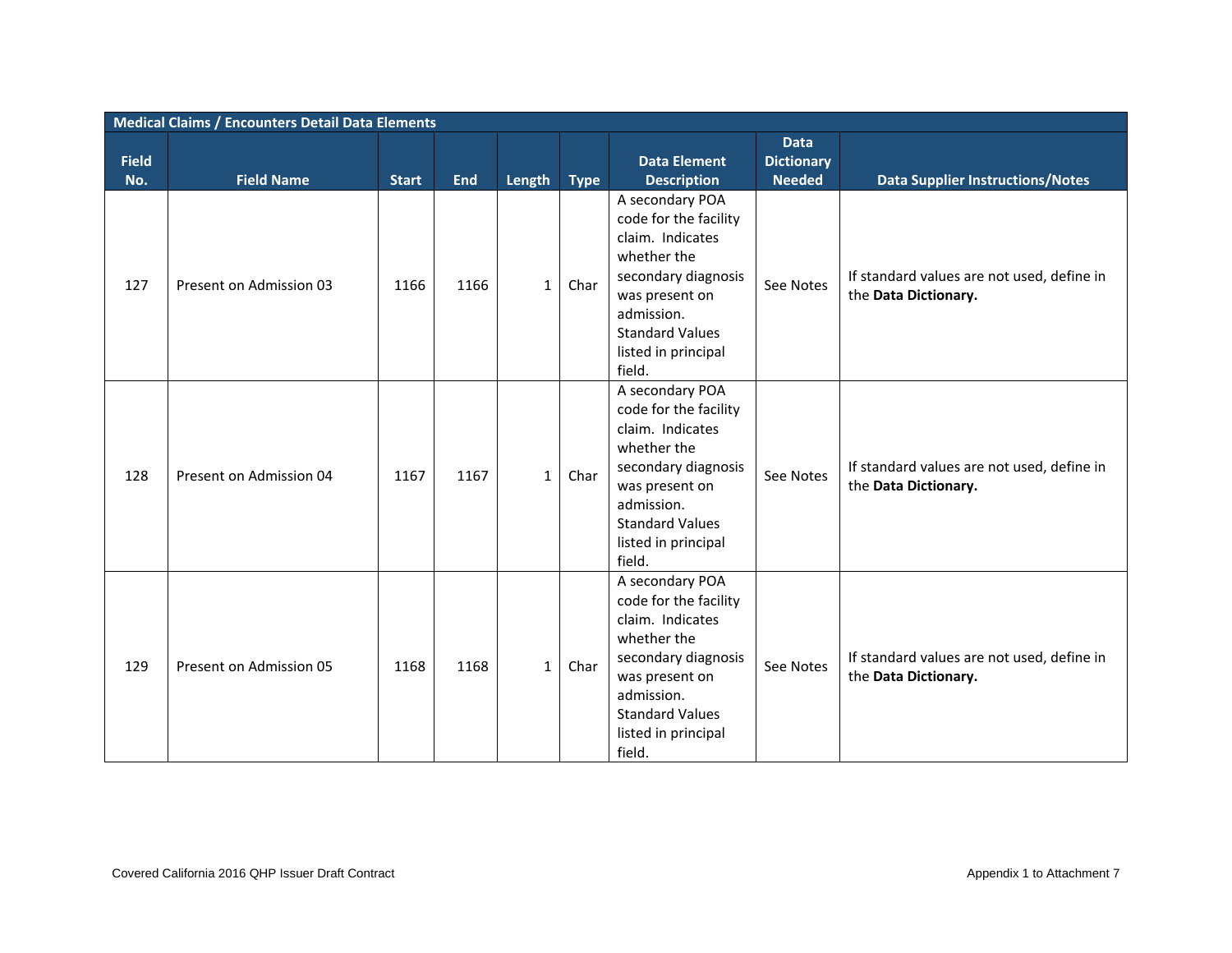| Medical Claims / Encounters Detail Data Elements | | | | | | | | |
|---|---|---|---|---|---|---|---|---|
| **Field No.** | **Field Name** | **Start** | **End** | **Length** | **Type** | **Data Element Description** | **Data Dictionary Needed** | **Data Supplier Instructions/Notes** |
| 127 | Present on Admission 03 | 1166 | 1166 | 1 | Char | A secondary POA code for the facility claim. Indicates whether the secondary diagnosis was present on admission. Standard Values listed in principal field. | See Notes | If standard values are not used, define in the **Data Dictionary.** |
| 128 | Present on Admission 04 | 1167 | 1167 | 1 | Char | A secondary POA code for the facility claim. Indicates whether the secondary diagnosis was present on admission. Standard Values listed in principal field. | See Notes | If standard values are not used, define in the **Data Dictionary.** |
| 129 | Present on Admission 05 | 1168 | 1168 | 1 | Char | A secondary POA code for the facility claim. Indicates whether the secondary diagnosis was present on admission. Standard Values listed in principal field. | See Notes | If standard values are not used, define in the **Data Dictionary.** |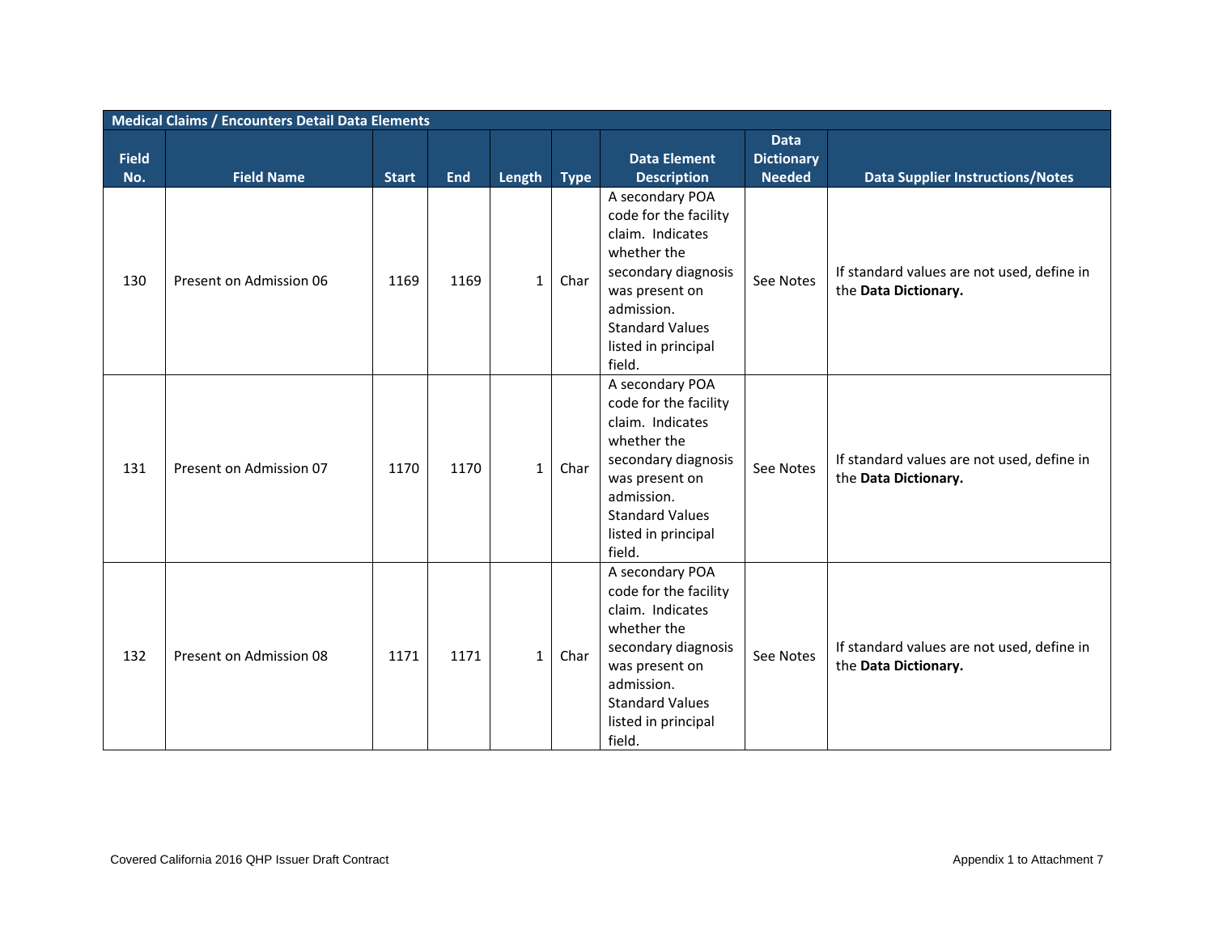| Medical Claims / Encounters Detail Data Elements | | | | | | | | |
|---|---|---|---|---|---|---|---|---|
| Field No. | Field Name | Start | End | Length | Type | Data Element Description | Data Dictionary Needed | Data Supplier Instructions/Notes |
| 130 | Present on Admission 06 | 1169 | 1169 | 1 | Char | A secondary POA code for the facility claim. Indicates whether the secondary diagnosis was present on admission. Standard Values listed in principal field. | See Notes | If standard values are not used, define in the **Data Dictionary.** |
| 131 | Present on Admission 07 | 1170 | 1170 | 1 | Char | A secondary POA code for the facility claim. Indicates whether the secondary diagnosis was present on admission. Standard Values listed in principal field. | See Notes | If standard values are not used, define in the **Data Dictionary.** |
| 132 | Present on Admission 08 | 1171 | 1171 | 1 | Char | A secondary POA code for the facility claim. Indicates whether the secondary diagnosis was present on admission. Standard Values listed in principal field. | See Notes | If standard values are not used, define in the **Data Dictionary.** |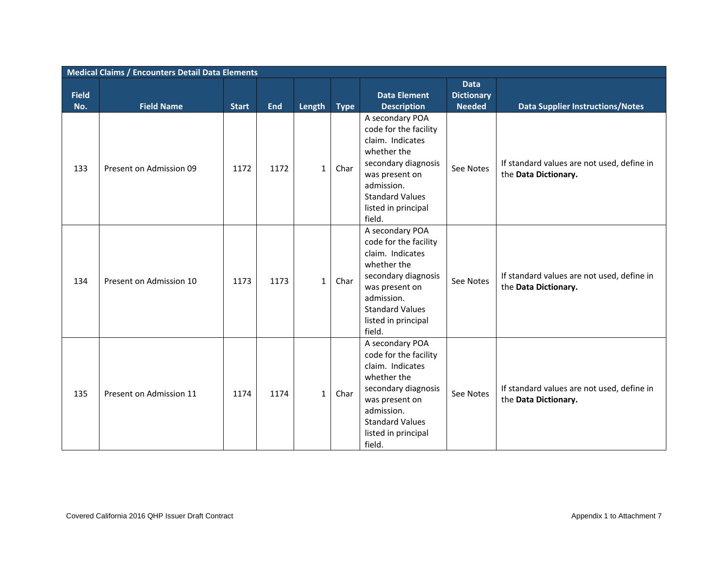| Medical Claims / Encounters Detail Data Elements | | | | | | | | |
|---|---|---|---|---|---|---|---|---|
| Field No. | Field Name | Start | End | Length | Type | Data Element Description | Data Dictionary Needed | Data Supplier Instructions/Notes |
| 133 | Present on Admission 09 | 1172 | 1172 | 1 | Char | A secondary POA code for the facility claim. Indicates whether the secondary diagnosis was present on admission. Standard Values listed in principal field. | See Notes | If standard values are not used, define in the **Data Dictionary.** |
| 134 | Present on Admission 10 | 1173 | 1173 | 1 | Char | A secondary POA code for the facility claim. Indicates whether the secondary diagnosis was present on admission. Standard Values listed in principal field. | See Notes | If standard values are not used, define in the **Data Dictionary.** |
| 135 | Present on Admission 11 | 1174 | 1174 | 1 | Char | A secondary POA code for the facility claim. Indicates whether the secondary diagnosis was present on admission. Standard Values listed in principal field. | See Notes | If standard values are not used, define in the **Data Dictionary.** |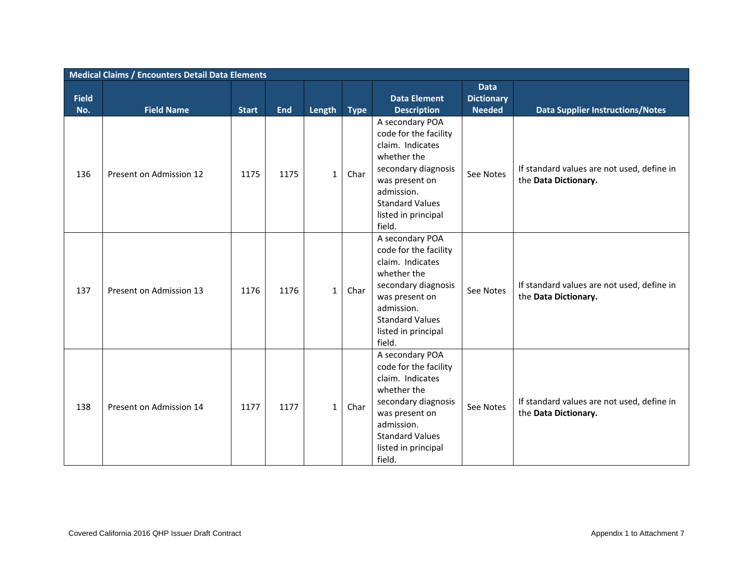| Medical Claims / Encounters Detail Data Elements | | | | | | | | |
|---|---|---|---|---|---|---|---|---|
| Field No. | Field Name | Start | End | Length | Type | Data Element Description | Data Dictionary Needed | Data Supplier Instructions/Notes |
| 136 | Present on Admission 12 | 1175 | 1175 | 1 | Char | A secondary POA code for the facility claim. Indicates whether the secondary diagnosis was present on admission. Standard Values listed in principal field. | See Notes | If standard values are not used, define in the **Data Dictionary.** |
| 137 | Present on Admission 13 | 1176 | 1176 | 1 | Char | A secondary POA code for the facility claim. Indicates whether the secondary diagnosis was present on admission. Standard Values listed in principal field. | See Notes | If standard values are not used, define in the **Data Dictionary.** |
| 138 | Present on Admission 14 | 1177 | 1177 | 1 | Char | A secondary POA code for the facility claim. Indicates whether the secondary diagnosis was present on admission. Standard Values listed in principal field. | See Notes | If standard values are not used, define in the **Data Dictionary.** |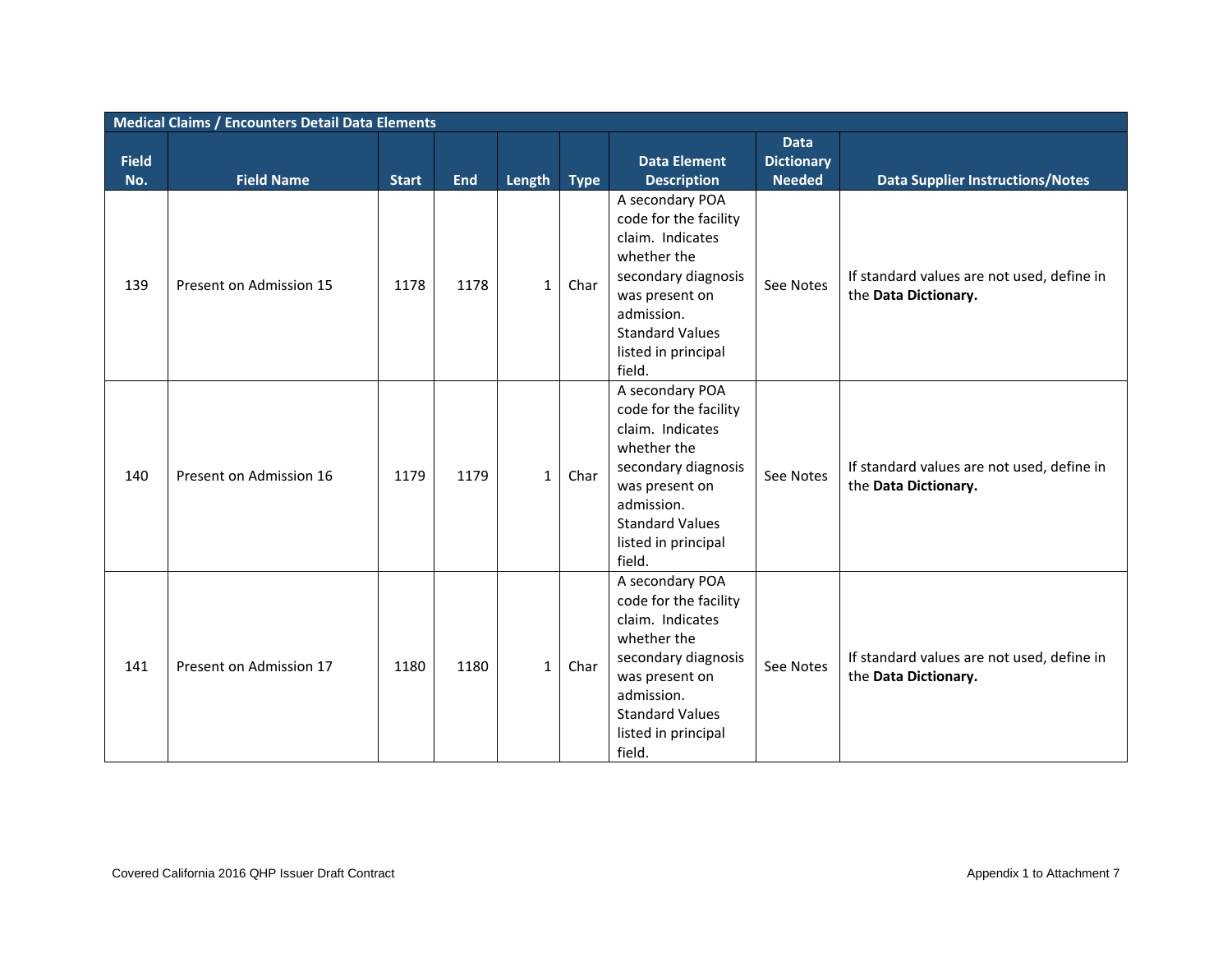| Medical Claims / Encounters Detail Data Elements | | | | | | | | |
|---|---|---|---|---|---|---|---|---|
| **Field No.** | **Field Name** | **Start** | **End** | **Length** | **Type** | **Data Element Description** | **Data Dictionary Needed** | **Data Supplier Instructions/Notes** |
| 139 | Present on Admission 15 | 1178 | 1178 | 1 | Char | A secondary POA code for the facility claim. Indicates whether the secondary diagnosis was present on admission. Standard Values listed in principal field. | See Notes | If standard values are not used, define in the **Data Dictionary.** |
| 140 | Present on Admission 16 | 1179 | 1179 | 1 | Char | A secondary POA code for the facility claim. Indicates whether the secondary diagnosis was present on admission. Standard Values listed in principal field. | See Notes | If standard values are not used, define in the **Data Dictionary.** |
| 141 | Present on Admission 17 | 1180 | 1180 | 1 | Char | A secondary POA code for the facility claim. Indicates whether the secondary diagnosis was present on admission. Standard Values listed in principal field. | See Notes | If standard values are not used, define in the **Data Dictionary.** |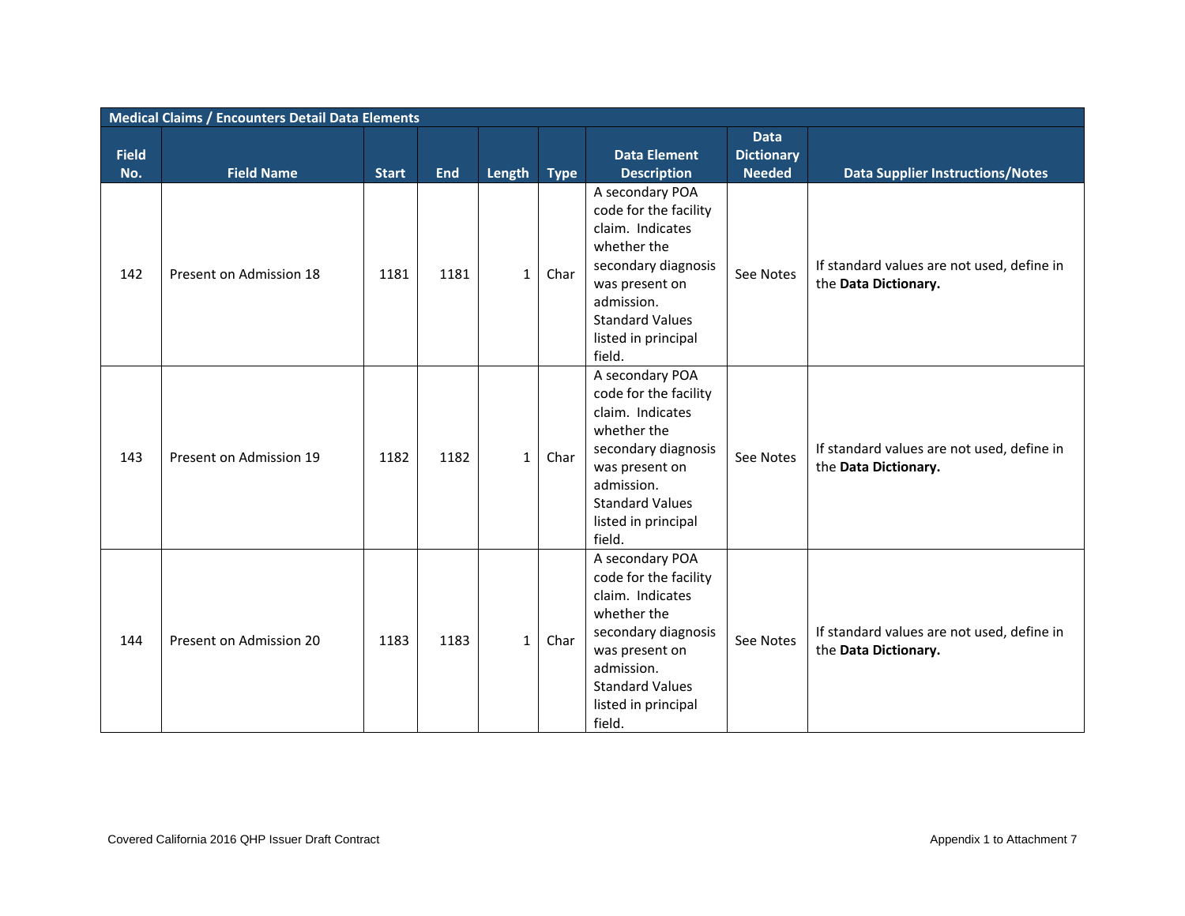| Medical Claims / Encounters Detail Data Elements | | | | | | | | |
|---|---|---|---|---|---|---|---|---|
| **Field No.** | **Field Name** | **Start** | **End** | **Length** | **Type** | **Data Element Description** | **Data Dictionary Needed** | **Data Supplier Instructions/Notes** |
| 142 | Present on Admission 18 | 1181 | 1181 | 1 | Char | A secondary POA code for the facility claim. Indicates whether the secondary diagnosis was present on admission. Standard Values listed in principal field. | See Notes | If standard values are not used, define in the **Data Dictionary.** |
| 143 | Present on Admission 19 | 1182 | 1182 | 1 | Char | A secondary POA code for the facility claim. Indicates whether the secondary diagnosis was present on admission. Standard Values listed in principal field. | See Notes | If standard values are not used, define in the **Data Dictionary.** |
| 144 | Present on Admission 20 | 1183 | 1183 | 1 | Char | A secondary POA code for the facility claim. Indicates whether the secondary diagnosis was present on admission. Standard Values listed in principal field. | See Notes | If standard values are not used, define in the **Data Dictionary.** |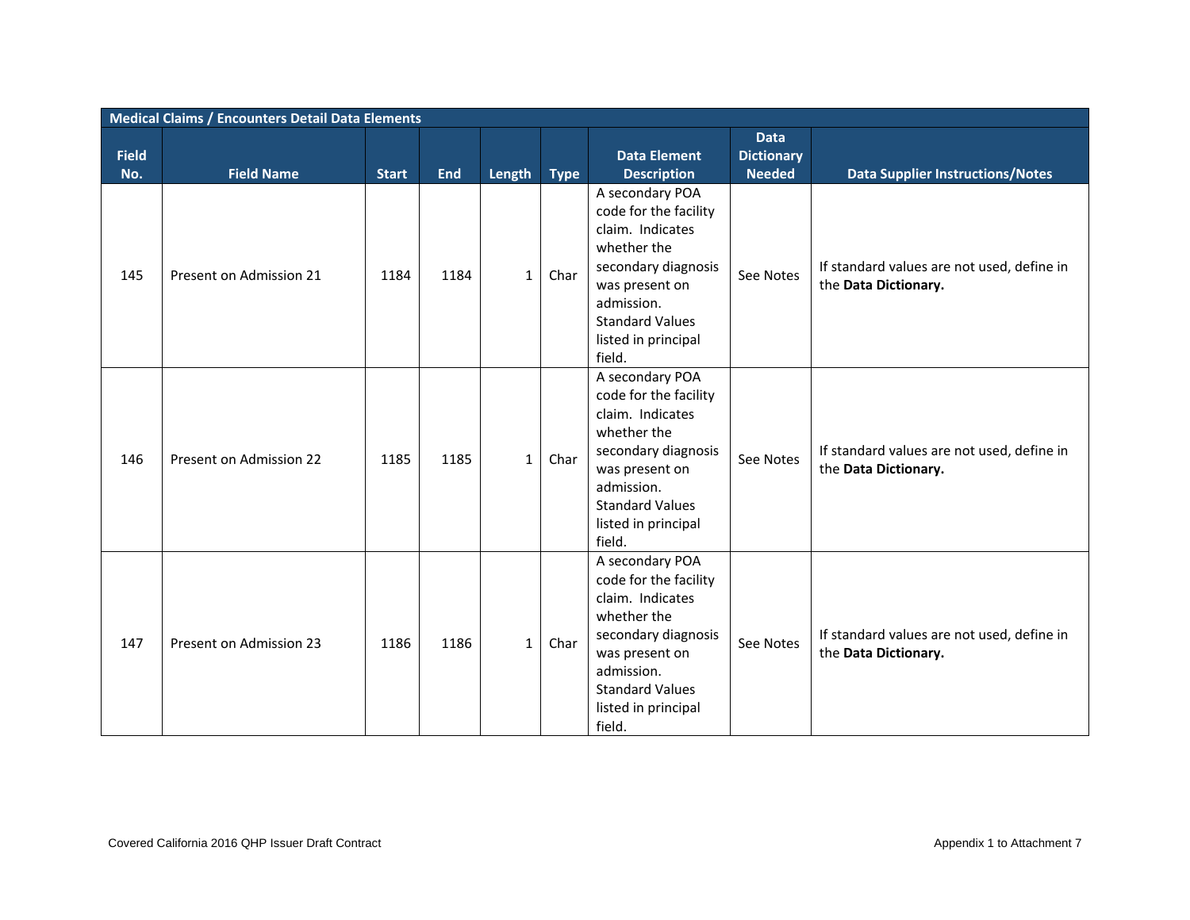| Medical Claims / Encounters Detail Data Elements | | | | | | | | |
|---|---|---|---|---|---|---|---|---|
| **Field No.** | **Field Name** | **Start** | **End** | **Length** | **Type** | **Data Element Description** | **Data Dictionary Needed** | **Data Supplier Instructions/Notes** |
| 145 | Present on Admission 21 | 1184 | 1184 | 1 | Char | A secondary POA code for the facility claim. Indicates whether the secondary diagnosis was present on admission. Standard Values listed in principal field. | See Notes | If standard values are not used, define in the **Data Dictionary.** |
| 146 | Present on Admission 22 | 1185 | 1185 | 1 | Char | A secondary POA code for the facility claim. Indicates whether the secondary diagnosis was present on admission. Standard Values listed in principal field. | See Notes | If standard values are not used, define in the **Data Dictionary.** |
| 147 | Present on Admission 23 | 1186 | 1186 | 1 | Char | A secondary POA code for the facility claim. Indicates whether the secondary diagnosis was present on admission. Standard Values listed in principal field. | See Notes | If standard values are not used, define in the **Data Dictionary.** |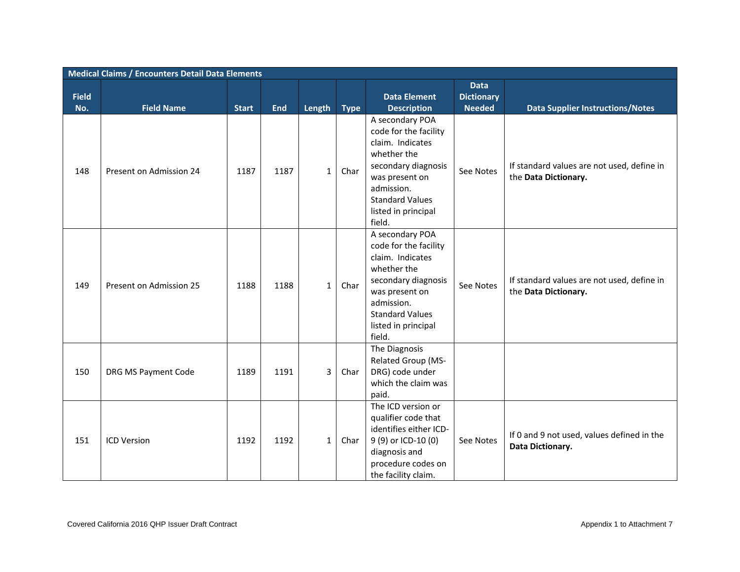| Medical Claims / Encounters Detail Data Elements | | | | | | | | |
|---|---|---|---|---|---|---|---|---|
| **Field No.** | **Field Name** | **Start** | **End** | **Length** | **Type** | **Data Element Description** | **Data Dictionary Needed** | **Data Supplier Instructions/Notes** |
| 148 | Present on Admission 24 | 1187 | 1187 | 1 | Char | A secondary POA code for the facility claim. Indicates whether the secondary diagnosis was present on admission. Standard Values listed in principal field. | See Notes | If standard values are not used, define in the **Data Dictionary.** |
| 149 | Present on Admission 25 | 1188 | 1188 | 1 | Char | A secondary POA code for the facility claim. Indicates whether the secondary diagnosis was present on admission. Standard Values listed in principal field. | See Notes | If standard values are not used, define in the **Data Dictionary.** |
| 150 | DRG MS Payment Code | 1189 | 1191 | 3 | Char | The Diagnosis Related Group (MS-DRG) code under which the claim was paid. | | |
| 151 | ICD Version | 1192 | 1192 | 1 | Char | The ICD version or qualifier code that identifies either ICD-9 (9) or ICD-10 (0) diagnosis and procedure codes on the facility claim. | See Notes | If 0 and 9 not used, values defined in the **Data Dictionary.** |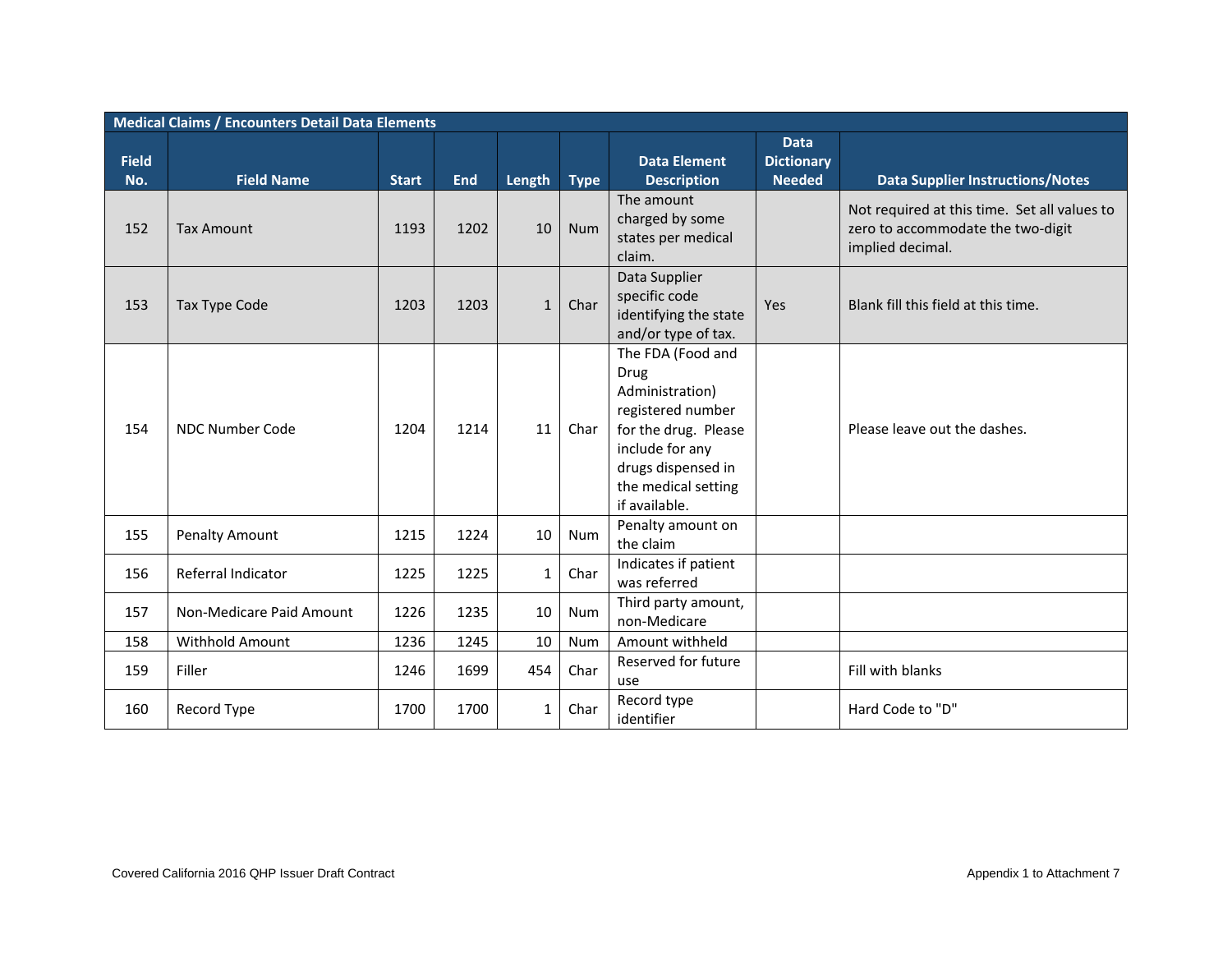| Medical Claims / Encounters Detail Data Elements | | | | | | | | |
|---|---|---|---|---|---|---|---|---|
| Field No. | Field Name | Start | End | Length | Type | Data Element Description | Data Dictionary Needed | Data Supplier Instructions/Notes |
| 152 | Tax Amount | 1193 | 1202 | 10 | Num | The amount charged by some states per medical claim. | | Not required at this time. Set all values to zero to accommodate the two-digit implied decimal. |
| 153 | Tax Type Code | 1203 | 1203 | 1 | Char | Data Supplier specific code identifying the state and/or type of tax. | Yes | Blank fill this field at this time. |
| 154 | NDC Number Code | 1204 | 1214 | 11 | Char | The FDA (Food and Drug Administration) registered number for the drug. Please include for any drugs dispensed in the medical setting if available. | | Please leave out the dashes. |
| 155 | Penalty Amount | 1215 | 1224 | 10 | Num | Penalty amount on the claim | | |
| 156 | Referral Indicator | 1225 | 1225 | 1 | Char | Indicates if patient was referred | | |
| 157 | Non-Medicare Paid Amount | 1226 | 1235 | 10 | Num | Third party amount, non-Medicare | | |
| 158 | Withhold Amount | 1236 | 1245 | 10 | Num | Amount withheld | | |
| 159 | Filler | 1246 | 1699 | 454 | Char | Reserved for future use | | Fill with blanks |
| 160 | Record Type | 1700 | 1700 | 1 | Char | Record type identifier | | Hard Code to "D" |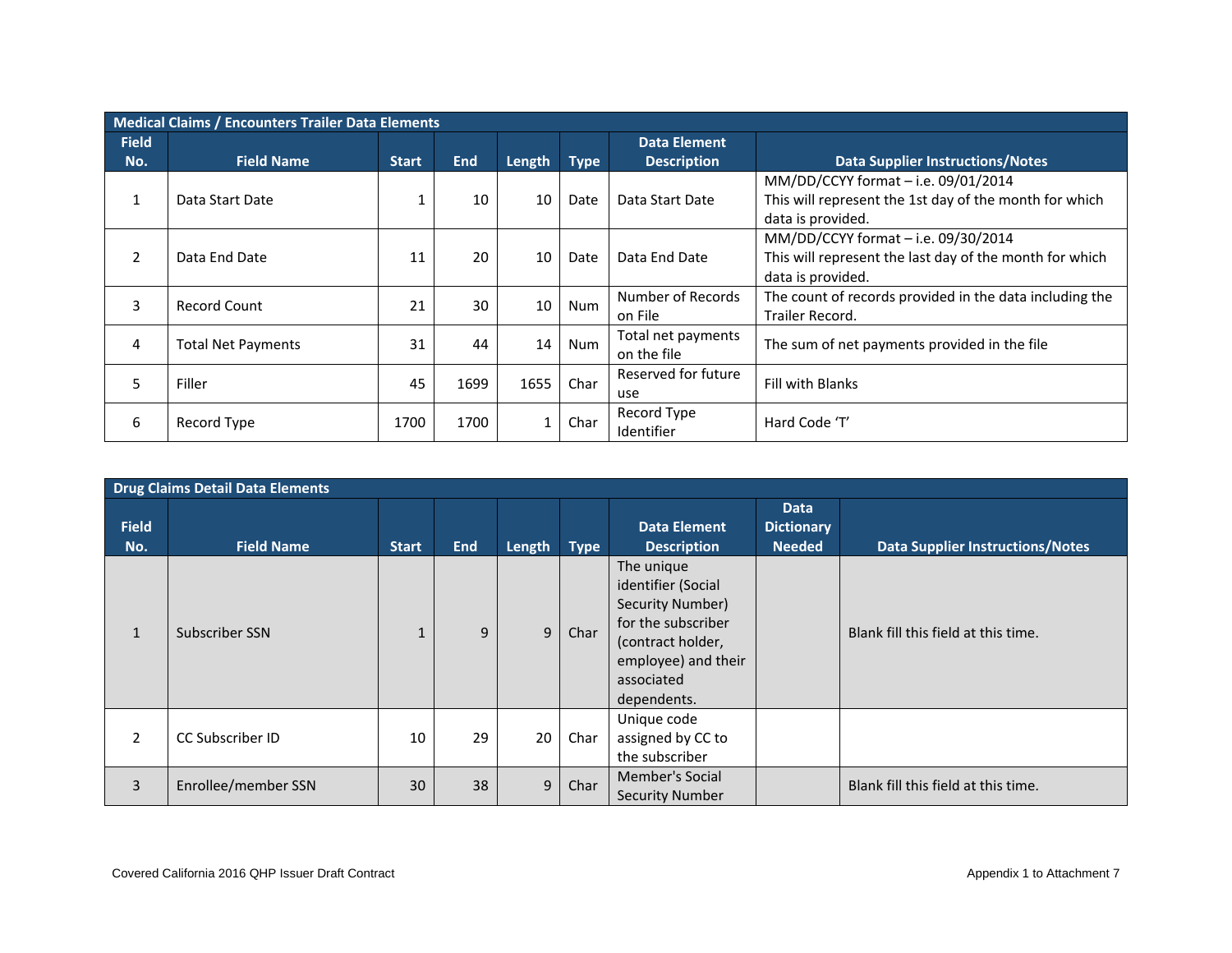| Medical Claims / Encounters Trailer Data Elements | | | | | | | |
|---|---|---|---|---|---|---|---|
| Field No. | Field Name | Start | End | Length | Type | Data Element Description | Data Supplier Instructions/Notes |
| 1 | Data Start Date | 1 | 10 | 10 | Date | Data Start Date | MM/DD/CCYY format – i.e. 09/01/2014 This will represent the 1st day of the month for which data is provided. |
| 2 | Data End Date | 11 | 20 | 10 | Date | Data End Date | MM/DD/CCYY format – i.e. 09/30/2014 This will represent the last day of the month for which data is provided. |
| 3 | Record Count | 21 | 30 | 10 | Num | Number of Records on File | The count of records provided in the data including the Trailer Record. |
| 4 | Total Net Payments | 31 | 44 | 14 | Num | Total net payments on the file | The sum of net payments provided in the file |
| 5 | Filler | 45 | 1699 | 1655 | Char | Reserved for future use | Fill with Blanks |
| 6 | Record Type | 1700 | 1700 | 1 | Char | Record Type Identifier | Hard Code 'T' |

| Drug Claims Detail Data Elements | | | | | | | | |
|---|---|---|---|---|---|---|---|---|
| Field No. | Field Name | Start | End | Length | Type | Data Element Description | Data Dictionary Needed | Data Supplier Instructions/Notes |
| 1 | Subscriber SSN | 1 | 9 | 9 | Char | The unique identifier (Social Security Number) for the subscriber (contract holder, employee) and their associated dependents. | | Blank fill this field at this time. |
| 2 | CC Subscriber ID | 10 | 29 | 20 | Char | Unique code assigned by CC to the subscriber | | |
| 3 | Enrollee/member SSN | 30 | 38 | 9 | Char | Member's Social Security Number | | Blank fill this field at this time. |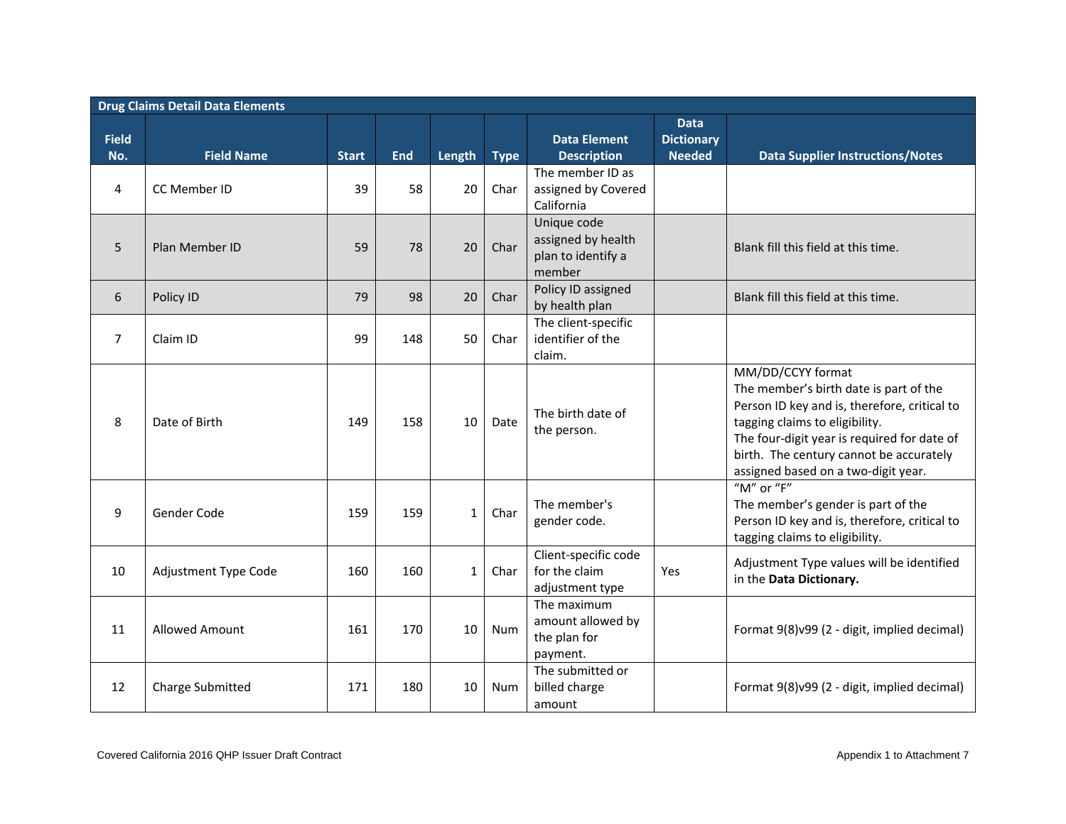| Drug Claims Detail Data Elements | | | | | | | | |
|---|---|---|---|---|---|---|---|---|
| Field No. | Field Name | Start | End | Length | Type | Data Element Description | Data Dictionary Needed | Data Supplier Instructions/Notes |
| 4 | CC Member ID | 39 | 58 | 20 | Char | The member ID as assigned by Covered California | | |
| 5 | Plan Member ID | 59 | 78 | 20 | Char | Unique code assigned by health plan to identify a member | | Blank fill this field at this time. |
| 6 | Policy ID | 79 | 98 | 20 | Char | Policy ID assigned by health plan | | Blank fill this field at this time. |
| 7 | Claim ID | 99 | 148 | 50 | Char | The client-specific identifier of the claim. | | |
| 8 | Date of Birth | 149 | 158 | 10 | Date | The birth date of the person. | | MM/DD/CCYY format<br>The member's birth date is part of the Person ID key and is, therefore, critical to tagging claims to eligibility.<br>The four-digit year is required for date of birth. The century cannot be accurately assigned based on a two-digit year. |
| 9 | Gender Code | 159 | 159 | 1 | Char | The member's gender code. | | "M" or "F"<br>The member's gender is part of the Person ID key and is, therefore, critical to tagging claims to eligibility. |
| 10 | Adjustment Type Code | 160 | 160 | 1 | Char | Client-specific code for the claim adjustment type | Yes | Adjustment Type values will be identified in the **Data Dictionary.** |
| 11 | Allowed Amount | 161 | 170 | 10 | Num | The maximum amount allowed by the plan for payment. | | Format 9(8)v99 (2 - digit, implied decimal) |
| 12 | Charge Submitted | 171 | 180 | 10 | Num | The submitted or billed charge amount | | Format 9(8)v99 (2 - digit, implied decimal) |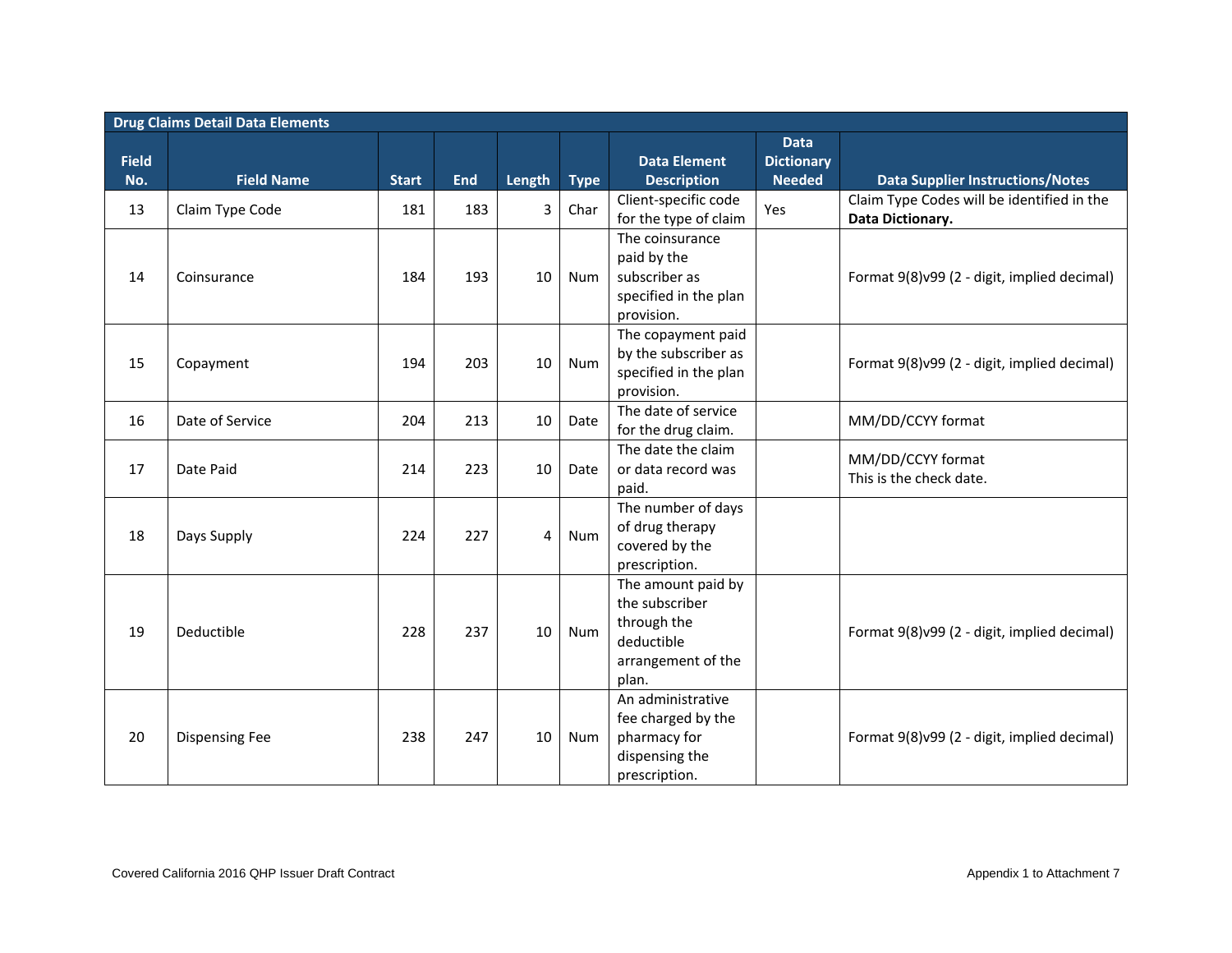| Drug Claims Detail Data Elements | | | | | | | | |
|---|---|---|---|---|---|---|---|---|
| **Field No.** | **Field Name** | **Start** | **End** | **Length** | **Type** | **Data Element Description** | **Data Dictionary Needed** | **Data Supplier Instructions/Notes** |
| 13 | Claim Type Code | 181 | 183 | 3 | Char | Client-specific code for the type of claim | Yes | Claim Type Codes will be identified in the **Data Dictionary.** |
| 14 | Coinsurance | 184 | 193 | 10 | Num | The coinsurance paid by the subscriber as specified in the plan provision. | | Format 9(8)v99 (2 - digit, implied decimal) |
| 15 | Copayment | 194 | 203 | 10 | Num | The copayment paid by the subscriber as specified in the plan provision. | | Format 9(8)v99 (2 - digit, implied decimal) |
| 16 | Date of Service | 204 | 213 | 10 | Date | The date of service for the drug claim. | | MM/DD/CCYY format |
| 17 | Date Paid | 214 | 223 | 10 | Date | The date the claim or data record was paid. | | MM/DD/CCYY format<br>This is the check date. |
| 18 | Days Supply | 224 | 227 | 4 | Num | The number of days of drug therapy covered by the prescription. | | |
| 19 | Deductible | 228 | 237 | 10 | Num | The amount paid by the subscriber through the deductible arrangement of the plan. | | Format 9(8)v99 (2 - digit, implied decimal) |
| 20 | Dispensing Fee | 238 | 247 | 10 | Num | An administrative fee charged by the pharmacy for dispensing the prescription. | | Format 9(8)v99 (2 - digit, implied decimal) |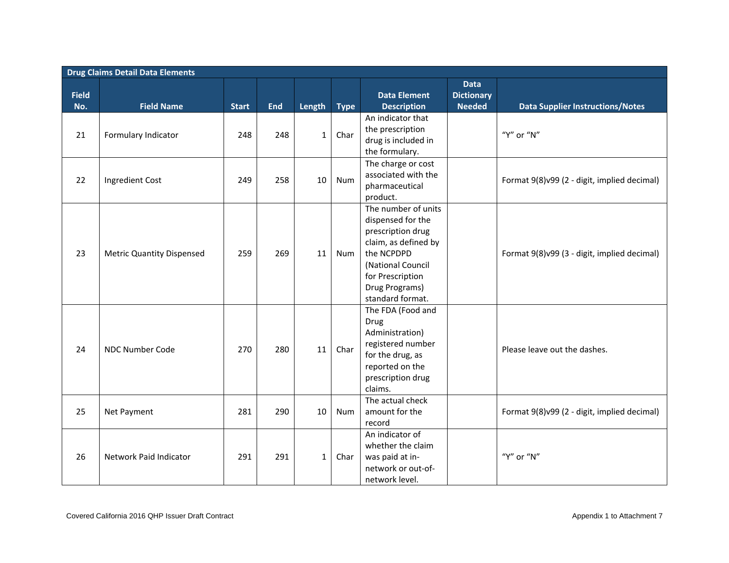| Drug Claims Detail Data Elements | | | | | | | | |
|---|---|---|---|---|---|---|---|---|
| Field No. | Field Name | Start | End | Length | Type | Data Element Description | Data Dictionary Needed | Data Supplier Instructions/Notes |
| 21 | Formulary Indicator | 248 | 248 | 1 | Char | An indicator that the prescription drug is included in the formulary. | | "Y" or "N" |
| 22 | Ingredient Cost | 249 | 258 | 10 | Num | The charge or cost associated with the pharmaceutical product. | | Format 9(8)v99 (2 - digit, implied decimal) |
| 23 | Metric Quantity Dispensed | 259 | 269 | 11 | Num | The number of units dispensed for the prescription drug claim, as defined by the NCPDPD (National Council for Prescription Drug Programs) standard format. | | Format 9(8)v99 (3 - digit, implied decimal) |
| 24 | NDC Number Code | 270 | 280 | 11 | Char | The FDA (Food and Drug Administration) registered number for the drug, as reported on the prescription drug claims. | | Please leave out the dashes. |
| 25 | Net Payment | 281 | 290 | 10 | Num | The actual check amount for the record | | Format 9(8)v99 (2 - digit, implied decimal) |
| 26 | Network Paid Indicator | 291 | 291 | 1 | Char | An indicator of whether the claim was paid at in-network or out-of-network level. | | "Y" or "N" |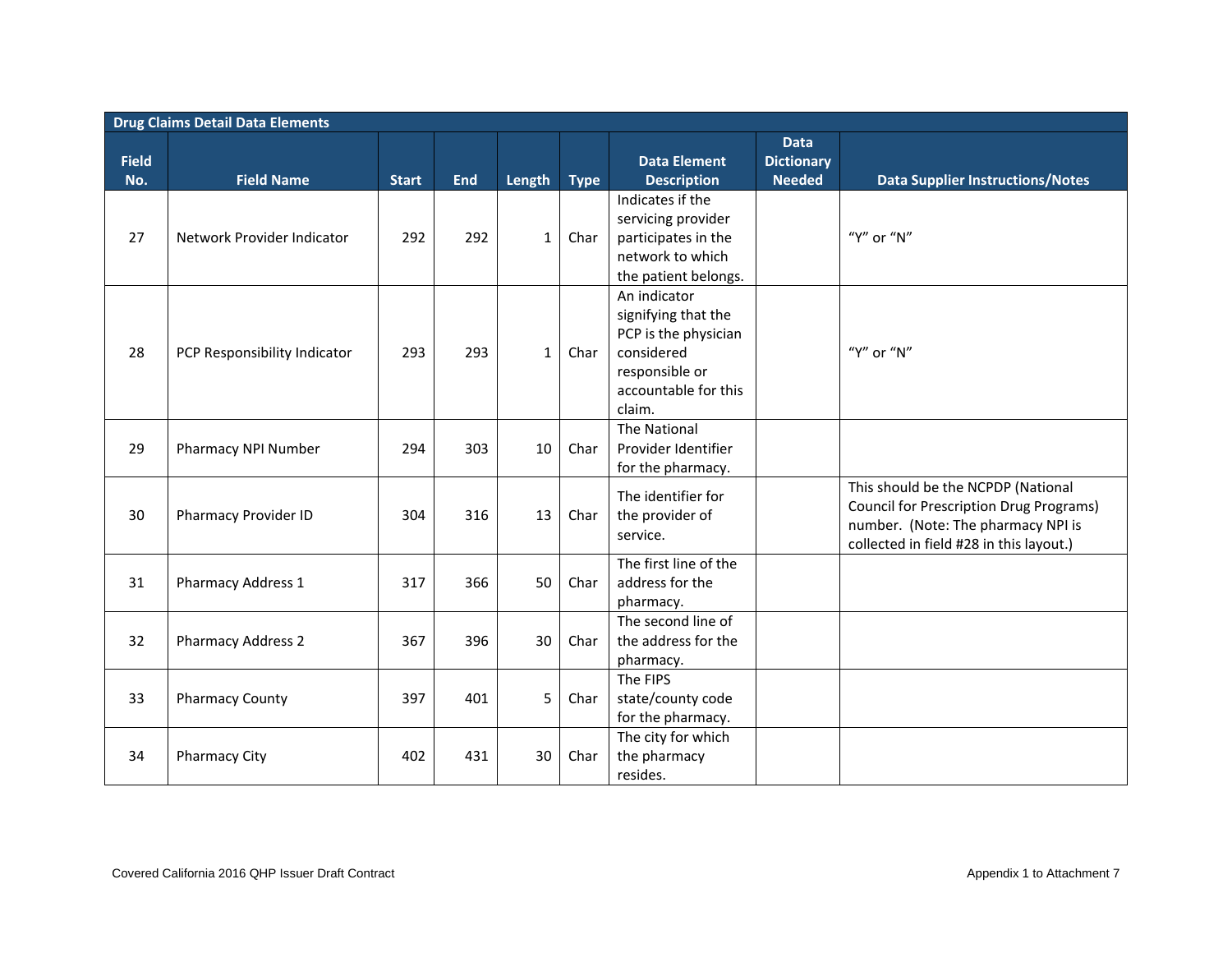| Drug Claims Detail Data Elements | | | | | | | | |
|---|---|---|---|---|---|---|---|---|
| Field No. | Field Name | Start | End | Length | Type | Data Element Description | Data Dictionary Needed | Data Supplier Instructions/Notes |
| 27 | Network Provider Indicator | 292 | 292 | 1 | Char | Indicates if the servicing provider participates in the network to which the patient belongs. | | "Y" or "N" |
| 28 | PCP Responsibility Indicator | 293 | 293 | 1 | Char | An indicator signifying that the PCP is the physician considered responsible or accountable for this claim. | | "Y" or "N" |
| 29 | Pharmacy NPI Number | 294 | 303 | 10 | Char | The National Provider Identifier for the pharmacy. | | |
| 30 | Pharmacy Provider ID | 304 | 316 | 13 | Char | The identifier for the provider of service. | | This should be the NCPDP (National Council for Prescription Drug Programs) number. (Note: The pharmacy NPI is collected in field #28 in this layout.) |
| 31 | Pharmacy Address 1 | 317 | 366 | 50 | Char | The first line of the address for the pharmacy. | | |
| 32 | Pharmacy Address 2 | 367 | 396 | 30 | Char | The second line of the address for the pharmacy. | | |
| 33 | Pharmacy County | 397 | 401 | 5 | Char | The FIPS state/county code for the pharmacy. | | |
| 34 | Pharmacy City | 402 | 431 | 30 | Char | The city for which the pharmacy resides. | | |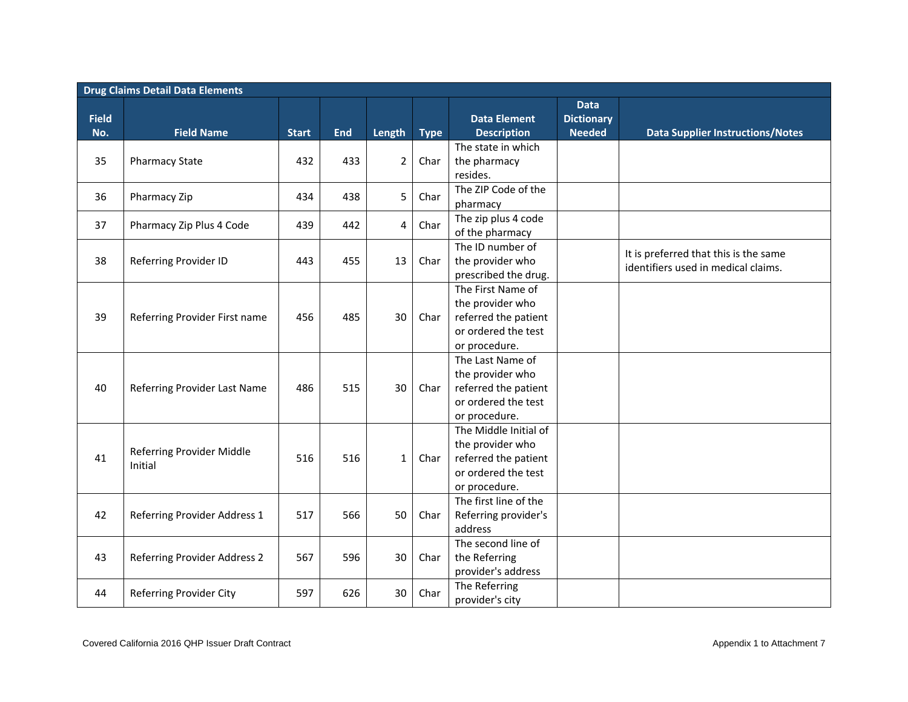| Drug Claims Detail Data Elements | | | | | | | | |
|---|---|---|---|---|---|---|---|---|
| **Field No.** | **Field Name** | **Start** | **End** | **Length** | **Type** | **Data Element Description** | **Data Dictionary Needed** | **Data Supplier Instructions/Notes** |
| 35 | Pharmacy State | 432 | 433 | 2 | Char | The state in which the pharmacy resides. | | |
| 36 | Pharmacy Zip | 434 | 438 | 5 | Char | The ZIP Code of the pharmacy | | |
| 37 | Pharmacy Zip Plus 4 Code | 439 | 442 | 4 | Char | The zip plus 4 code of the pharmacy | | |
| 38 | Referring Provider ID | 443 | 455 | 13 | Char | The ID number of the provider who prescribed the drug. | | It is preferred that this is the same identifiers used in medical claims. |
| 39 | Referring Provider First name | 456 | 485 | 30 | Char | The First Name of the provider who referred the patient or ordered the test or procedure. | | |
| 40 | Referring Provider Last Name | 486 | 515 | 30 | Char | The Last Name of the provider who referred the patient or ordered the test or procedure. | | |
| 41 | Referring Provider Middle Initial | 516 | 516 | 1 | Char | The Middle Initial of the provider who referred the patient or ordered the test or procedure. | | |
| 42 | Referring Provider Address 1 | 517 | 566 | 50 | Char | The first line of the Referring provider's address | | |
| 43 | Referring Provider Address 2 | 567 | 596 | 30 | Char | The second line of the Referring provider's address | | |
| 44 | Referring Provider City | 597 | 626 | 30 | Char | The Referring provider's city | | |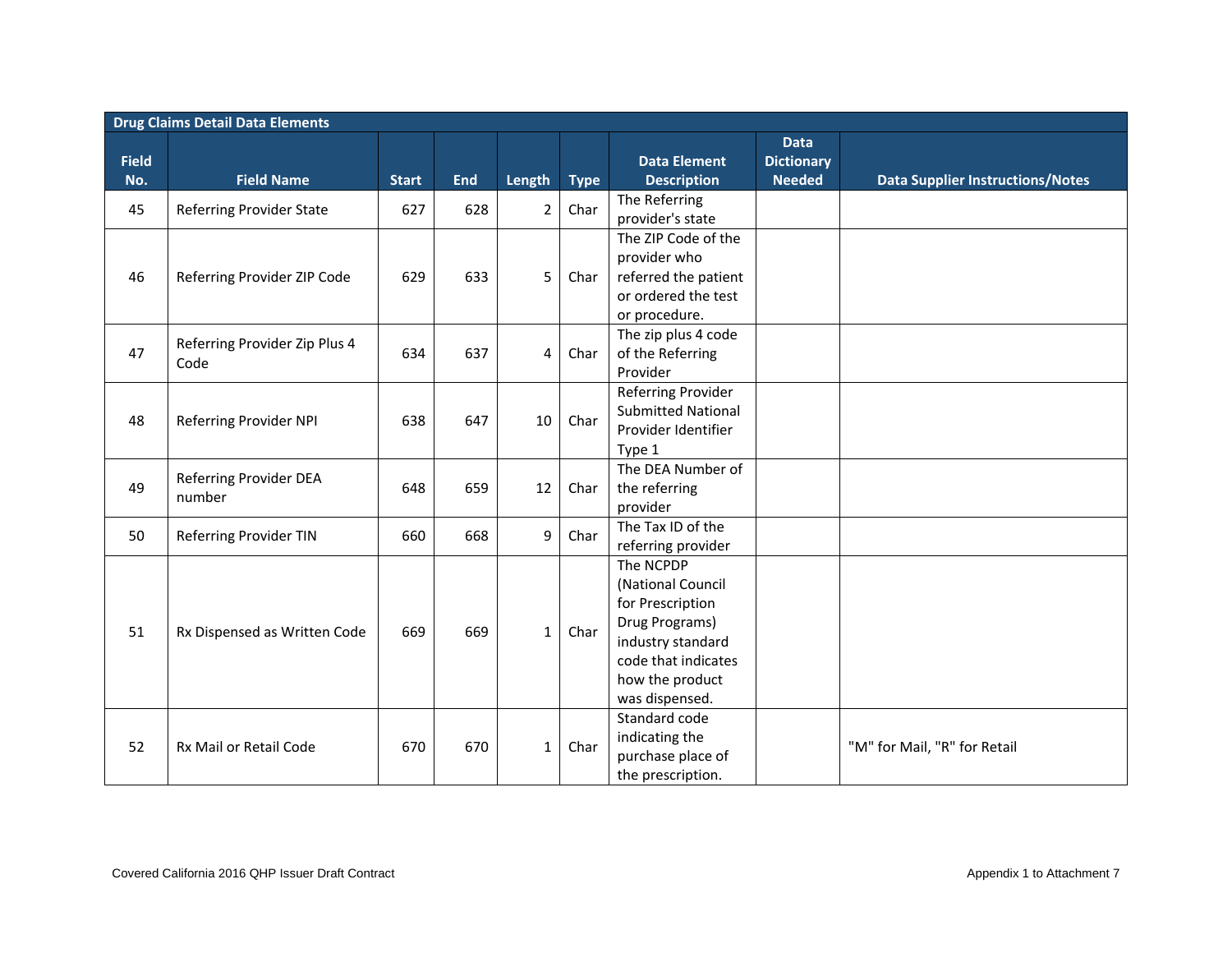| Drug Claims Detail Data Elements | | | | | | | | |
|---|---|---|---|---|---|---|---|---|
| Field No. | Field Name | Start | End | Length | Type | Data Element Description | Data Dictionary Needed | Data Supplier Instructions/Notes |
| 45 | Referring Provider State | 627 | 628 | 2 | Char | The Referring provider's state | | |
| 46 | Referring Provider ZIP Code | 629 | 633 | 5 | Char | The ZIP Code of the provider who referred the patient or ordered the test or procedure. | | |
| 47 | Referring Provider Zip Plus 4 Code | 634 | 637 | 4 | Char | The zip plus 4 code of the Referring Provider | | |
| 48 | Referring Provider NPI | 638 | 647 | 10 | Char | Referring Provider Submitted National Provider Identifier Type 1 | | |
| 49 | Referring Provider DEA number | 648 | 659 | 12 | Char | The DEA Number of the referring provider | | |
| 50 | Referring Provider TIN | 660 | 668 | 9 | Char | The Tax ID of the referring provider | | |
| 51 | Rx Dispensed as Written Code | 669 | 669 | 1 | Char | The NCPDP (National Council for Prescription Drug Programs) industry standard code that indicates how the product was dispensed. | | |
| 52 | Rx Mail or Retail Code | 670 | 670 | 1 | Char | Standard code indicating the purchase place of the prescription. | | "M" for Mail, "R" for Retail |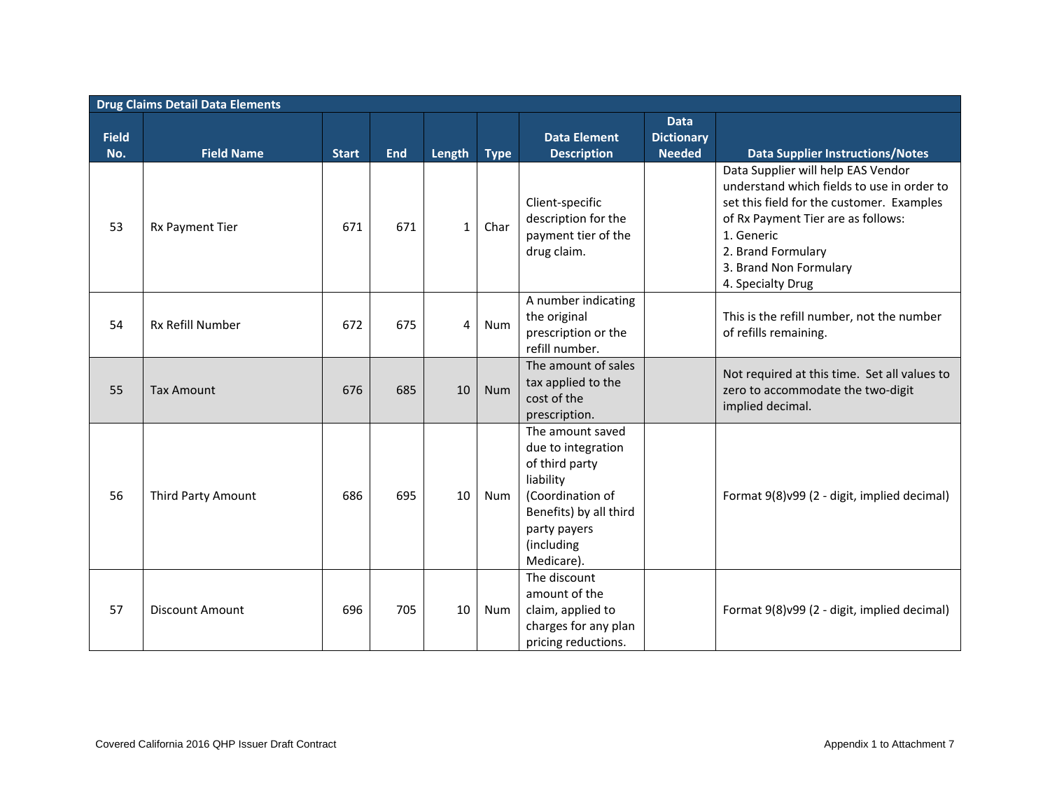| Drug Claims Detail Data Elements | | | | | | | | |
|---|---|---|---|---|---|---|---|---|
| **Field No.** | **Field Name** | **Start** | **End** | **Length** | **Type** | **Data Element Description** | **Data Dictionary Needed** | **Data Supplier Instructions/Notes** |
| 53 | Rx Payment Tier | 671 | 671 | 1 | Char | Client-specific description for the payment tier of the drug claim. | | Data Supplier will help EAS Vendor understand which fields to use in order to set this field for the customer. Examples of Rx Payment Tier are as follows:<br>1. Generic<br>2. Brand Formulary<br>3. Brand Non Formulary<br>4. Specialty Drug |
| 54 | Rx Refill Number | 672 | 675 | 4 | Num | A number indicating the original prescription or the refill number. | | This is the refill number, not the number of refills remaining. |
| 55 | Tax Amount | 676 | 685 | 10 | Num | The amount of sales tax applied to the cost of the prescription. | | Not required at this time. Set all values to zero to accommodate the two-digit implied decimal. |
| 56 | Third Party Amount | 686 | 695 | 10 | Num | The amount saved due to integration of third party liability (Coordination of Benefits) by all third party payers (including Medicare). | | Format 9(8)v99 (2 - digit, implied decimal) |
| 57 | Discount Amount | 696 | 705 | 10 | Num | The discount amount of the claim, applied to charges for any plan pricing reductions. | | Format 9(8)v99 (2 - digit, implied decimal) |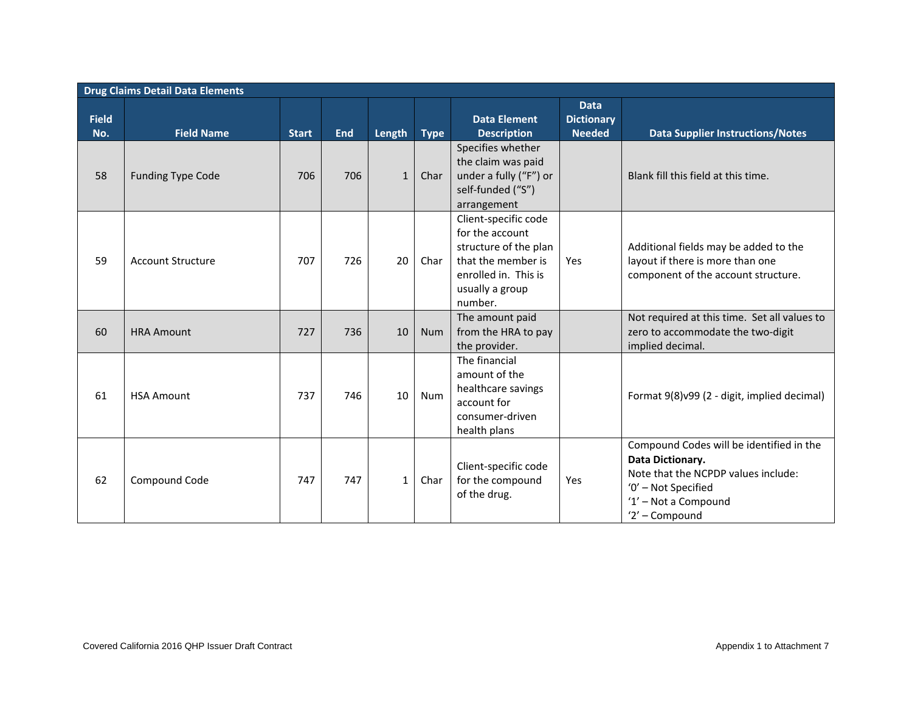| Drug Claims Detail Data Elements | | | | | | | | |
|---|---|---|---|---|---|---|---|---|
| Field No. | Field Name | Start | End | Length | Type | Data Element Description | Data Dictionary Needed | Data Supplier Instructions/Notes |
| 58 | Funding Type Code | 706 | 706 | 1 | Char | Specifies whether the claim was paid under a fully ("F") or self-funded ("S") arrangement | | Blank fill this field at this time. |
| 59 | Account Structure | 707 | 726 | 20 | Char | Client-specific code for the account structure of the plan that the member is enrolled in. This is usually a group number. | Yes | Additional fields may be added to the layout if there is more than one component of the account structure. |
| 60 | HRA Amount | 727 | 736 | 10 | Num | The amount paid from the HRA to pay the provider. | | Not required at this time. Set all values to zero to accommodate the two-digit implied decimal. |
| 61 | HSA Amount | 737 | 746 | 10 | Num | The financial amount of the healthcare savings account for consumer-driven health plans | | Format 9(8)v99 (2 - digit, implied decimal) |
| 62 | Compound Code | 747 | 747 | 1 | Char | Client-specific code for the compound of the drug. | Yes | Compound Codes will be identified in the **Data Dictionary.**<br>Note that the NCPDP values include:<br>'0' – Not Specified<br>'1' – Not a Compound<br>'2' – Compound |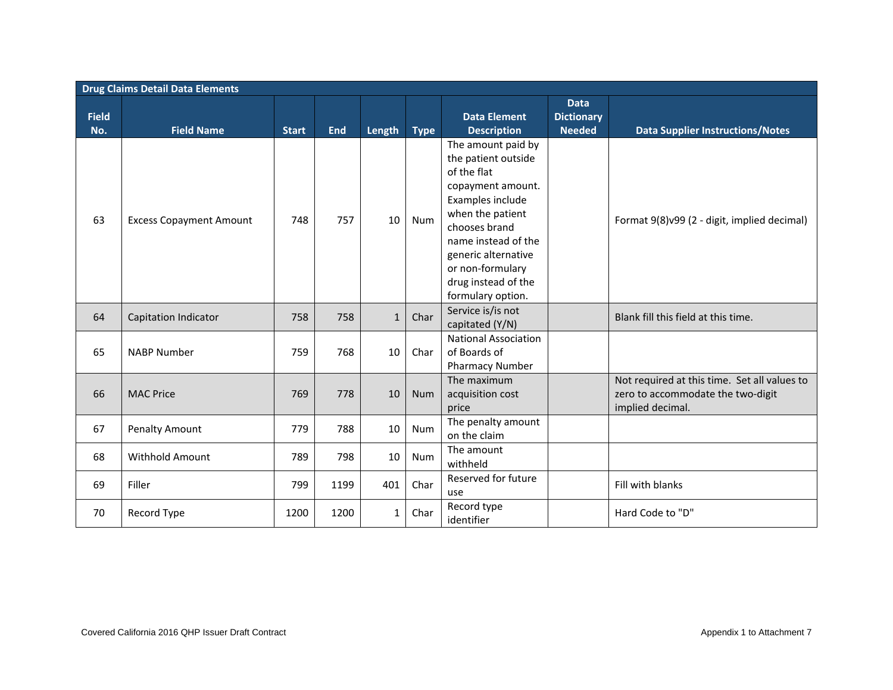| Drug Claims Detail Data Elements | | | | | | | | |
|---|---|---|---|---|---|---|---|---|
| Field No. | Field Name | Start | End | Length | Type | Data Element Description | Data Dictionary Needed | Data Supplier Instructions/Notes |
| 63 | Excess Copayment Amount | 748 | 757 | 10 | Num | The amount paid by the patient outside of the flat copayment amount. Examples include when the patient chooses brand name instead of the generic alternative or non-formulary drug instead of the formulary option. | | Format 9(8)v99 (2 - digit, implied decimal) |
| 64 | Capitation Indicator | 758 | 758 | 1 | Char | Service is/is not capitated (Y/N) | | Blank fill this field at this time. |
| 65 | NABP Number | 759 | 768 | 10 | Char | National Association of Boards of Pharmacy Number | | |
| 66 | MAC Price | 769 | 778 | 10 | Num | The maximum acquisition cost price | | Not required at this time. Set all values to zero to accommodate the two-digit implied decimal. |
| 67 | Penalty Amount | 779 | 788 | 10 | Num | The penalty amount on the claim | | |
| 68 | Withhold Amount | 789 | 798 | 10 | Num | The amount withheld | | |
| 69 | Filler | 799 | 1199 | 401 | Char | Reserved for future use | | Fill with blanks |
| 70 | Record Type | 1200 | 1200 | 1 | Char | Record type identifier | | Hard Code to "D" |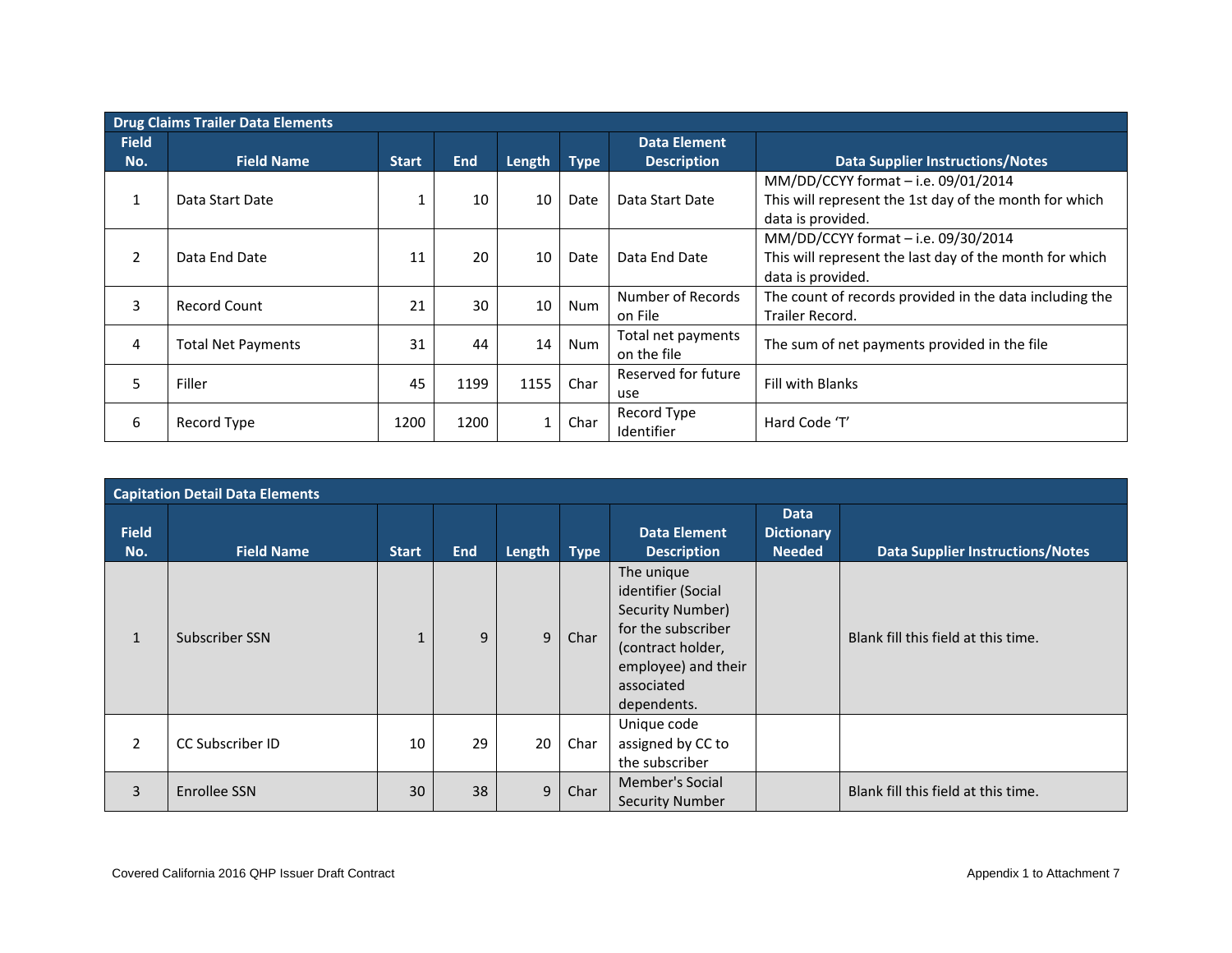| Drug Claims Trailer Data Elements | | | | | | | |
|---|---|---|---|---|---|---|---|
| Field No. | Field Name | Start | End | Length | Type | Data Element Description | Data Supplier Instructions/Notes |
| 1 | Data Start Date | 1 | 10 | 10 | Date | Data Start Date | MM/DD/CCYY format – i.e. 09/01/2014<br>This will represent the 1st day of the month for which data is provided. |
| 2 | Data End Date | 11 | 20 | 10 | Date | Data End Date | MM/DD/CCYY format – i.e. 09/30/2014<br>This will represent the last day of the month for which data is provided. |
| 3 | Record Count | 21 | 30 | 10 | Num | Number of Records on File | The count of records provided in the data including the Trailer Record. |
| 4 | Total Net Payments | 31 | 44 | 14 | Num | Total net payments on the file | The sum of net payments provided in the file |
| 5 | Filler | 45 | 1199 | 1155 | Char | Reserved for future use | Fill with Blanks |
| 6 | Record Type | 1200 | 1200 | 1 | Char | Record Type Identifier | Hard Code 'T' |

| Capitation Detail Data Elements | | | | | | | | |
|---|---|---|---|---|---|---|---|---|
| Field No. | Field Name | Start | End | Length | Type | Data Element Description | Data Dictionary Needed | Data Supplier Instructions/Notes |
| 1 | Subscriber SSN | 1 | 9 | 9 | Char | The unique identifier (Social Security Number) for the subscriber (contract holder, employee) and their associated dependents. | | Blank fill this field at this time. |
| 2 | CC Subscriber ID | 10 | 29 | 20 | Char | Unique code assigned by CC to the subscriber | | |
| 3 | Enrollee SSN | 30 | 38 | 9 | Char | Member's Social Security Number | | Blank fill this field at this time. |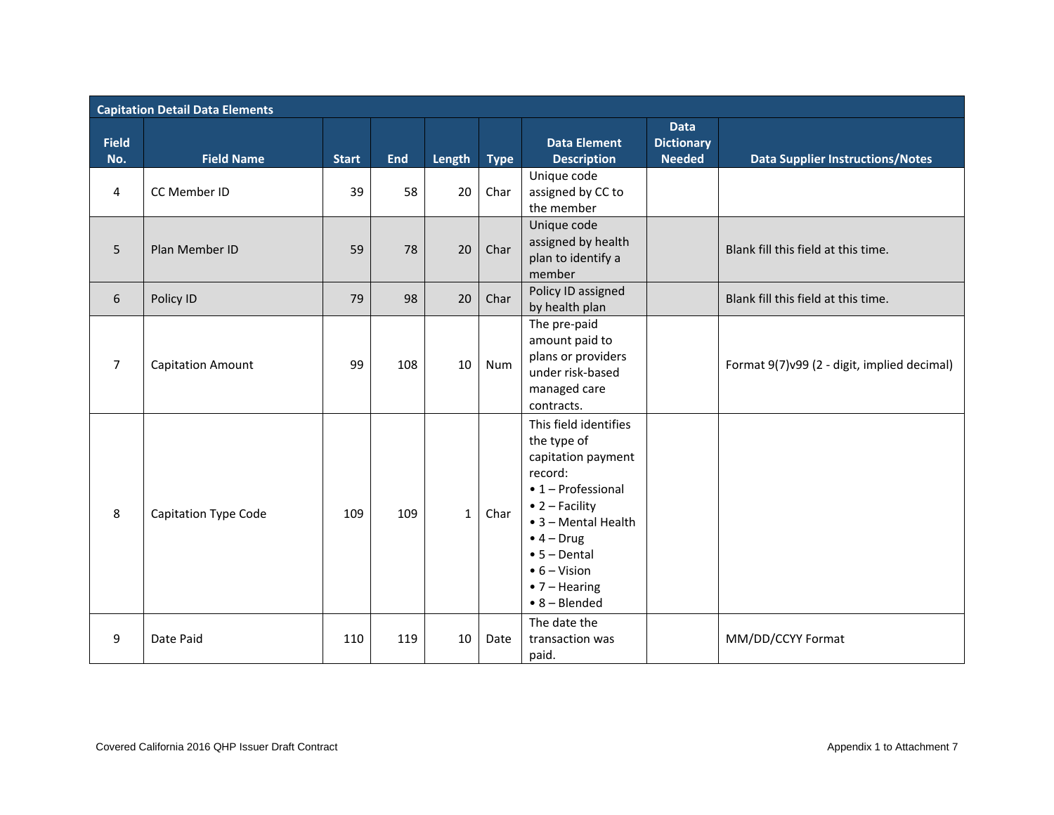| Capitation Detail Data Elements | | | | | | | | |
|---|---|---|---|---|---|---|---|---|
| Field No. | Field Name | Start | End | Length | Type | Data Element Description | Data Dictionary Needed | Data Supplier Instructions/Notes |
| 4 | CC Member ID | 39 | 58 | 20 | Char | Unique code assigned by CC to the member | | |
| 5 | Plan Member ID | 59 | 78 | 20 | Char | Unique code assigned by health plan to identify a member | | Blank fill this field at this time. |
| 6 | Policy ID | 79 | 98 | 20 | Char | Policy ID assigned by health plan | | Blank fill this field at this time. |
| 7 | Capitation Amount | 99 | 108 | 10 | Num | The pre-paid amount paid to plans or providers under risk-based managed care contracts. | | Format 9(7)v99 (2 - digit, implied decimal) |
| 8 | Capitation Type Code | 109 | 109 | 1 | Char | This field identifies the type of capitation payment record: • 1 – Professional • 2 – Facility • 3 – Mental Health • 4 – Drug • 5 – Dental • 6 – Vision • 7 – Hearing • 8 – Blended | | |
| 9 | Date Paid | 110 | 119 | 10 | Date | The date the transaction was paid. | | MM/DD/CCYY Format |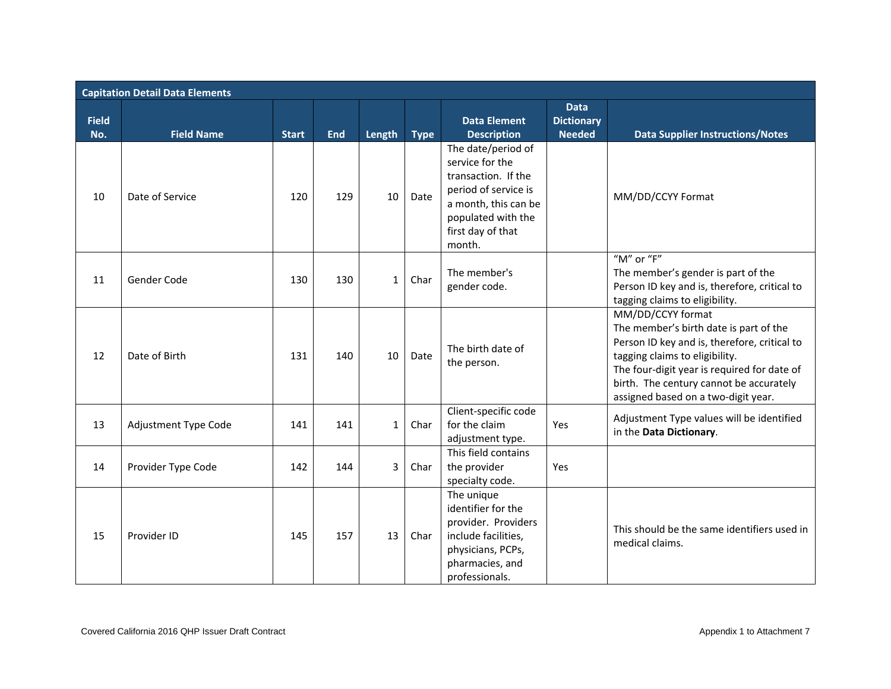| Capitation Detail Data Elements | | | | | | | | |
|---|---|---|---|---|---|---|---|---|
| Field No. | Field Name | Start | End | Length | Type | Data Element Description | Data Dictionary Needed | Data Supplier Instructions/Notes |
| 10 | Date of Service | 120 | 129 | 10 | Date | The date/period of service for the transaction. If the period of service is a month, this can be populated with the first day of that month. | | MM/DD/CCYY Format |
| 11 | Gender Code | 130 | 130 | 1 | Char | The member's gender code. | | "M" or "F"<br>The member's gender is part of the Person ID key and is, therefore, critical to tagging claims to eligibility. |
| 12 | Date of Birth | 131 | 140 | 10 | Date | The birth date of the person. | | MM/DD/CCYY format<br>The member's birth date is part of the Person ID key and is, therefore, critical to tagging claims to eligibility.<br>The four-digit year is required for date of birth. The century cannot be accurately assigned based on a two-digit year. |
| 13 | Adjustment Type Code | 141 | 141 | 1 | Char | Client-specific code for the claim adjustment type. | Yes | Adjustment Type values will be identified in the **Data Dictionary**. |
| 14 | Provider Type Code | 142 | 144 | 3 | Char | This field contains the provider specialty code. | Yes | |
| 15 | Provider ID | 145 | 157 | 13 | Char | The unique identifier for the provider. Providers include facilities, physicians, PCPs, pharmacies, and professionals. | | This should be the same identifiers used in medical claims. |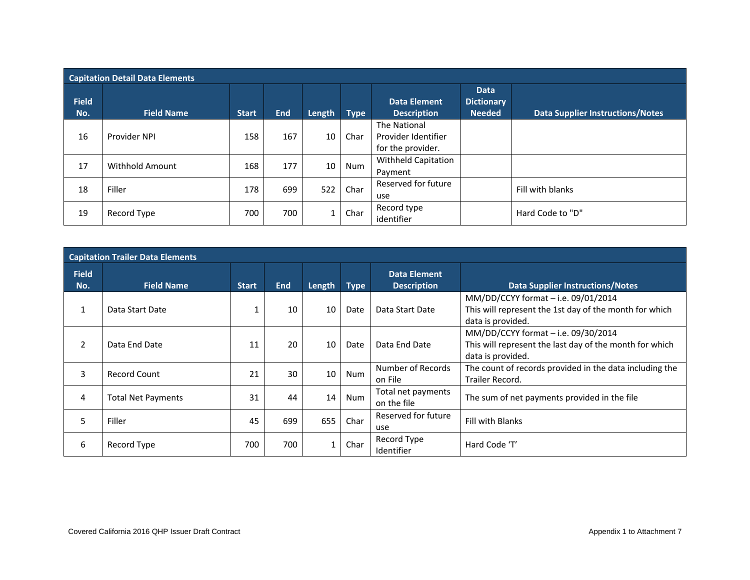| Capitation Detail Data Elements | | | | | | | | |
|---|---|---|---|---|---|---|---|---|
| Field No. | Field Name | Start | End | Length | Type | Data Element Description | Data Dictionary Needed | Data Supplier Instructions/Notes |
| 16 | Provider NPI | 158 | 167 | 10 | Char | The National Provider Identifier for the provider. | | |
| 17 | Withhold Amount | 168 | 177 | 10 | Num | Withheld Capitation Payment | | |
| 18 | Filler | 178 | 699 | 522 | Char | Reserved for future use | | Fill with blanks |
| 19 | Record Type | 700 | 700 | 1 | Char | Record type identifier | | Hard Code to "D" |

| Capitation Trailer Data Elements | | | | | | | |
|---|---|---|---|---|---|---|---|
| Field No. | Field Name | Start | End | Length | Type | Data Element Description | Data Supplier Instructions/Notes |
| 1 | Data Start Date | 1 | 10 | 10 | Date | Data Start Date | MM/DD/CCYY format – i.e. 09/01/2014 This will represent the 1st day of the month for which data is provided. |
| 2 | Data End Date | 11 | 20 | 10 | Date | Data End Date | MM/DD/CCYY format – i.e. 09/30/2014 This will represent the last day of the month for which data is provided. |
| 3 | Record Count | 21 | 30 | 10 | Num | Number of Records on File | The count of records provided in the data including the Trailer Record. |
| 4 | Total Net Payments | 31 | 44 | 14 | Num | Total net payments on the file | The sum of net payments provided in the file |
| 5 | Filler | 45 | 699 | 655 | Char | Reserved for future use | Fill with Blanks |
| 6 | Record Type | 700 | 700 | 1 | Char | Record Type Identifier | Hard Code 'T' |